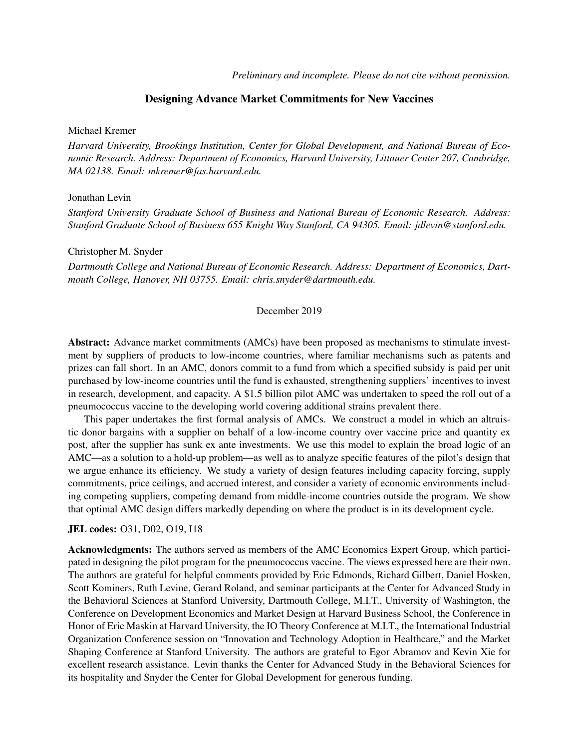*Preliminary and incomplete. Please do not cite without permission.*

# Designing Advance Market Commitments for New Vaccines

Michael Kremer

*Harvard University, Brookings Institution, Center for Global Development, and National Bureau of Economic Research. Address: Department of Economics, Harvard University, Littauer Center 207, Cambridge, MA 02138. Email: mkremer@fas.harvard.edu.*

Jonathan Levin

*Stanford University Graduate School of Business and National Bureau of Economic Research. Address: Stanford Graduate School of Business 655 Knight Way Stanford, CA 94305. Email: jdlevin@stanford.edu.*

Christopher M. Snyder

*Dartmouth College and National Bureau of Economic Research. Address: Department of Economics, Dartmouth College, Hanover, NH 03755. Email: chris.snyder@dartmouth.edu.*

December 2019

**Abstract:** Advance market commitments (AMCs) have been proposed as mechanisms to stimulate investment by suppliers of products to low-income countries, where familiar mechanisms such as patents and prizes can fall short. In an AMC, donors commit to a fund from which a specified subsidy is paid per unit purchased by low-income countries until the fund is exhausted, strengthening suppliers' incentives to invest in research, development, and capacity. A $1.5 billion pilot AMC was undertaken to speed the roll out of a pneumococcus vaccine to the developing world covering additional strains prevalent there.

This paper undertakes the first formal analysis of AMCs. We construct a model in which an altruistic donor bargains with a supplier on behalf of a low-income country over vaccine price and quantity ex post, after the supplier has sunk ex ante investments. We use this model to explain the broad logic of an AMC—as a solution to a hold-up problem—as well as to analyze specific features of the pilot's design that we argue enhance its efficiency. We study a variety of design features including capacity forcing, supply commitments, price ceilings, and accrued interest, and consider a variety of economic environments including competing suppliers, competing demand from middle-income countries outside the program. We show that optimal AMC design differs markedly depending on where the product is in its development cycle.

**JEL codes:** O31, D02, O19, I18

**Acknowledgments:** The authors served as members of the AMC Economics Expert Group, which participated in designing the pilot program for the pneumococcus vaccine. The views expressed here are their own. The authors are grateful for helpful comments provided by Eric Edmonds, Richard Gilbert, Daniel Hosken, Scott Kominers, Ruth Levine, Gerard Roland, and seminar participants at the Center for Advanced Study in the Behavioral Sciences at Stanford University, Dartmouth College, M.I.T., University of Washington, the Conference on Development Economics and Market Design at Harvard Business School, the Conference in Honor of Eric Maskin at Harvard University, the IO Theory Conference at M.I.T., the International Industrial Organization Conference session on "Innovation and Technology Adoption in Healthcare," and the Market Shaping Conference at Stanford University. The authors are grateful to Egor Abramov and Kevin Xie for excellent research assistance. Levin thanks the Center for Advanced Study in the Behavioral Sciences for its hospitality and Snyder the Center for Global Development for generous funding.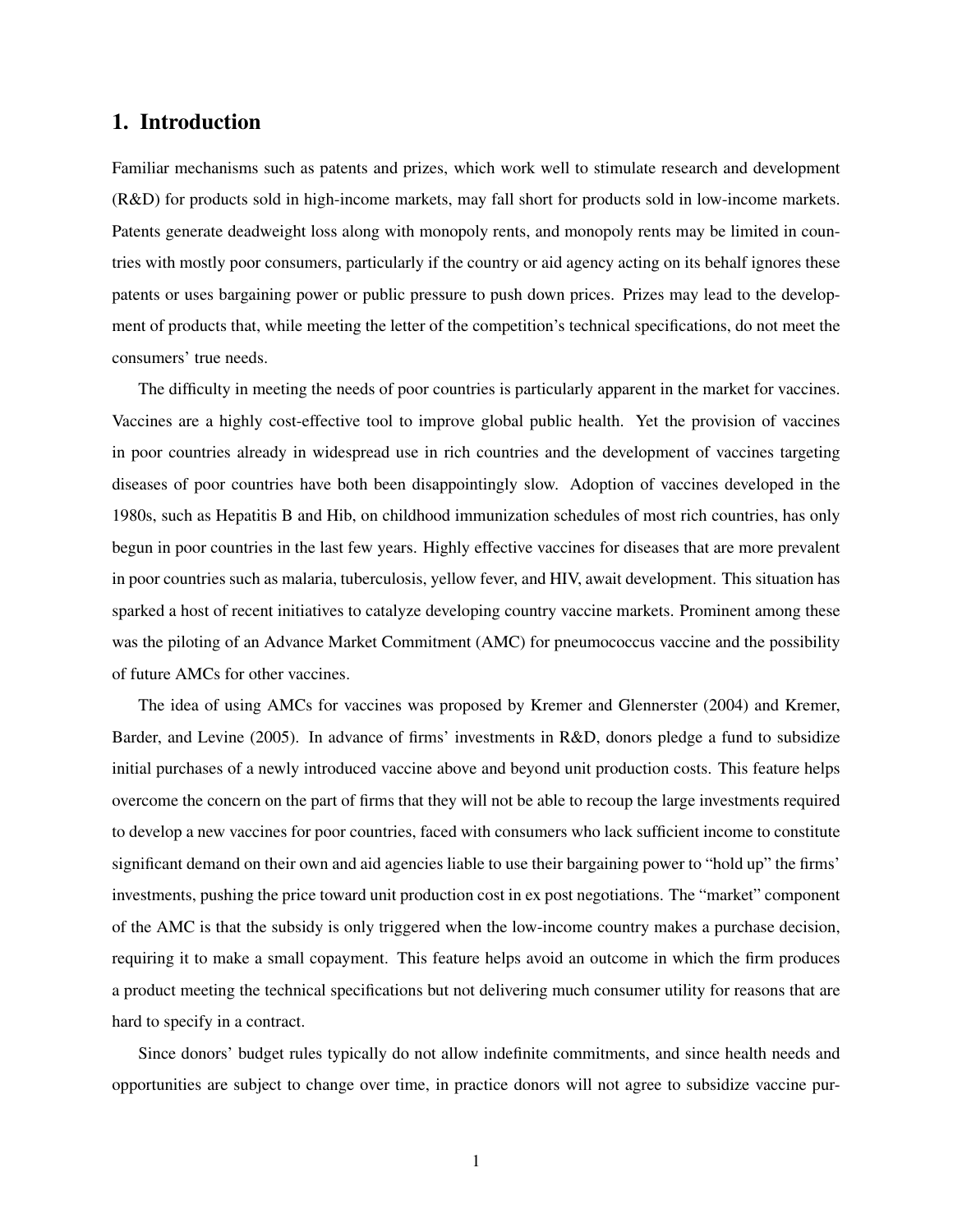## 1. Introduction

Familiar mechanisms such as patents and prizes, which work well to stimulate research and development (R&D) for products sold in high-income markets, may fall short for products sold in low-income markets. Patents generate deadweight loss along with monopoly rents, and monopoly rents may be limited in countries with mostly poor consumers, particularly if the country or aid agency acting on its behalf ignores these patents or uses bargaining power or public pressure to push down prices. Prizes may lead to the development of products that, while meeting the letter of the competition's technical specifications, do not meet the consumers' true needs.

The difficulty in meeting the needs of poor countries is particularly apparent in the market for vaccines. Vaccines are a highly cost-effective tool to improve global public health. Yet the provision of vaccines in poor countries already in widespread use in rich countries and the development of vaccines targeting diseases of poor countries have both been disappointingly slow. Adoption of vaccines developed in the 1980s, such as Hepatitis B and Hib, on childhood immunization schedules of most rich countries, has only begun in poor countries in the last few years. Highly effective vaccines for diseases that are more prevalent in poor countries such as malaria, tuberculosis, yellow fever, and HIV, await development. This situation has sparked a host of recent initiatives to catalyze developing country vaccine markets. Prominent among these was the piloting of an Advance Market Commitment (AMC) for pneumococcus vaccine and the possibility of future AMCs for other vaccines.

The idea of using AMCs for vaccines was proposed by Kremer and Glennerster (2004) and Kremer, Barder, and Levine (2005). In advance of firms' investments in R&D, donors pledge a fund to subsidize initial purchases of a newly introduced vaccine above and beyond unit production costs. This feature helps overcome the concern on the part of firms that they will not be able to recoup the large investments required to develop a new vaccines for poor countries, faced with consumers who lack sufficient income to constitute significant demand on their own and aid agencies liable to use their bargaining power to "hold up" the firms' investments, pushing the price toward unit production cost in ex post negotiations. The "market" component of the AMC is that the subsidy is only triggered when the low-income country makes a purchase decision, requiring it to make a small copayment. This feature helps avoid an outcome in which the firm produces a product meeting the technical specifications but not delivering much consumer utility for reasons that are hard to specify in a contract.

Since donors' budget rules typically do not allow indefinite commitments, and since health needs and opportunities are subject to change over time, in practice donors will not agree to subsidize vaccine pur-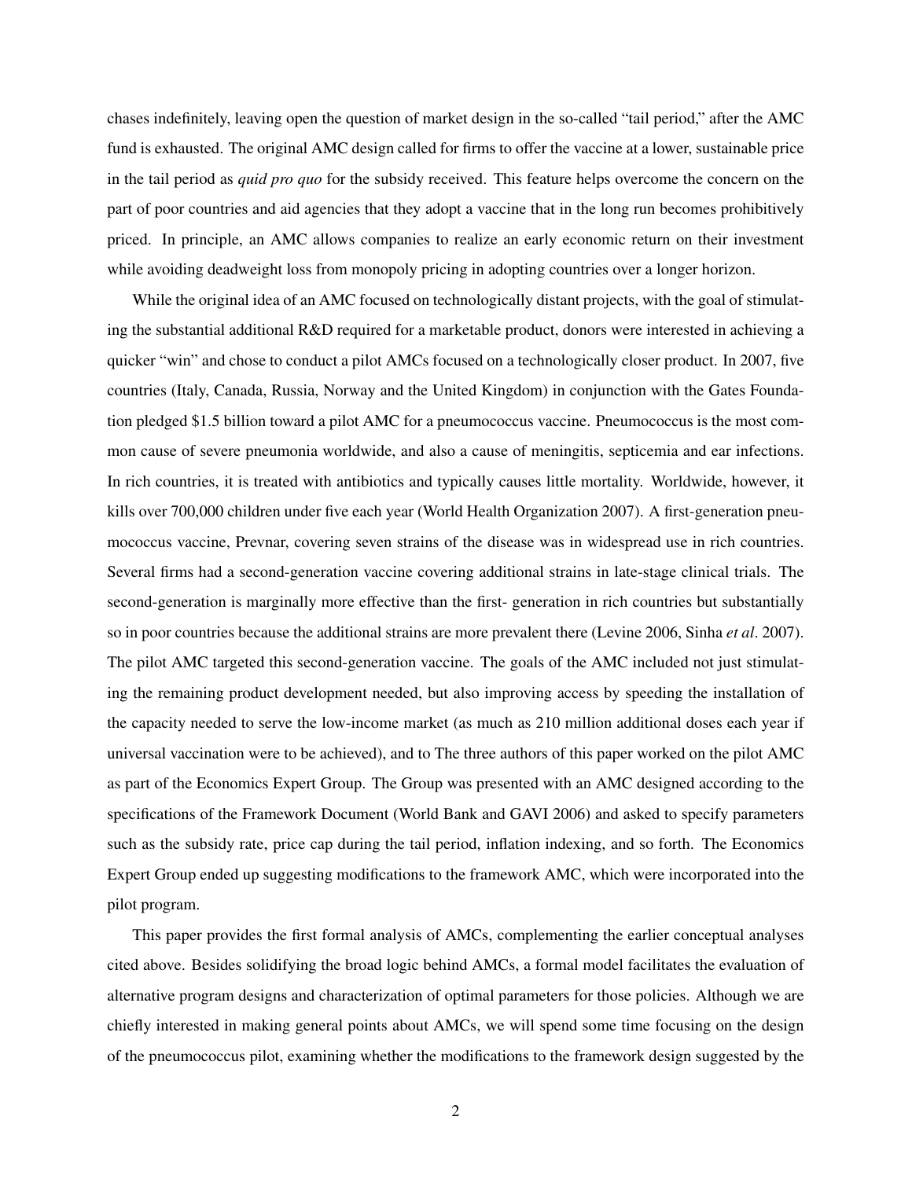chases indefinitely, leaving open the question of market design in the so-called "tail period," after the AMC fund is exhausted. The original AMC design called for firms to offer the vaccine at a lower, sustainable price in the tail period as *quid pro quo* for the subsidy received. This feature helps overcome the concern on the part of poor countries and aid agencies that they adopt a vaccine that in the long run becomes prohibitively priced. In principle, an AMC allows companies to realize an early economic return on their investment while avoiding deadweight loss from monopoly pricing in adopting countries over a longer horizon.

While the original idea of an AMC focused on technologically distant projects, with the goal of stimulating the substantial additional R&D required for a marketable product, donors were interested in achieving a quicker "win" and chose to conduct a pilot AMCs focused on a technologically closer product. In 2007, five countries (Italy, Canada, Russia, Norway and the United Kingdom) in conjunction with the Gates Foundation pledged $1.5 billion toward a pilot AMC for a pneumococcus vaccine. Pneumococcus is the most common cause of severe pneumonia worldwide, and also a cause of meningitis, septicemia and ear infections. In rich countries, it is treated with antibiotics and typically causes little mortality. Worldwide, however, it kills over 700,000 children under five each year (World Health Organization 2007). A first-generation pneumococcus vaccine, Prevnar, covering seven strains of the disease was in widespread use in rich countries. Several firms had a second-generation vaccine covering additional strains in late-stage clinical trials. The second-generation is marginally more effective than the first- generation in rich countries but substantially so in poor countries because the additional strains are more prevalent there (Levine 2006, Sinha *et al*. 2007). The pilot AMC targeted this second-generation vaccine. The goals of the AMC included not just stimulating the remaining product development needed, but also improving access by speeding the installation of the capacity needed to serve the low-income market (as much as 210 million additional doses each year if universal vaccination were to be achieved), and to The three authors of this paper worked on the pilot AMC as part of the Economics Expert Group. The Group was presented with an AMC designed according to the specifications of the Framework Document (World Bank and GAVI 2006) and asked to specify parameters such as the subsidy rate, price cap during the tail period, inflation indexing, and so forth. The Economics Expert Group ended up suggesting modifications to the framework AMC, which were incorporated into the pilot program.

This paper provides the first formal analysis of AMCs, complementing the earlier conceptual analyses cited above. Besides solidifying the broad logic behind AMCs, a formal model facilitates the evaluation of alternative program designs and characterization of optimal parameters for those policies. Although we are chiefly interested in making general points about AMCs, we will spend some time focusing on the design of the pneumococcus pilot, examining whether the modifications to the framework design suggested by the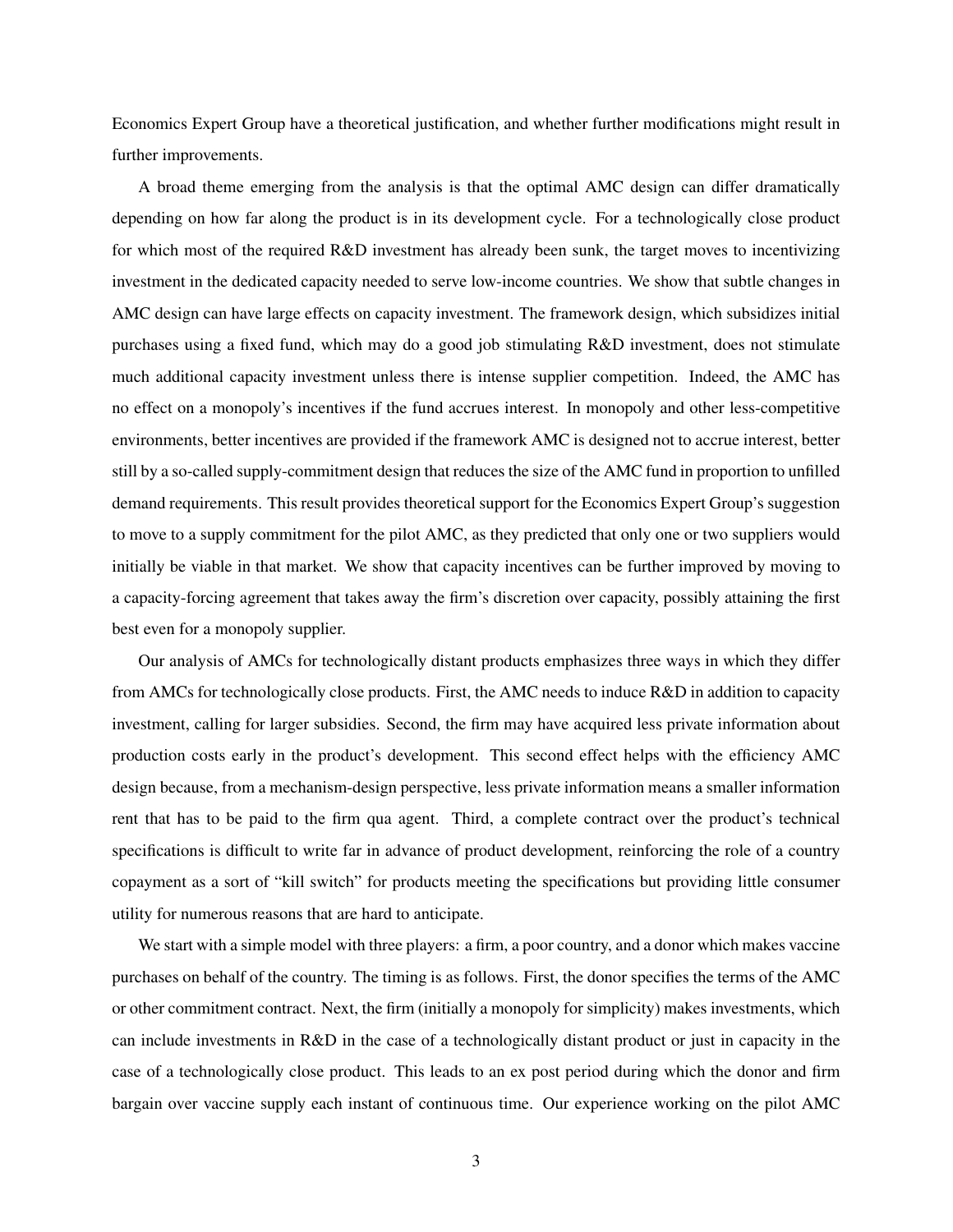Economics Expert Group have a theoretical justification, and whether further modifications might result in further improvements.

A broad theme emerging from the analysis is that the optimal AMC design can differ dramatically depending on how far along the product is in its development cycle. For a technologically close product for which most of the required R&D investment has already been sunk, the target moves to incentivizing investment in the dedicated capacity needed to serve low-income countries. We show that subtle changes in AMC design can have large effects on capacity investment. The framework design, which subsidizes initial purchases using a fixed fund, which may do a good job stimulating R&D investment, does not stimulate much additional capacity investment unless there is intense supplier competition. Indeed, the AMC has no effect on a monopoly's incentives if the fund accrues interest. In monopoly and other less-competitive environments, better incentives are provided if the framework AMC is designed not to accrue interest, better still by a so-called supply-commitment design that reduces the size of the AMC fund in proportion to unfilled demand requirements. This result provides theoretical support for the Economics Expert Group's suggestion to move to a supply commitment for the pilot AMC, as they predicted that only one or two suppliers would initially be viable in that market. We show that capacity incentives can be further improved by moving to a capacity-forcing agreement that takes away the firm's discretion over capacity, possibly attaining the first best even for a monopoly supplier.

Our analysis of AMCs for technologically distant products emphasizes three ways in which they differ from AMCs for technologically close products. First, the AMC needs to induce R&D in addition to capacity investment, calling for larger subsidies. Second, the firm may have acquired less private information about production costs early in the product's development. This second effect helps with the efficiency AMC design because, from a mechanism-design perspective, less private information means a smaller information rent that has to be paid to the firm qua agent. Third, a complete contract over the product's technical specifications is difficult to write far in advance of product development, reinforcing the role of a country copayment as a sort of "kill switch" for products meeting the specifications but providing little consumer utility for numerous reasons that are hard to anticipate.

We start with a simple model with three players: a firm, a poor country, and a donor which makes vaccine purchases on behalf of the country. The timing is as follows. First, the donor specifies the terms of the AMC or other commitment contract. Next, the firm (initially a monopoly for simplicity) makes investments, which can include investments in R&D in the case of a technologically distant product or just in capacity in the case of a technologically close product. This leads to an ex post period during which the donor and firm bargain over vaccine supply each instant of continuous time. Our experience working on the pilot AMC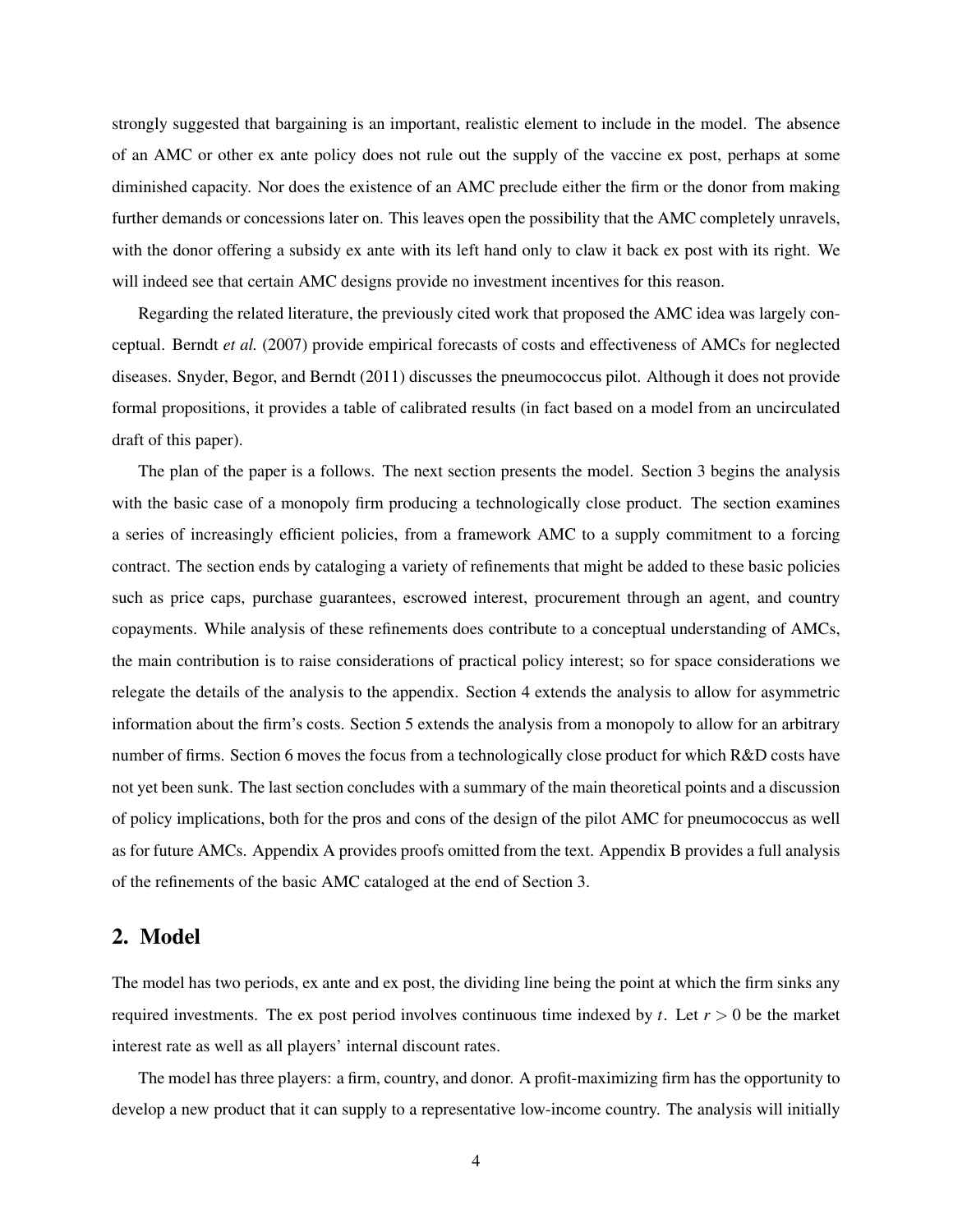strongly suggested that bargaining is an important, realistic element to include in the model. The absence of an AMC or other ex ante policy does not rule out the supply of the vaccine ex post, perhaps at some diminished capacity. Nor does the existence of an AMC preclude either the firm or the donor from making further demands or concessions later on. This leaves open the possibility that the AMC completely unravels, with the donor offering a subsidy ex ante with its left hand only to claw it back ex post with its right. We will indeed see that certain AMC designs provide no investment incentives for this reason.

Regarding the related literature, the previously cited work that proposed the AMC idea was largely conceptual. Berndt *et al.* (2007) provide empirical forecasts of costs and effectiveness of AMCs for neglected diseases. Snyder, Begor, and Berndt (2011) discusses the pneumococcus pilot. Although it does not provide formal propositions, it provides a table of calibrated results (in fact based on a model from an uncirculated draft of this paper).

The plan of the paper is a follows. The next section presents the model. Section 3 begins the analysis with the basic case of a monopoly firm producing a technologically close product. The section examines a series of increasingly efficient policies, from a framework AMC to a supply commitment to a forcing contract. The section ends by cataloging a variety of refinements that might be added to these basic policies such as price caps, purchase guarantees, escrowed interest, procurement through an agent, and country copayments. While analysis of these refinements does contribute to a conceptual understanding of AMCs, the main contribution is to raise considerations of practical policy interest; so for space considerations we relegate the details of the analysis to the appendix. Section 4 extends the analysis to allow for asymmetric information about the firm's costs. Section 5 extends the analysis from a monopoly to allow for an arbitrary number of firms. Section 6 moves the focus from a technologically close product for which R&D costs have not yet been sunk. The last section concludes with a summary of the main theoretical points and a discussion of policy implications, both for the pros and cons of the design of the pilot AMC for pneumococcus as well as for future AMCs. Appendix A provides proofs omitted from the text. Appendix B provides a full analysis of the refinements of the basic AMC cataloged at the end of Section 3.

## 2. Model

The model has two periods, ex ante and ex post, the dividing line being the point at which the firm sinks any required investments. The ex post period involves continuous time indexed by $t$. Let $r > 0$ be the market interest rate as well as all players' internal discount rates.

The model has three players: a firm, country, and donor. A profit-maximizing firm has the opportunity to develop a new product that it can supply to a representative low-income country. The analysis will initially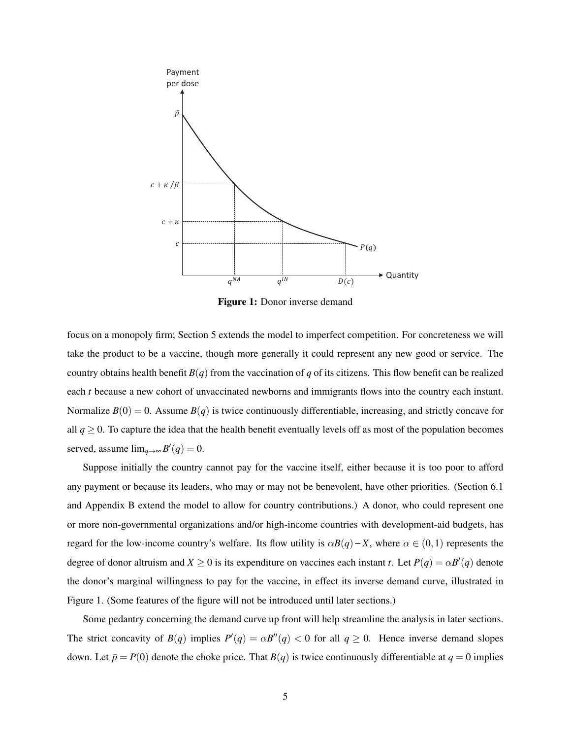**Figure 1:** Donor inverse demand

focus on a monopoly firm; Section 5 extends the model to imperfect competition. For concreteness we will take the product to be a vaccine, though more generally it could represent any new good or service. The country obtains health benefit $B(q)$ from the vaccination of $q$ of its citizens. This flow benefit can be realized each $t$ because a new cohort of unvaccinated newborns and immigrants flows into the country each instant. Normalize $B(0) = 0$. Assume $B(q)$ is twice continuously differentiable, increasing, and strictly concave for all $q \geq 0$. To capture the idea that the health benefit eventually levels off as most of the population becomes served, assume $\lim_{q\to\infty} B'(q) = 0$.

Suppose initially the country cannot pay for the vaccine itself, either because it is too poor to afford any payment or because its leaders, who may or may not be benevolent, have other priorities. (Section 6.1 and Appendix B extend the model to allow for country contributions.) A donor, who could represent one or more non-governmental organizations and/or high-income countries with development-aid budgets, has regard for the low-income country's welfare. Its flow utility is $\alpha B(q) - X$, where $\alpha \in (0,1)$ represents the degree of donor altruism and $X \geq 0$ is its expenditure on vaccines each instant $t$. Let $P(q) = \alpha B'(q)$ denote the donor's marginal willingness to pay for the vaccine, in effect its inverse demand curve, illustrated in Figure 1. (Some features of the figure will not be introduced until later sections.)

Some pedantry concerning the demand curve up front will help streamline the analysis in later sections. The strict concavity of $B(q)$ implies $P'(q) = \alpha B''(q) < 0$ for all $q \geq 0$. Hence inverse demand slopes down. Let $\bar{p} = P(0)$ denote the choke price. That $B(q)$ is twice continuously differentiable at $q = 0$ implies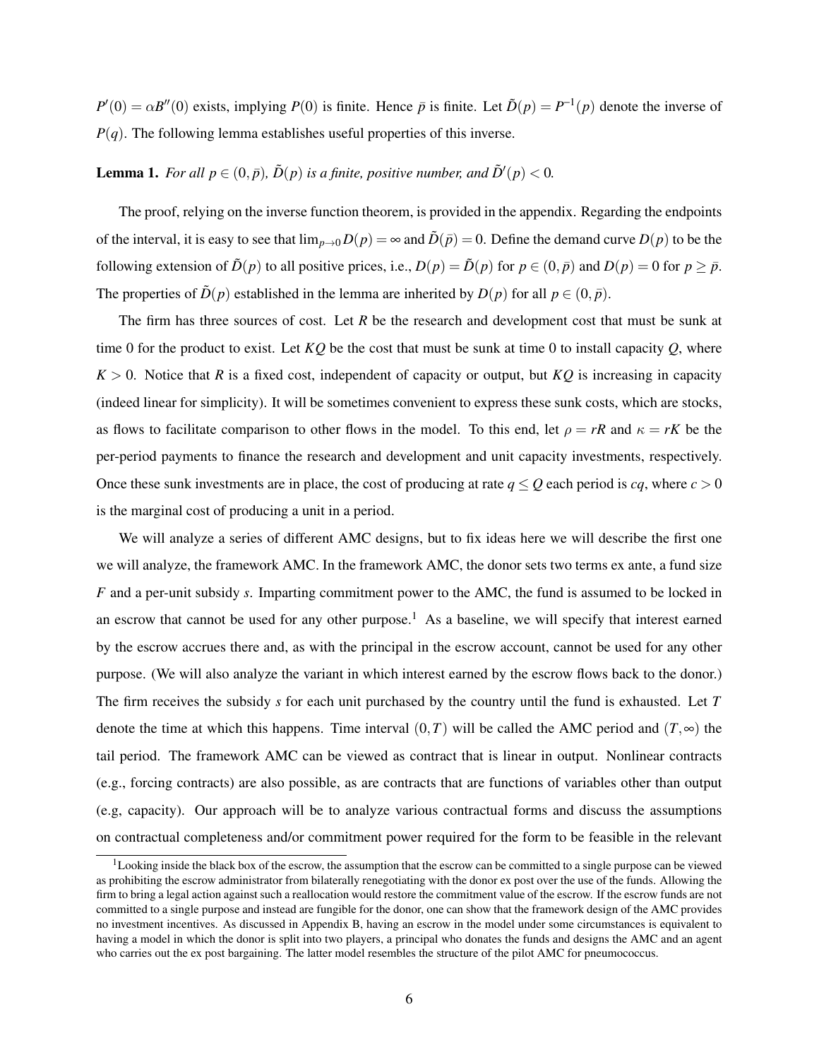$P'(0) = \alpha B''(0)$ exists, implying $P(0)$ is finite. Hence $\bar{p}$ is finite. Let $\tilde{D}(p) = P^{-1}(p)$ denote the inverse of $P(q)$. The following lemma establishes useful properties of this inverse.

**Lemma 1.** *For all $p \in (0, \bar{p})$, $\tilde{D}(p)$ is a finite, positive number, and $\tilde{D}'(p) < 0$.*

The proof, relying on the inverse function theorem, is provided in the appendix. Regarding the endpoints of the interval, it is easy to see that $\lim_{p \to 0} D(p) = \infty$ and $\tilde{D}(\bar{p}) = 0$. Define the demand curve $D(p)$ to be the following extension of $\tilde{D}(p)$ to all positive prices, i.e., $D(p) = \tilde{D}(p)$ for $p \in (0, \bar{p})$ and $D(p) = 0$ for $p \geq \bar{p}$. The properties of $\tilde{D}(p)$ established in the lemma are inherited by $D(p)$ for all $p \in (0, \bar{p})$.

The firm has three sources of cost. Let $R$ be the research and development cost that must be sunk at time 0 for the product to exist. Let $KQ$ be the cost that must be sunk at time 0 to install capacity $Q$, where $K > 0$. Notice that $R$ is a fixed cost, independent of capacity or output, but $KQ$ is increasing in capacity (indeed linear for simplicity). It will be sometimes convenient to express these sunk costs, which are stocks, as flows to facilitate comparison to other flows in the model. To this end, let $\rho = rR$ and $\kappa = rK$ be the per-period payments to finance the research and development and unit capacity investments, respectively. Once these sunk investments are in place, the cost of producing at rate $q \leq Q$ each period is $cq$, where $c > 0$ is the marginal cost of producing a unit in a period.

We will analyze a series of different AMC designs, but to fix ideas here we will describe the first one we will analyze, the framework AMC. In the framework AMC, the donor sets two terms ex ante, a fund size $F$ and a per-unit subsidy $s$. Imparting commitment power to the AMC, the fund is assumed to be locked in an escrow that cannot be used for any other purpose.[1] As a baseline, we will specify that interest earned by the escrow accrues there and, as with the principal in the escrow account, cannot be used for any other purpose. (We will also analyze the variant in which interest earned by the escrow flows back to the donor.) The firm receives the subsidy $s$ for each unit purchased by the country until the fund is exhausted. Let $T$ denote the time at which this happens. Time interval $(0, T)$ will be called the AMC period and $(T, \infty)$ the tail period. The framework AMC can be viewed as contract that is linear in output. Nonlinear contracts (e.g., forcing contracts) are also possible, as are contracts that are functions of variables other than output (e.g, capacity). Our approach will be to analyze various contractual forms and discuss the assumptions on contractual completeness and/or commitment power required for the form to be feasible in the relevant

[1] Looking inside the black box of the escrow, the assumption that the escrow can be committed to a single purpose can be viewed as prohibiting the escrow administrator from bilaterally renegotiating with the donor ex post over the use of the funds. Allowing the firm to bring a legal action against such a reallocation would restore the commitment value of the escrow. If the escrow funds are not committed to a single purpose and instead are fungible for the donor, one can show that the framework design of the AMC provides no investment incentives. As discussed in Appendix B, having an escrow in the model under some circumstances is equivalent to having a model in which the donor is split into two players, a principal who donates the funds and designs the AMC and an agent who carries out the ex post bargaining. The latter model resembles the structure of the pilot AMC for pneumococcus.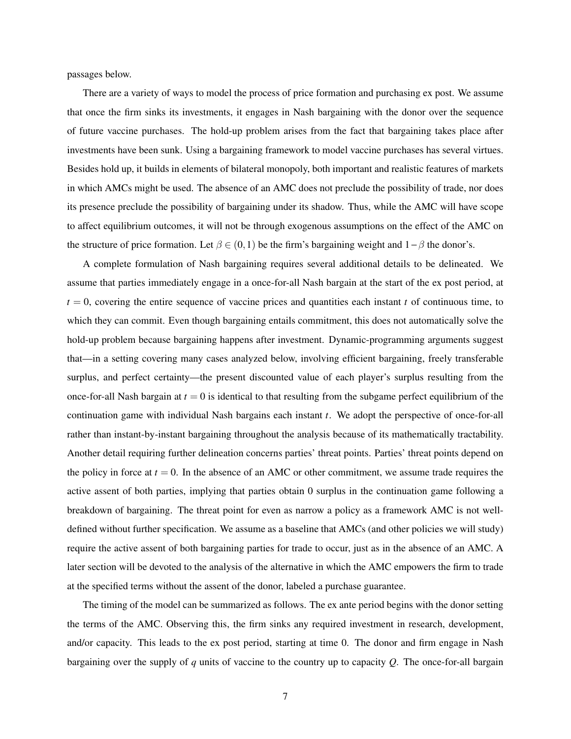passages below.

There are a variety of ways to model the process of price formation and purchasing ex post. We assume that once the firm sinks its investments, it engages in Nash bargaining with the donor over the sequence of future vaccine purchases. The hold-up problem arises from the fact that bargaining takes place after investments have been sunk. Using a bargaining framework to model vaccine purchases has several virtues. Besides hold up, it builds in elements of bilateral monopoly, both important and realistic features of markets in which AMCs might be used. The absence of an AMC does not preclude the possibility of trade, nor does its presence preclude the possibility of bargaining under its shadow. Thus, while the AMC will have scope to affect equilibrium outcomes, it will not be through exogenous assumptions on the effect of the AMC on the structure of price formation. Let $\beta \in (0,1)$ be the firm's bargaining weight and $1-\beta$ the donor's.

A complete formulation of Nash bargaining requires several additional details to be delineated. We assume that parties immediately engage in a once-for-all Nash bargain at the start of the ex post period, at $t = 0$, covering the entire sequence of vaccine prices and quantities each instant $t$ of continuous time, to which they can commit. Even though bargaining entails commitment, this does not automatically solve the hold-up problem because bargaining happens after investment. Dynamic-programming arguments suggest that—in a setting covering many cases analyzed below, involving efficient bargaining, freely transferable surplus, and perfect certainty—the present discounted value of each player's surplus resulting from the once-for-all Nash bargain at $t = 0$ is identical to that resulting from the subgame perfect equilibrium of the continuation game with individual Nash bargains each instant $t$. We adopt the perspective of once-for-all rather than instant-by-instant bargaining throughout the analysis because of its mathematically tractability. Another detail requiring further delineation concerns parties' threat points. Parties' threat points depend on the policy in force at $t = 0$. In the absence of an AMC or other commitment, we assume trade requires the active assent of both parties, implying that parties obtain 0 surplus in the continuation game following a breakdown of bargaining. The threat point for even as narrow a policy as a framework AMC is not well-defined without further specification. We assume as a baseline that AMCs (and other policies we will study) require the active assent of both bargaining parties for trade to occur, just as in the absence of an AMC. A later section will be devoted to the analysis of the alternative in which the AMC empowers the firm to trade at the specified terms without the assent of the donor, labeled a purchase guarantee.

The timing of the model can be summarized as follows. The ex ante period begins with the donor setting the terms of the AMC. Observing this, the firm sinks any required investment in research, development, and/or capacity. This leads to the ex post period, starting at time 0. The donor and firm engage in Nash bargaining over the supply of $q$ units of vaccine to the country up to capacity $Q$. The once-for-all bargain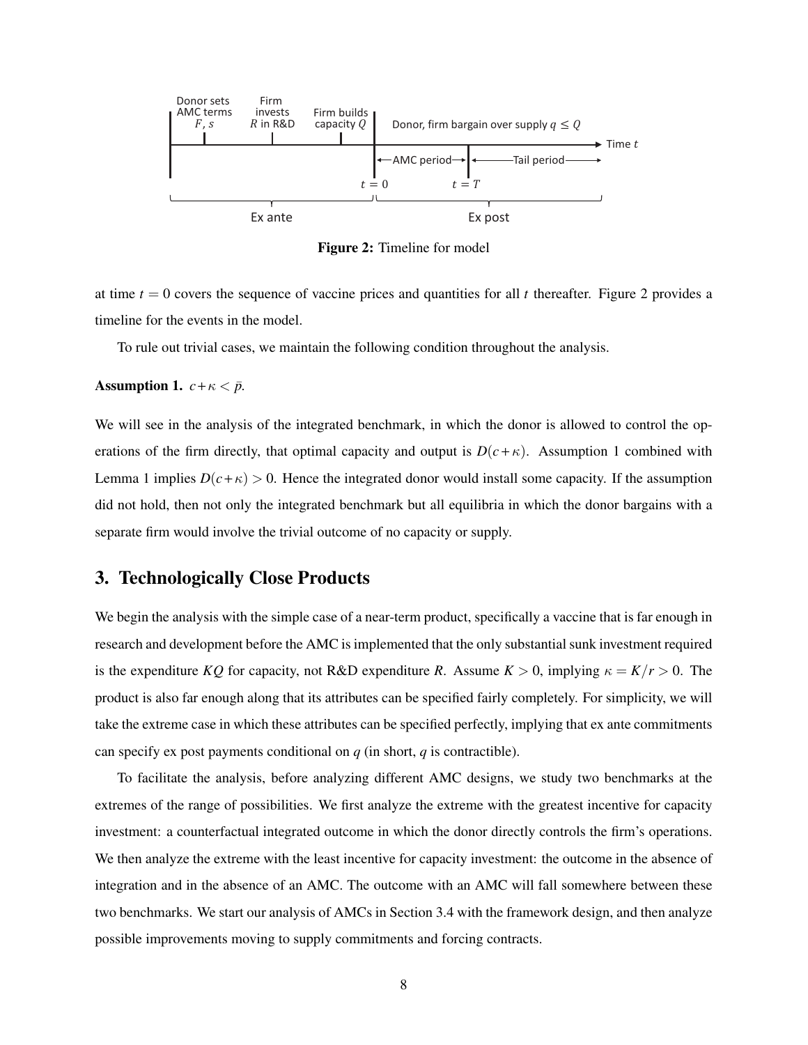Figure 2: Timeline for model

at time $t = 0$ covers the sequence of vaccine prices and quantities for all $t$ thereafter. Figure 2 provides a timeline for the events in the model.

To rule out trivial cases, we maintain the following condition throughout the analysis.

**Assumption 1.** *$c + \kappa < \bar{p}$.*

We will see in the analysis of the integrated benchmark, in which the donor is allowed to control the operations of the firm directly, that optimal capacity and output is $D(c + \kappa)$. Assumption 1 combined with Lemma 1 implies $D(c + \kappa) > 0$. Hence the integrated donor would install some capacity. If the assumption did not hold, then not only the integrated benchmark but all equilibria in which the donor bargains with a separate firm would involve the trivial outcome of no capacity or supply.

## 3. Technologically Close Products

We begin the analysis with the simple case of a near-term product, specifically a vaccine that is far enough in research and development before the AMC is implemented that the only substantial sunk investment required is the expenditure $KQ$ for capacity, not R&D expenditure $R$. Assume $K > 0$, implying $\kappa = K/r > 0$. The product is also far enough along that its attributes can be specified fairly completely. For simplicity, we will take the extreme case in which these attributes can be specified perfectly, implying that ex ante commitments can specify ex post payments conditional on $q$ (in short, $q$ is contractible).

To facilitate the analysis, before analyzing different AMC designs, we study two benchmarks at the extremes of the range of possibilities. We first analyze the extreme with the greatest incentive for capacity investment: a counterfactual integrated outcome in which the donor directly controls the firm's operations. We then analyze the extreme with the least incentive for capacity investment: the outcome in the absence of integration and in the absence of an AMC. The outcome with an AMC will fall somewhere between these two benchmarks. We start our analysis of AMCs in Section 3.4 with the framework design, and then analyze possible improvements moving to supply commitments and forcing contracts.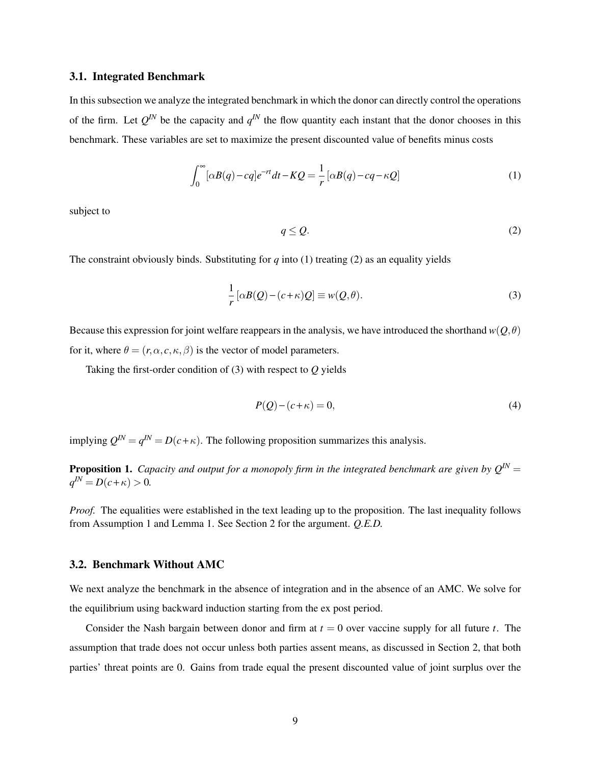### 3.1. Integrated Benchmark

In this subsection we analyze the integrated benchmark in which the donor can directly control the operations of the firm. Let $Q^{IN}$ be the capacity and $q^{IN}$ the flow quantity each instant that the donor chooses in this benchmark. These variables are set to maximize the present discounted value of benefits minus costs

$$\int_0^\infty [\alpha B(q) - cq] e^{-rt} dt - KQ = \frac{1}{r} [\alpha B(q) - cq - \kappa Q] \tag{1}$$

subject to

$$q \leq Q. \tag{2}$$

The constraint obviously binds. Substituting for $q$ into (1) treating (2) as an equality yields

$$\frac{1}{r} [\alpha B(Q) - (c + \kappa) Q] \equiv w(Q, \theta). \tag{3}$$

Because this expression for joint welfare reappears in the analysis, we have introduced the shorthand $w(Q, \theta)$ for it, where $\theta = (r, \alpha, c, \kappa, \beta)$ is the vector of model parameters.

Taking the first-order condition of (3) with respect to $Q$ yields

$$P(Q) - (c + \kappa) = 0, \tag{4}$$

implying $Q^{IN} = q^{IN} = D(c + \kappa)$. The following proposition summarizes this analysis.

**Proposition 1.** *Capacity and output for a monopoly firm in the integrated benchmark are given by $Q^{IN} = q^{IN} = D(c + \kappa) > 0$.*

*Proof.* The equalities were established in the text leading up to the proposition. The last inequality follows from Assumption 1 and Lemma 1. See Section 2 for the argument. *Q.E.D.*

### 3.2. Benchmark Without AMC

We next analyze the benchmark in the absence of integration and in the absence of an AMC. We solve for the equilibrium using backward induction starting from the ex post period.

Consider the Nash bargain between donor and firm at $t = 0$ over vaccine supply for all future $t$. The assumption that trade does not occur unless both parties assent means, as discussed in Section 2, that both parties' threat points are 0. Gains from trade equal the present discounted value of joint surplus over the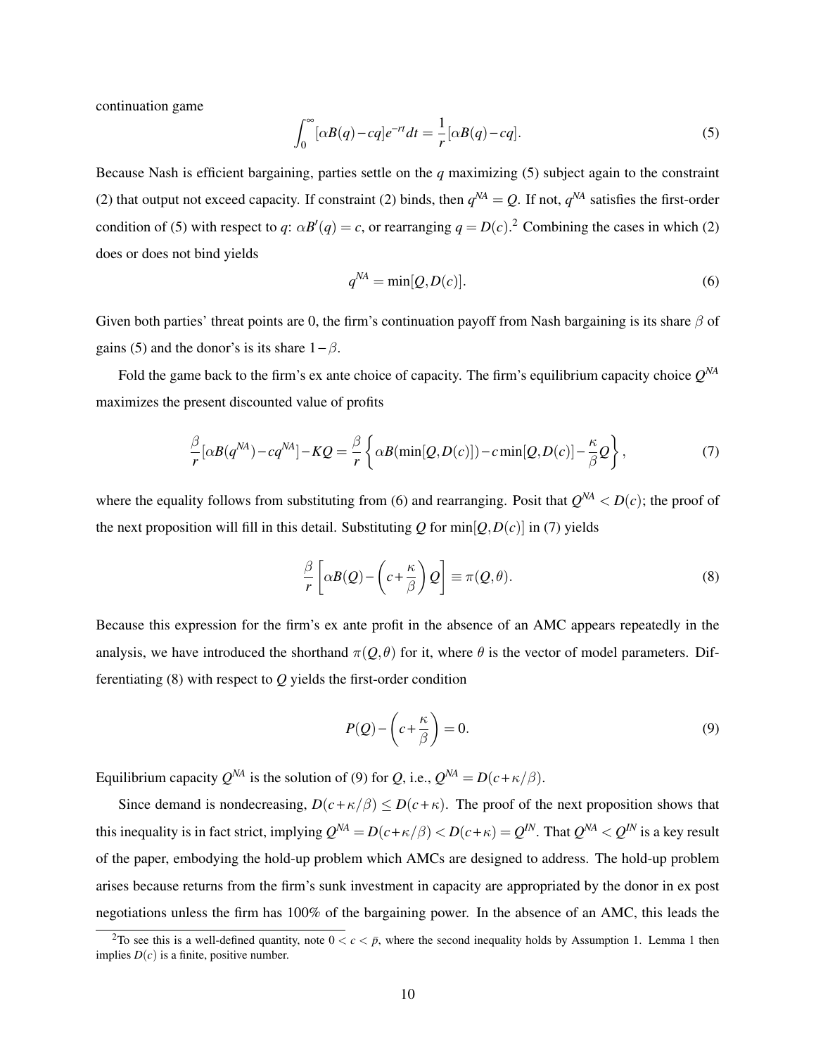continuation game

$$\int_0^\infty [\alpha B(q) - cq]e^{-rt}dt = \frac{1}{r}[\alpha B(q) - cq]. \tag{5}$$

Because Nash is efficient bargaining, parties settle on the $q$ maximizing (5) subject again to the constraint (2) that output not exceed capacity. If constraint (2) binds, then $q^{NA} = Q$. If not, $q^{NA}$ satisfies the first-order condition of (5) with respect to $q$: $\alpha B'(q) = c$, or rearranging $q = D(c)$.[2] Combining the cases in which (2) does or does not bind yields

$$q^{NA} = \min[Q, D(c)]. \tag{6}$$

Given both parties' threat points are 0, the firm's continuation payoff from Nash bargaining is its share $\beta$ of gains (5) and the donor's is its share $1-\beta$.

Fold the game back to the firm's ex ante choice of capacity. The firm's equilibrium capacity choice $Q^{NA}$ maximizes the present discounted value of profits

$$\frac{\beta}{r}[\alpha B(q^{NA}) - cq^{NA}] - KQ = \frac{\beta}{r}\left\{\alpha B(\min[Q, D(c)]) - c\min[Q, D(c)] - \frac{\kappa}{\beta}Q\right\}, \tag{7}$$

where the equality follows from substituting from (6) and rearranging. Posit that $Q^{NA} < D(c)$; the proof of the next proposition will fill in this detail. Substituting $Q$ for $\min[Q, D(c)]$ in (7) yields

$$\frac{\beta}{r}\left[\alpha B(Q) - \left(c + \frac{\kappa}{\beta}\right)Q\right] \equiv \pi(Q, \theta). \tag{8}$$

Because this expression for the firm's ex ante profit in the absence of an AMC appears repeatedly in the analysis, we have introduced the shorthand $\pi(Q, \theta)$ for it, where $\theta$ is the vector of model parameters. Differentiating (8) with respect to $Q$ yields the first-order condition

$$P(Q) - \left(c + \frac{\kappa}{\beta}\right) = 0. \tag{9}$$

Equilibrium capacity $Q^{NA}$ is the solution of (9) for $Q$, i.e., $Q^{NA} = D(c + \kappa/\beta)$.

Since demand is nondecreasing, $D(c + \kappa/\beta) \leq D(c + \kappa)$. The proof of the next proposition shows that this inequality is in fact strict, implying $Q^{NA} = D(c + \kappa/\beta) < D(c + \kappa) = Q^{IN}$. That $Q^{NA} < Q^{IN}$ is a key result of the paper, embodying the hold-up problem which AMCs are designed to address. The hold-up problem arises because returns from the firm's sunk investment in capacity are appropriated by the donor in ex post negotiations unless the firm has 100% of the bargaining power. In the absence of an AMC, this leads the

[2] To see this is a well-defined quantity, note $0 < c < \bar{p}$, where the second inequality holds by Assumption 1. Lemma 1 then implies $D(c)$ is a finite, positive number.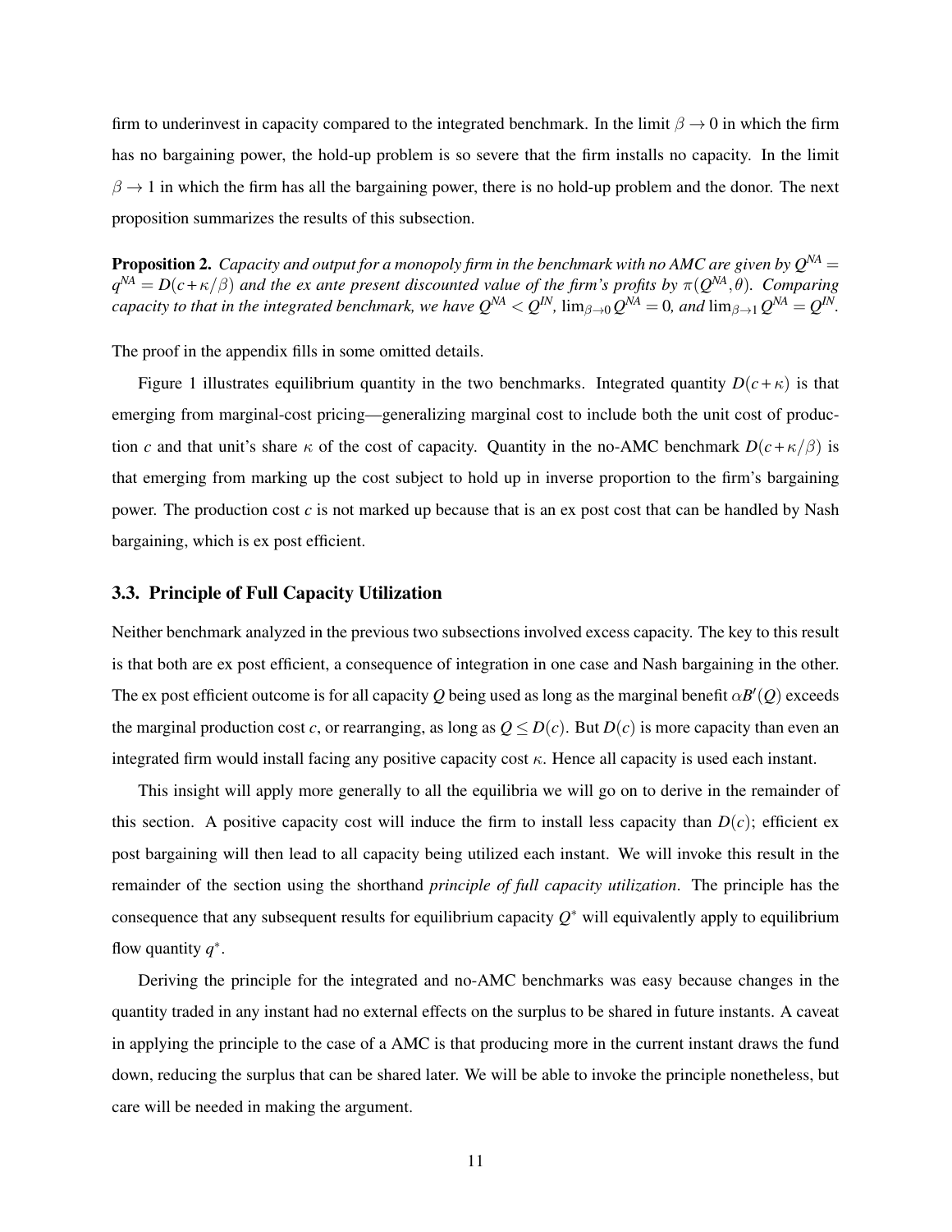firm to underinvest in capacity compared to the integrated benchmark. In the limit $\beta \to 0$ in which the firm has no bargaining power, the hold-up problem is so severe that the firm installs no capacity. In the limit $\beta \to 1$ in which the firm has all the bargaining power, there is no hold-up problem and the donor. The next proposition summarizes the results of this subsection.

**Proposition 2.** *Capacity and output for a monopoly firm in the benchmark with no AMC are given by $Q^{NA} = q^{NA} = D(c+\kappa/\beta)$ and the ex ante present discounted value of the firm's profits by $\pi(Q^{NA},\theta)$. Comparing capacity to that in the integrated benchmark, we have $Q^{NA} < Q^{IN}$, $\lim_{\beta\to 0} Q^{NA} = 0$, and $\lim_{\beta\to 1} Q^{NA} = Q^{IN}$.*

The proof in the appendix fills in some omitted details.

Figure 1 illustrates equilibrium quantity in the two benchmarks. Integrated quantity $D(c+\kappa)$ is that emerging from marginal-cost pricing—generalizing marginal cost to include both the unit cost of production $c$ and that unit's share $\kappa$ of the cost of capacity. Quantity in the no-AMC benchmark $D(c+\kappa/\beta)$ is that emerging from marking up the cost subject to hold up in inverse proportion to the firm's bargaining power. The production cost $c$ is not marked up because that is an ex post cost that can be handled by Nash bargaining, which is ex post efficient.

### 3.3. Principle of Full Capacity Utilization

Neither benchmark analyzed in the previous two subsections involved excess capacity. The key to this result is that both are ex post efficient, a consequence of integration in one case and Nash bargaining in the other. The ex post efficient outcome is for all capacity $Q$ being used as long as the marginal benefit $\alpha B'(Q)$ exceeds the marginal production cost $c$, or rearranging, as long as $Q \le D(c)$. But $D(c)$ is more capacity than even an integrated firm would install facing any positive capacity cost $\kappa$. Hence all capacity is used each instant.

This insight will apply more generally to all the equilibria we will go on to derive in the remainder of this section. A positive capacity cost will induce the firm to install less capacity than $D(c)$; efficient ex post bargaining will then lead to all capacity being utilized each instant. We will invoke this result in the remainder of the section using the shorthand *principle of full capacity utilization*. The principle has the consequence that any subsequent results for equilibrium capacity $Q^*$ will equivalently apply to equilibrium flow quantity $q^*$.

Deriving the principle for the integrated and no-AMC benchmarks was easy because changes in the quantity traded in any instant had no external effects on the surplus to be shared in future instants. A caveat in applying the principle to the case of a AMC is that producing more in the current instant draws the fund down, reducing the surplus that can be shared later. We will be able to invoke the principle nonetheless, but care will be needed in making the argument.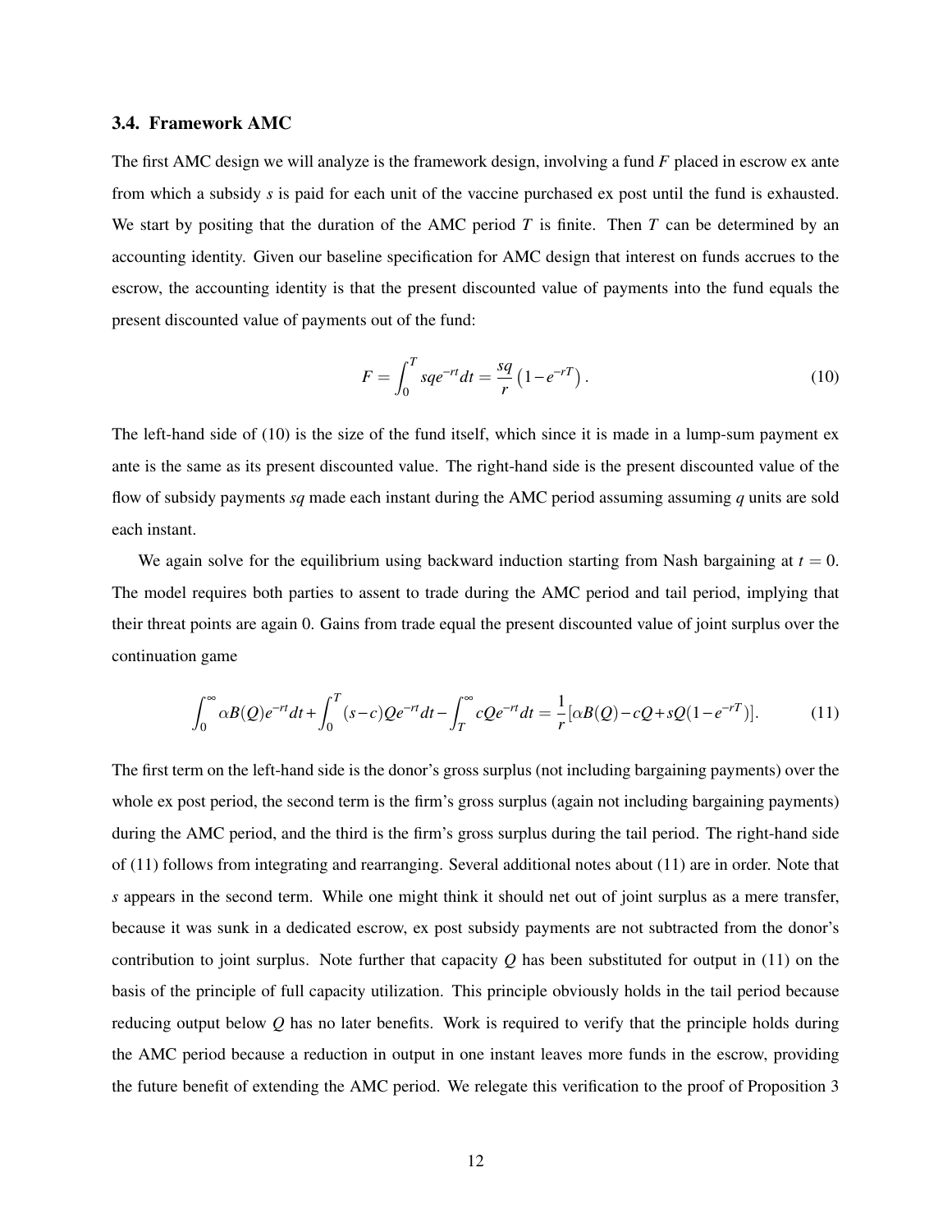### 3.4. Framework AMC

The first AMC design we will analyze is the framework design, involving a fund $F$ placed in escrow ex ante from which a subsidy $s$ is paid for each unit of the vaccine purchased ex post until the fund is exhausted. We start by positing that the duration of the AMC period $T$ is finite. Then $T$ can be determined by an accounting identity. Given our baseline specification for AMC design that interest on funds accrues to the escrow, the accounting identity is that the present discounted value of payments into the fund equals the present discounted value of payments out of the fund:

$$F = \int_0^T sqe^{-rt}dt = \frac{sq}{r}\left(1 - e^{-rT}\right). \tag{10}$$

The left-hand side of (10) is the size of the fund itself, which since it is made in a lump-sum payment ex ante is the same as its present discounted value. The right-hand side is the present discounted value of the flow of subsidy payments $sq$ made each instant during the AMC period assuming assuming $q$ units are sold each instant.

We again solve for the equilibrium using backward induction starting from Nash bargaining at $t = 0$. The model requires both parties to assent to trade during the AMC period and tail period, implying that their threat points are again 0. Gains from trade equal the present discounted value of joint surplus over the continuation game

$$\int_0^\infty \alpha B(Q)e^{-rt}dt + \int_0^T (s-c)Qe^{-rt}dt - \int_T^\infty cQe^{-rt}dt = \frac{1}{r}[\alpha B(Q) - cQ + sQ(1 - e^{-rT})]. \tag{11}$$

The first term on the left-hand side is the donor's gross surplus (not including bargaining payments) over the whole ex post period, the second term is the firm's gross surplus (again not including bargaining payments) during the AMC period, and the third is the firm's gross surplus during the tail period. The right-hand side of (11) follows from integrating and rearranging. Several additional notes about (11) are in order. Note that $s$ appears in the second term. While one might think it should net out of joint surplus as a mere transfer, because it was sunk in a dedicated escrow, ex post subsidy payments are not subtracted from the donor's contribution to joint surplus. Note further that capacity $Q$ has been substituted for output in (11) on the basis of the principle of full capacity utilization. This principle obviously holds in the tail period because reducing output below $Q$ has no later benefits. Work is required to verify that the principle holds during the AMC period because a reduction in output in one instant leaves more funds in the escrow, providing the future benefit of extending the AMC period. We relegate this verification to the proof of Proposition 3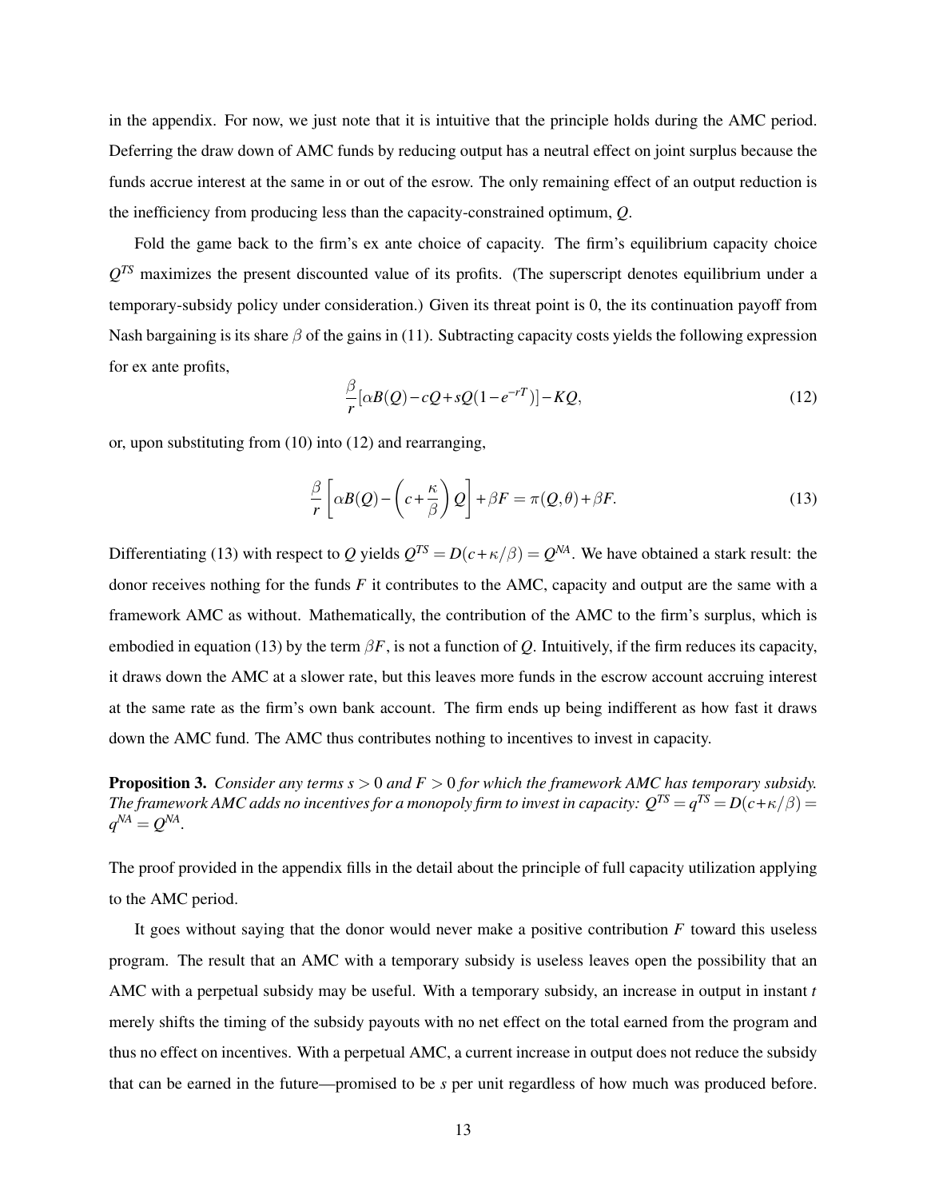in the appendix. For now, we just note that it is intuitive that the principle holds during the AMC period. Deferring the draw down of AMC funds by reducing output has a neutral effect on joint surplus because the funds accrue interest at the same in or out of the esrow. The only remaining effect of an output reduction is the inefficiency from producing less than the capacity-constrained optimum, $Q$.

Fold the game back to the firm's ex ante choice of capacity. The firm's equilibrium capacity choice $Q^{TS}$ maximizes the present discounted value of its profits. (The superscript denotes equilibrium under a temporary-subsidy policy under consideration.) Given its threat point is 0, the its continuation payoff from Nash bargaining is its share $\beta$ of the gains in (11). Subtracting capacity costs yields the following expression for ex ante profits,

$$\frac{\beta}{r}[\alpha B(Q) - cQ + sQ(1-e^{-rT})] - KQ, \tag{12}$$

or, upon substituting from (10) into (12) and rearranging,

$$\frac{\beta}{r}\left[\alpha B(Q) - \left(c + \frac{\kappa}{\beta}\right)Q\right] + \beta F = \pi(Q,\theta) + \beta F. \tag{13}$$

Differentiating (13) with respect to $Q$ yields $Q^{TS} = D(c+\kappa/\beta) = Q^{NA}$. We have obtained a stark result: the donor receives nothing for the funds $F$ it contributes to the AMC, capacity and output are the same with a framework AMC as without. Mathematically, the contribution of the AMC to the firm's surplus, which is embodied in equation (13) by the term $\beta F$, is not a function of $Q$. Intuitively, if the firm reduces its capacity, it draws down the AMC at a slower rate, but this leaves more funds in the escrow account accruing interest at the same rate as the firm's own bank account. The firm ends up being indifferent as how fast it draws down the AMC fund. The AMC thus contributes nothing to incentives to invest in capacity.

**Proposition 3.** *Consider any terms $s > 0$ and $F > 0$ for which the framework AMC has temporary subsidy. The framework AMC adds no incentives for a monopoly firm to invest in capacity: $Q^{TS} = q^{TS} = D(c+\kappa/\beta) = q^{NA} = Q^{NA}$.*

The proof provided in the appendix fills in the detail about the principle of full capacity utilization applying to the AMC period.

It goes without saying that the donor would never make a positive contribution $F$ toward this useless program. The result that an AMC with a temporary subsidy is useless leaves open the possibility that an AMC with a perpetual subsidy may be useful. With a temporary subsidy, an increase in output in instant $t$ merely shifts the timing of the subsidy payouts with no net effect on the total earned from the program and thus no effect on incentives. With a perpetual AMC, a current increase in output does not reduce the subsidy that can be earned in the future—promised to be $s$ per unit regardless of how much was produced before.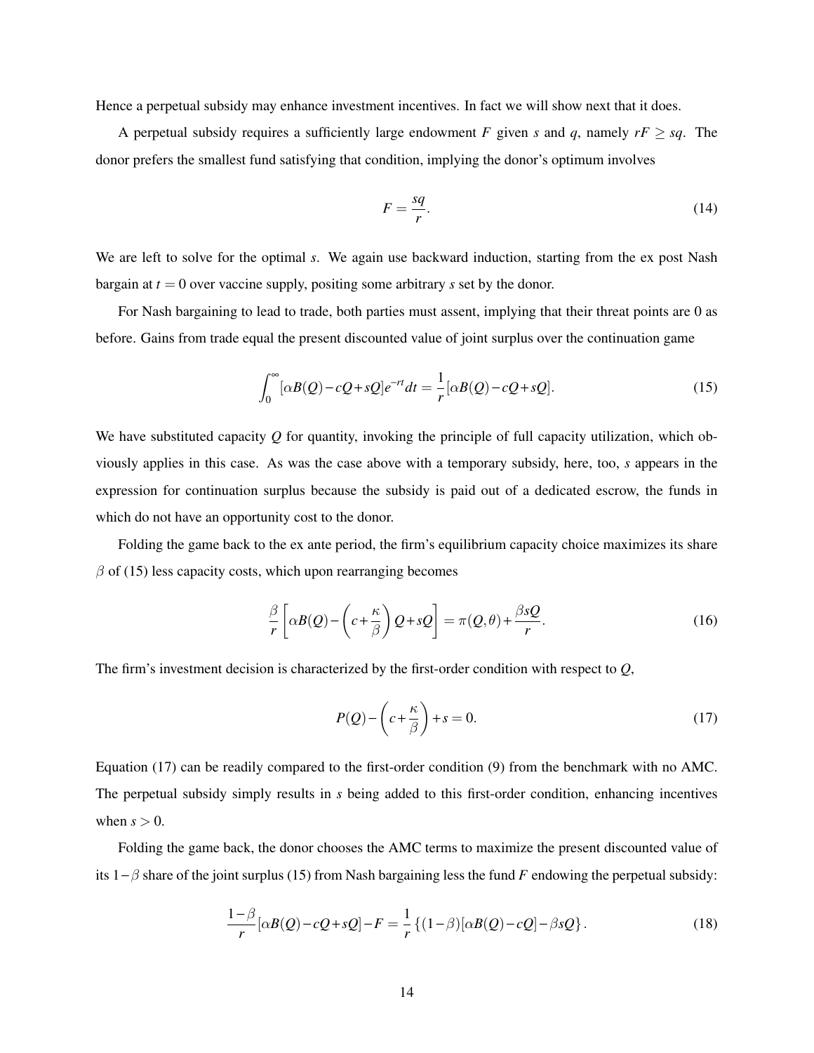Hence a perpetual subsidy may enhance investment incentives. In fact we will show next that it does.

A perpetual subsidy requires a sufficiently large endowment $F$ given $s$ and $q$, namely $rF \geq sq$. The donor prefers the smallest fund satisfying that condition, implying the donor's optimum involves

$$F = \frac{sq}{r}. \tag{14}$$

We are left to solve for the optimal $s$. We again use backward induction, starting from the ex post Nash bargain at $t = 0$ over vaccine supply, positing some arbitrary $s$ set by the donor.

For Nash bargaining to lead to trade, both parties must assent, implying that their threat points are 0 as before. Gains from trade equal the present discounted value of joint surplus over the continuation game

$$\int_0^\infty [\alpha B(Q) - cQ + sQ]e^{-rt}dt = \frac{1}{r}[\alpha B(Q) - cQ + sQ]. \tag{15}$$

We have substituted capacity $Q$ for quantity, invoking the principle of full capacity utilization, which obviously applies in this case. As was the case above with a temporary subsidy, here, too, $s$ appears in the expression for continuation surplus because the subsidy is paid out of a dedicated escrow, the funds in which do not have an opportunity cost to the donor.

Folding the game back to the ex ante period, the firm's equilibrium capacity choice maximizes its share $\beta$ of (15) less capacity costs, which upon rearranging becomes

$$\frac{\beta}{r}\left[\alpha B(Q) - \left(c + \frac{\kappa}{\beta}\right)Q + sQ\right] = \pi(Q, \theta) + \frac{\beta s Q}{r}. \tag{16}$$

The firm's investment decision is characterized by the first-order condition with respect to $Q$,

$$P(Q) - \left(c + \frac{\kappa}{\beta}\right) + s = 0. \tag{17}$$

Equation (17) can be readily compared to the first-order condition (9) from the benchmark with no AMC. The perpetual subsidy simply results in $s$ being added to this first-order condition, enhancing incentives when $s > 0$.

Folding the game back, the donor chooses the AMC terms to maximize the present discounted value of its $1-\beta$ share of the joint surplus (15) from Nash bargaining less the fund $F$ endowing the perpetual subsidy:

$$\frac{1-\beta}{r}[\alpha B(Q) - cQ + sQ] - F = \frac{1}{r}\left\{(1-\beta)[\alpha B(Q) - cQ] - \beta s Q\right\}. \tag{18}$$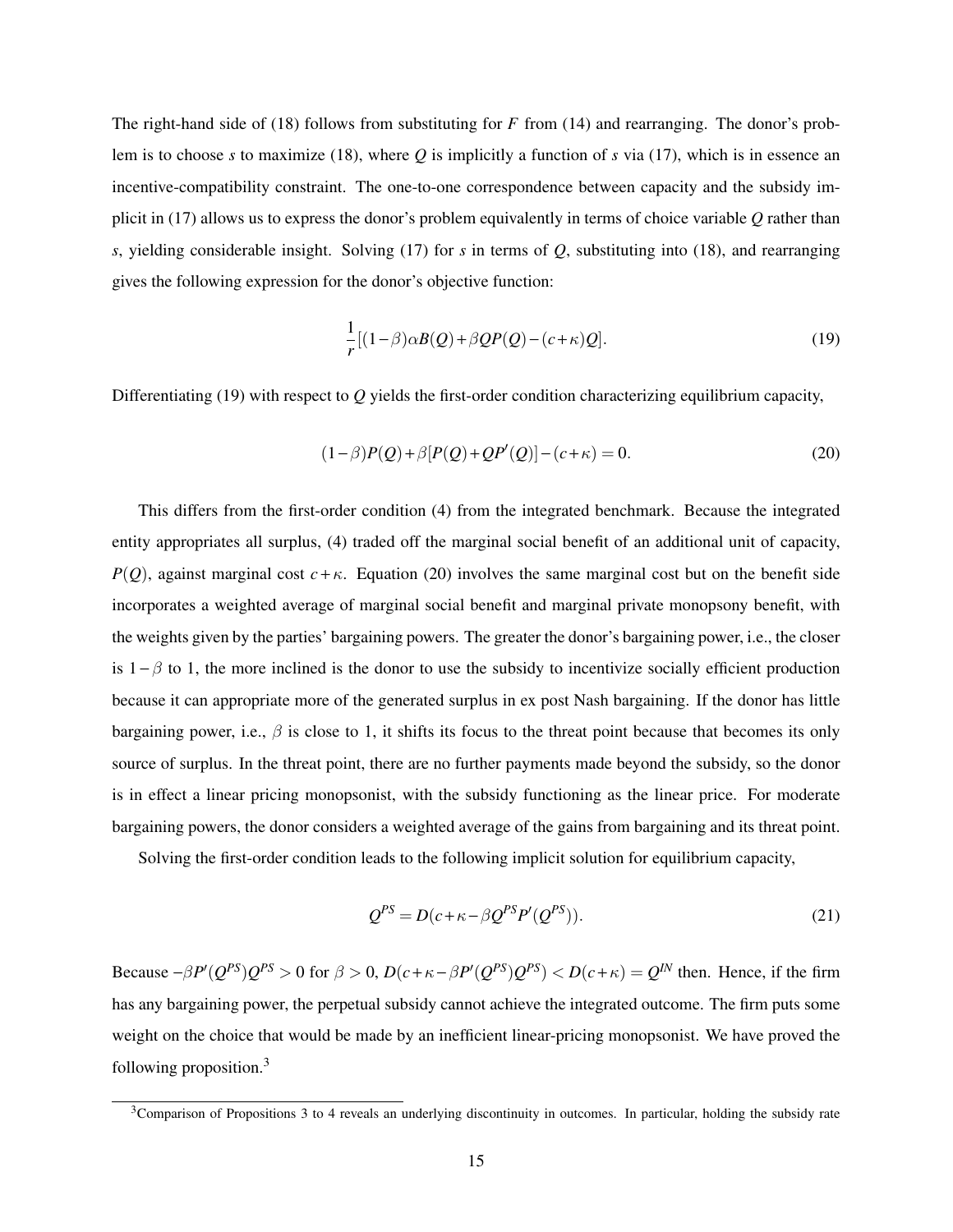The right-hand side of (18) follows from substituting for $F$ from (14) and rearranging. The donor's problem is to choose $s$ to maximize (18), where $Q$ is implicitly a function of $s$ via (17), which is in essence an incentive-compatibility constraint. The one-to-one correspondence between capacity and the subsidy implicit in (17) allows us to express the donor's problem equivalently in terms of choice variable $Q$ rather than $s$, yielding considerable insight. Solving (17) for $s$ in terms of $Q$, substituting into (18), and rearranging gives the following expression for the donor's objective function:

$$\frac{1}{r}[(1-\beta)\alpha B(Q)+\beta QP(Q)-(c+\kappa)Q]. \tag{19}$$

Differentiating (19) with respect to $Q$ yields the first-order condition characterizing equilibrium capacity,

$$(1-\beta)P(Q)+\beta[P(Q)+QP'(Q)]-(c+\kappa)=0. \tag{20}$$

This differs from the first-order condition (4) from the integrated benchmark. Because the integrated entity appropriates all surplus, (4) traded off the marginal social benefit of an additional unit of capacity, $P(Q)$, against marginal cost $c+\kappa$. Equation (20) involves the same marginal cost but on the benefit side incorporates a weighted average of marginal social benefit and marginal private monopsony benefit, with the weights given by the parties' bargaining powers. The greater the donor's bargaining power, i.e., the closer is $1-\beta$ to 1, the more inclined is the donor to use the subsidy to incentivize socially efficient production because it can appropriate more of the generated surplus in ex post Nash bargaining. If the donor has little bargaining power, i.e., $\beta$ is close to 1, it shifts its focus to the threat point because that becomes its only source of surplus. In the threat point, there are no further payments made beyond the subsidy, so the donor is in effect a linear pricing monopsonist, with the subsidy functioning as the linear price. For moderate bargaining powers, the donor considers a weighted average of the gains from bargaining and its threat point.

Solving the first-order condition leads to the following implicit solution for equilibrium capacity,

$$Q^{PS}=D(c+\kappa-\beta Q^{PS}P'(Q^{PS})). \tag{21}$$

Because $-\beta P'(Q^{PS})Q^{PS}>0$ for $\beta>0$, $D(c+\kappa-\beta P'(Q^{PS})Q^{PS})<D(c+\kappa)=Q^{IN}$ then. Hence, if the firm has any bargaining power, the perpetual subsidy cannot achieve the integrated outcome. The firm puts some weight on the choice that would be made by an inefficient linear-pricing monopsonist. We have proved the following proposition.[3]

[3]Comparison of Propositions 3 to 4 reveals an underlying discontinuity in outcomes. In particular, holding the subsidy rate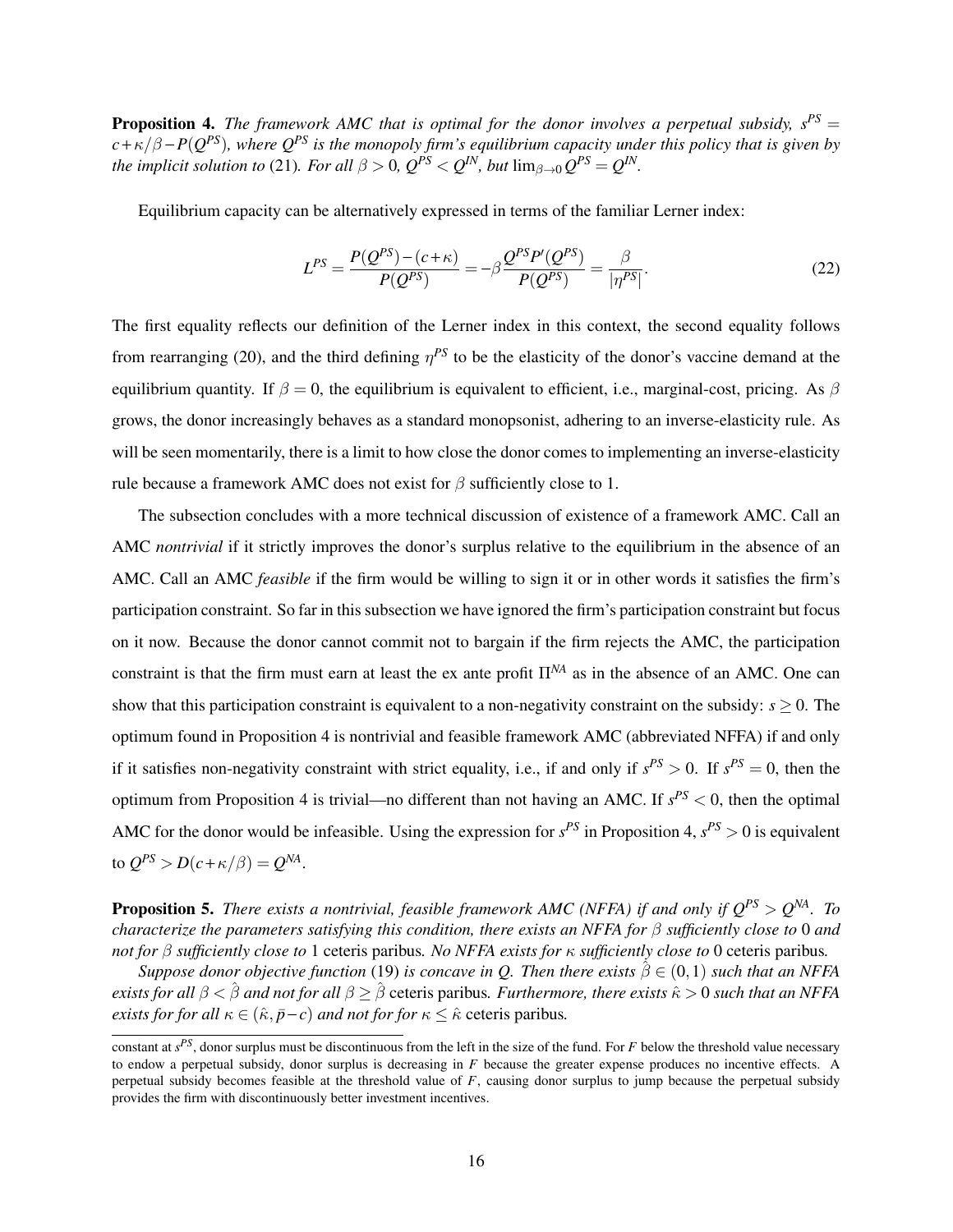**Proposition 4.** *The framework AMC that is optimal for the donor involves a perpetual subsidy, $s^{PS} = c + \kappa/\beta - P(Q^{PS})$, where $Q^{PS}$ is the monopoly firm's equilibrium capacity under this policy that is given by the implicit solution to* (21)*. For all $\beta > 0$, $Q^{PS} < Q^{IN}$, but $\lim_{\beta \to 0} Q^{PS} = Q^{IN}$.*

Equilibrium capacity can be alternatively expressed in terms of the familiar Lerner index:

$$L^{PS} = \frac{P(Q^{PS}) - (c+\kappa)}{P(Q^{PS})} = -\beta \frac{Q^{PS} P'(Q^{PS})}{P(Q^{PS})} = \frac{\beta}{|\eta^{PS}|}. \tag{22}$$

The first equality reflects our definition of the Lerner index in this context, the second equality follows from rearranging (20), and the third defining $\eta^{PS}$ to be the elasticity of the donor's vaccine demand at the equilibrium quantity. If $\beta = 0$, the equilibrium is equivalent to efficient, i.e., marginal-cost, pricing. As $\beta$ grows, the donor increasingly behaves as a standard monopsonist, adhering to an inverse-elasticity rule. As will be seen momentarily, there is a limit to how close the donor comes to implementing an inverse-elasticity rule because a framework AMC does not exist for $\beta$ sufficiently close to 1.

The subsection concludes with a more technical discussion of existence of a framework AMC. Call an AMC *nontrivial* if it strictly improves the donor's surplus relative to the equilibrium in the absence of an AMC. Call an AMC *feasible* if the firm would be willing to sign it or in other words it satisfies the firm's participation constraint. So far in this subsection we have ignored the firm's participation constraint but focus on it now. Because the donor cannot commit not to bargain if the firm rejects the AMC, the participation constraint is that the firm must earn at least the ex ante profit $\Pi^{NA}$ as in the absence of an AMC. One can show that this participation constraint is equivalent to a non-negativity constraint on the subsidy: $s \geq 0$. The optimum found in Proposition 4 is nontrivial and feasible framework AMC (abbreviated NFFA) if and only if it satisfies non-negativity constraint with strict equality, i.e., if and only if $s^{PS} > 0$. If $s^{PS} = 0$, then the optimum from Proposition 4 is trivial—no different than not having an AMC. If $s^{PS} < 0$, then the optimal AMC for the donor would be infeasible. Using the expression for $s^{PS}$ in Proposition 4, $s^{PS} > 0$ is equivalent to $Q^{PS} > D(c + \kappa/\beta) = Q^{NA}$.

**Proposition 5.** *There exists a nontrivial, feasible framework AMC (NFFA) if and only if $Q^{PS} > Q^{NA}$. To characterize the parameters satisfying this condition, there exists an NFFA for $\beta$ sufficiently close to* 0 *and not for $\beta$ sufficiently close to* 1 ceteris paribus*. No NFFA exists for $\kappa$ sufficiently close to* 0 ceteris paribus*.*

*Suppose donor objective function* (19) *is concave in $Q$. Then there exists $\hat{\beta} \in (0,1)$ such that an NFFA exists for all $\beta < \hat{\beta}$ and not for all $\beta \geq \hat{\beta}$* ceteris paribus*. Furthermore, there exists $\hat{\kappa} > 0$ such that an NFFA exists for for all $\kappa \in (\hat{\kappa}, \bar{p} - c)$ and not for for $\kappa \leq \hat{\kappa}$* ceteris paribus*.*

---

constant at $s^{PS}$, donor surplus must be discontinuous from the left in the size of the fund. For $F$ below the threshold value necessary to endow a perpetual subsidy, donor surplus is decreasing in $F$ because the greater expense produces no incentive effects. A perpetual subsidy becomes feasible at the threshold value of $F$, causing donor surplus to jump because the perpetual subsidy provides the firm with discontinuously better investment incentives.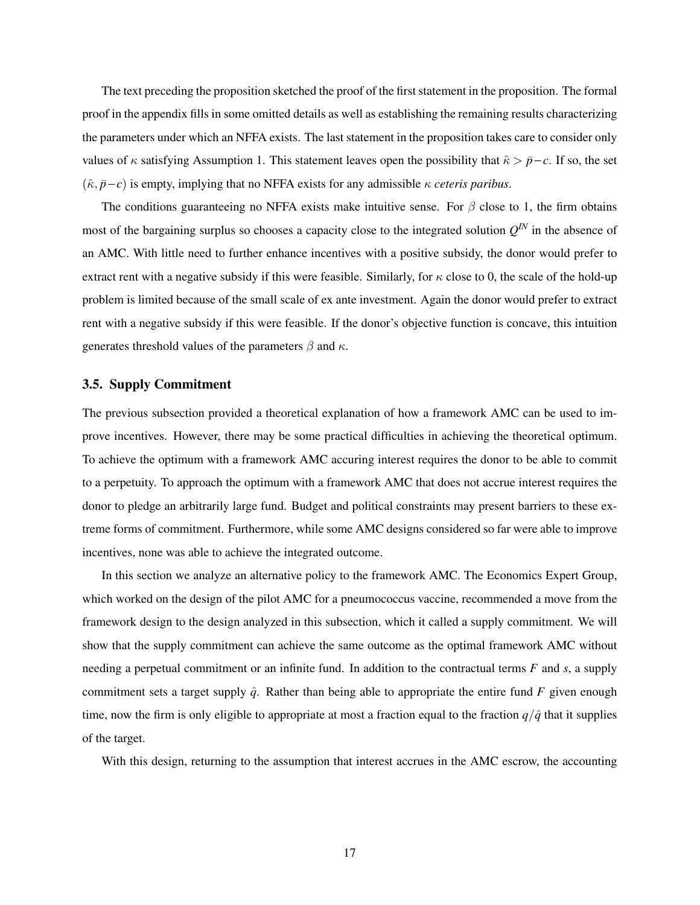The text preceding the proposition sketched the proof of the first statement in the proposition. The formal proof in the appendix fills in some omitted details as well as establishing the remaining results characterizing the parameters under which an NFFA exists. The last statement in the proposition takes care to consider only values of $\kappa$ satisfying Assumption 1. This statement leaves open the possibility that $\hat{\kappa} > \bar{p} - c$. If so, the set $(\hat{\kappa}, \bar{p} - c)$ is empty, implying that no NFFA exists for any admissible $\kappa$ *ceteris paribus*.

The conditions guaranteeing no NFFA exists make intuitive sense. For $\beta$ close to 1, the firm obtains most of the bargaining surplus so chooses a capacity close to the integrated solution $Q^{IN}$ in the absence of an AMC. With little need to further enhance incentives with a positive subsidy, the donor would prefer to extract rent with a negative subsidy if this were feasible. Similarly, for $\kappa$ close to 0, the scale of the hold-up problem is limited because of the small scale of ex ante investment. Again the donor would prefer to extract rent with a negative subsidy if this were feasible. If the donor's objective function is concave, this intuition generates threshold values of the parameters $\beta$ and $\kappa$.

### 3.5. Supply Commitment

The previous subsection provided a theoretical explanation of how a framework AMC can be used to improve incentives. However, there may be some practical difficulties in achieving the theoretical optimum. To achieve the optimum with a framework AMC accuring interest requires the donor to be able to commit to a perpetuity. To approach the optimum with a framework AMC that does not accrue interest requires the donor to pledge an arbitrarily large fund. Budget and political constraints may present barriers to these extreme forms of commitment. Furthermore, while some AMC designs considered so far were able to improve incentives, none was able to achieve the integrated outcome.

In this section we analyze an alternative policy to the framework AMC. The Economics Expert Group, which worked on the design of the pilot AMC for a pneumococcus vaccine, recommended a move from the framework design to the design analyzed in this subsection, which it called a supply commitment. We will show that the supply commitment can achieve the same outcome as the optimal framework AMC without needing a perpetual commitment or an infinite fund. In addition to the contractual terms $F$ and $s$, a supply commitment sets a target supply $\hat{q}$. Rather than being able to appropriate the entire fund $F$ given enough time, now the firm is only eligible to appropriate at most a fraction equal to the fraction $q/\hat{q}$ that it supplies of the target.

With this design, returning to the assumption that interest accrues in the AMC escrow, the accounting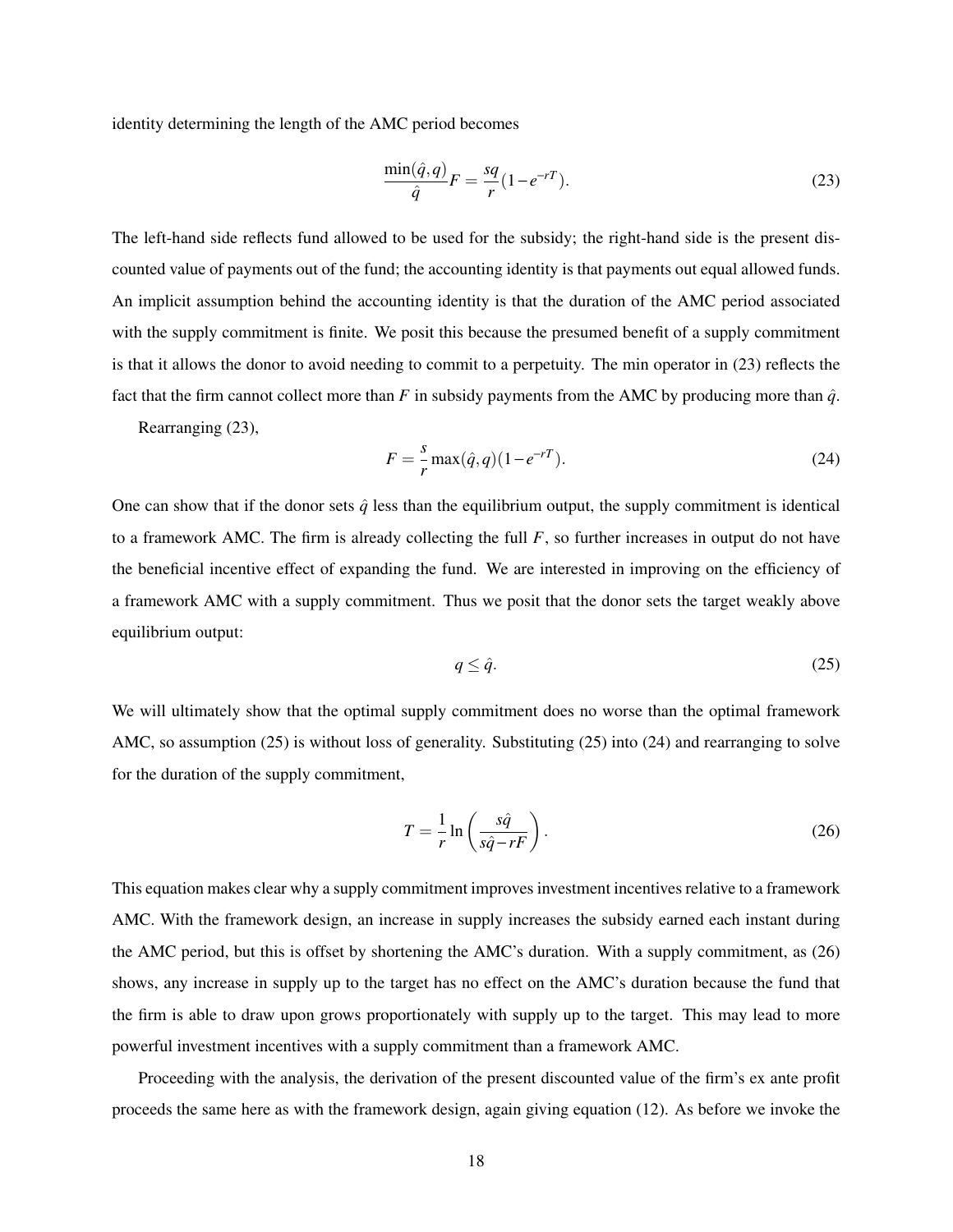identity determining the length of the AMC period becomes

$$\frac{\min(\hat{q},q)}{\hat{q}}F = \frac{sq}{r}(1-e^{-rT}). \tag{23}$$

The left-hand side reflects fund allowed to be used for the subsidy; the right-hand side is the present discounted value of payments out of the fund; the accounting identity is that payments out equal allowed funds. An implicit assumption behind the accounting identity is that the duration of the AMC period associated with the supply commitment is finite. We posit this because the presumed benefit of a supply commitment is that it allows the donor to avoid needing to commit to a perpetuity. The min operator in (23) reflects the fact that the firm cannot collect more than $F$ in subsidy payments from the AMC by producing more than $\hat{q}$.

Rearranging (23),

$$F = \frac{s}{r}\max(\hat{q},q)(1-e^{-rT}). \tag{24}$$

One can show that if the donor sets $\hat{q}$ less than the equilibrium output, the supply commitment is identical to a framework AMC. The firm is already collecting the full $F$, so further increases in output do not have the beneficial incentive effect of expanding the fund. We are interested in improving on the efficiency of a framework AMC with a supply commitment. Thus we posit that the donor sets the target weakly above equilibrium output:

$$q \leq \hat{q}. \tag{25}$$

We will ultimately show that the optimal supply commitment does no worse than the optimal framework AMC, so assumption (25) is without loss of generality. Substituting (25) into (24) and rearranging to solve for the duration of the supply commitment,

$$T = \frac{1}{r}\ln\left(\frac{s\hat{q}}{s\hat{q}-rF}\right). \tag{26}$$

This equation makes clear why a supply commitment improves investment incentives relative to a framework AMC. With the framework design, an increase in supply increases the subsidy earned each instant during the AMC period, but this is offset by shortening the AMC's duration. With a supply commitment, as (26) shows, any increase in supply up to the target has no effect on the AMC's duration because the fund that the firm is able to draw upon grows proportionately with supply up to the target. This may lead to more powerful investment incentives with a supply commitment than a framework AMC.

Proceeding with the analysis, the derivation of the present discounted value of the firm's ex ante profit proceeds the same here as with the framework design, again giving equation (12). As before we invoke the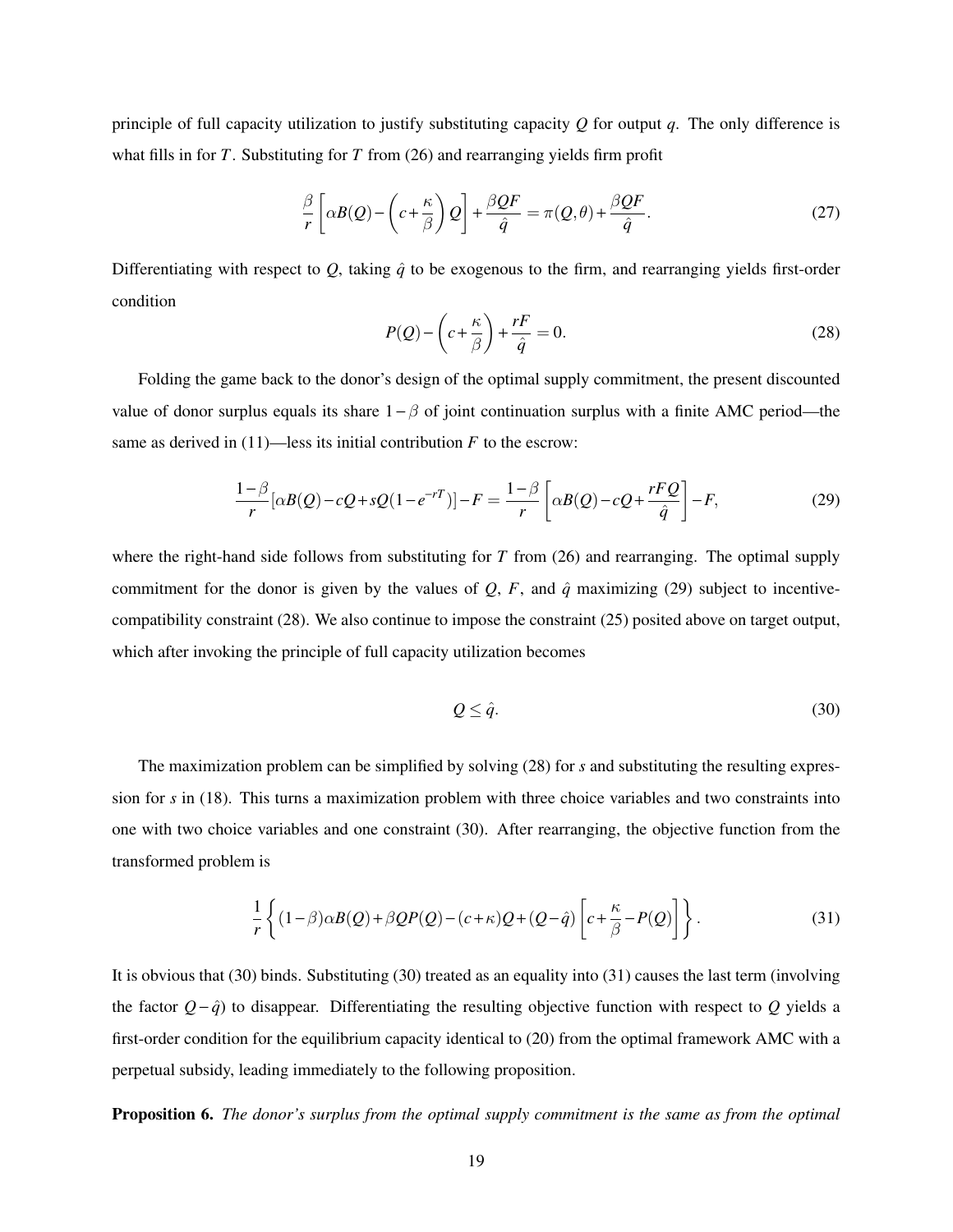principle of full capacity utilization to justify substituting capacity $Q$ for output $q$. The only difference is what fills in for $T$. Substituting for $T$ from (26) and rearranging yields firm profit

$$\frac{\beta}{r}\left[\alpha B(Q)-\left(c+\frac{\kappa}{\beta}\right)Q\right]+\frac{\beta QF}{\hat{q}}=\pi(Q,\theta)+\frac{\beta QF}{\hat{q}}. \tag{27}$$

Differentiating with respect to $Q$, taking $\hat{q}$ to be exogenous to the firm, and rearranging yields first-order condition

$$P(Q)-\left(c+\frac{\kappa}{\beta}\right)+\frac{rF}{\hat{q}}=0. \tag{28}$$

Folding the game back to the donor's design of the optimal supply commitment, the present discounted value of donor surplus equals its share $1-\beta$ of joint continuation surplus with a finite AMC period—the same as derived in (11)—less its initial contribution $F$ to the escrow:

$$\frac{1-\beta}{r}[\alpha B(Q)-cQ+sQ(1-e^{-rT})]-F=\frac{1-\beta}{r}\left[\alpha B(Q)-cQ+\frac{rFQ}{\hat{q}}\right]-F, \tag{29}$$

where the right-hand side follows from substituting for $T$ from (26) and rearranging. The optimal supply commitment for the donor is given by the values of $Q$, $F$, and $\hat{q}$ maximizing (29) subject to incentive-compatibility constraint (28). We also continue to impose the constraint (25) posited above on target output, which after invoking the principle of full capacity utilization becomes

$$Q \leq \hat{q}. \tag{30}$$

The maximization problem can be simplified by solving (28) for $s$ and substituting the resulting expression for $s$ in (18). This turns a maximization problem with three choice variables and two constraints into one with two choice variables and one constraint (30). After rearranging, the objective function from the transformed problem is

$$\frac{1}{r}\left\{(1-\beta)\alpha B(Q)+\beta QP(Q)-(c+\kappa)Q+(Q-\hat{q})\left[c+\frac{\kappa}{\beta}-P(Q)\right]\right\}. \tag{31}$$

It is obvious that (30) binds. Substituting (30) treated as an equality into (31) causes the last term (involving the factor $Q-\hat{q}$) to disappear. Differentiating the resulting objective function with respect to $Q$ yields a first-order condition for the equilibrium capacity identical to (20) from the optimal framework AMC with a perpetual subsidy, leading immediately to the following proposition.

**Proposition 6.** *The donor's surplus from the optimal supply commitment is the same as from the optimal*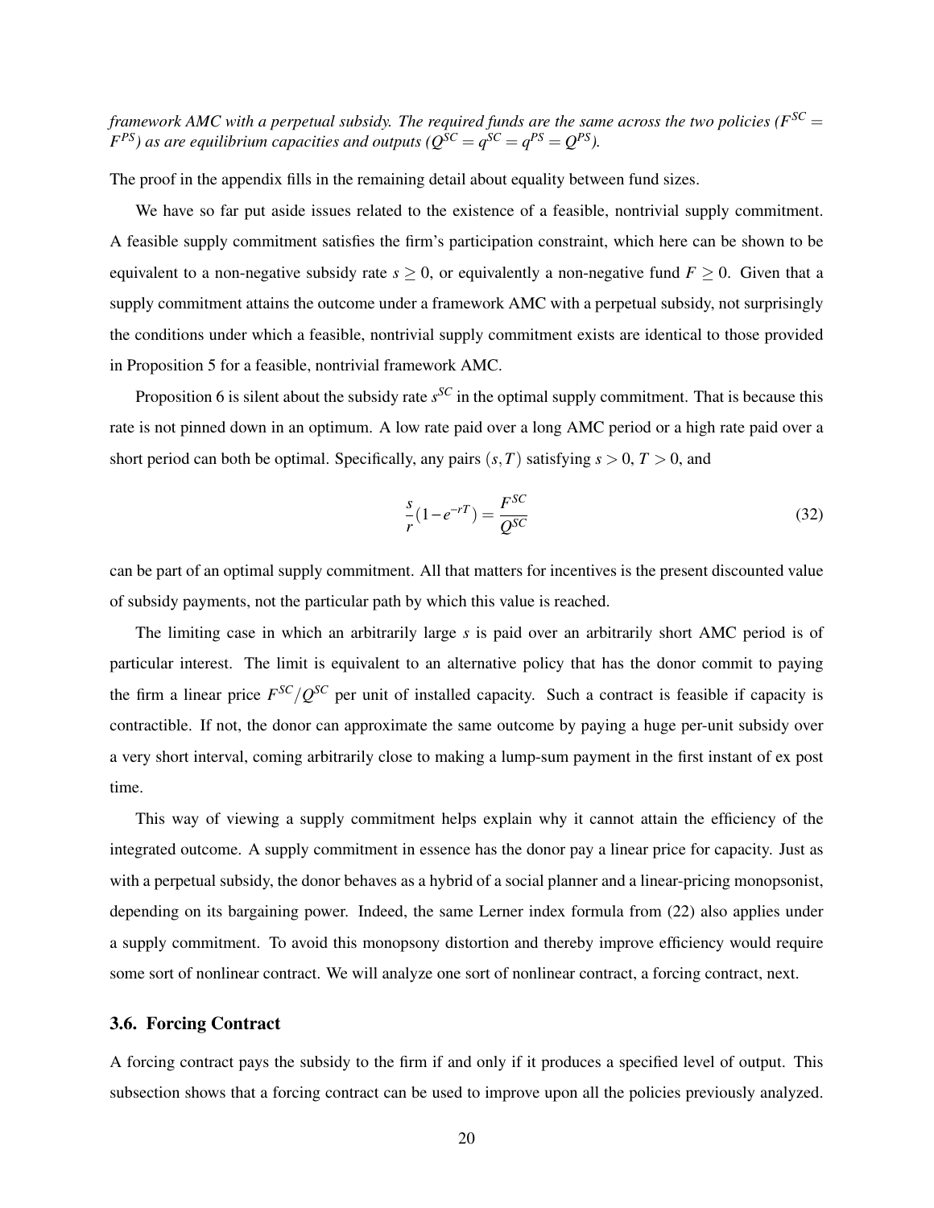*framework AMC with a perpetual subsidy. The required funds are the same across the two policies ($F^{SC} = F^{PS}$) as are equilibrium capacities and outputs ($Q^{SC} = q^{SC} = q^{PS} = Q^{PS}$).*

The proof in the appendix fills in the remaining detail about equality between fund sizes.

We have so far put aside issues related to the existence of a feasible, nontrivial supply commitment. A feasible supply commitment satisfies the firm's participation constraint, which here can be shown to be equivalent to a non-negative subsidy rate $s \geq 0$, or equivalently a non-negative fund $F \geq 0$. Given that a supply commitment attains the outcome under a framework AMC with a perpetual subsidy, not surprisingly the conditions under which a feasible, nontrivial supply commitment exists are identical to those provided in Proposition 5 for a feasible, nontrivial framework AMC.

Proposition 6 is silent about the subsidy rate $s^{SC}$ in the optimal supply commitment. That is because this rate is not pinned down in an optimum. A low rate paid over a long AMC period or a high rate paid over a short period can both be optimal. Specifically, any pairs $(s, T)$ satisfying $s > 0$, $T > 0$, and

$$\frac{s}{r}(1 - e^{-rT}) = \frac{F^{SC}}{Q^{SC}} \tag{32}$$

can be part of an optimal supply commitment. All that matters for incentives is the present discounted value of subsidy payments, not the particular path by which this value is reached.

The limiting case in which an arbitrarily large $s$ is paid over an arbitrarily short AMC period is of particular interest. The limit is equivalent to an alternative policy that has the donor commit to paying the firm a linear price $F^{SC}/Q^{SC}$ per unit of installed capacity. Such a contract is feasible if capacity is contractible. If not, the donor can approximate the same outcome by paying a huge per-unit subsidy over a very short interval, coming arbitrarily close to making a lump-sum payment in the first instant of ex post time.

This way of viewing a supply commitment helps explain why it cannot attain the efficiency of the integrated outcome. A supply commitment in essence has the donor pay a linear price for capacity. Just as with a perpetual subsidy, the donor behaves as a hybrid of a social planner and a linear-pricing monopsonist, depending on its bargaining power. Indeed, the same Lerner index formula from (22) also applies under a supply commitment. To avoid this monopsony distortion and thereby improve efficiency would require some sort of nonlinear contract. We will analyze one sort of nonlinear contract, a forcing contract, next.

### 3.6. Forcing Contract

A forcing contract pays the subsidy to the firm if and only if it produces a specified level of output. This subsection shows that a forcing contract can be used to improve upon all the policies previously analyzed.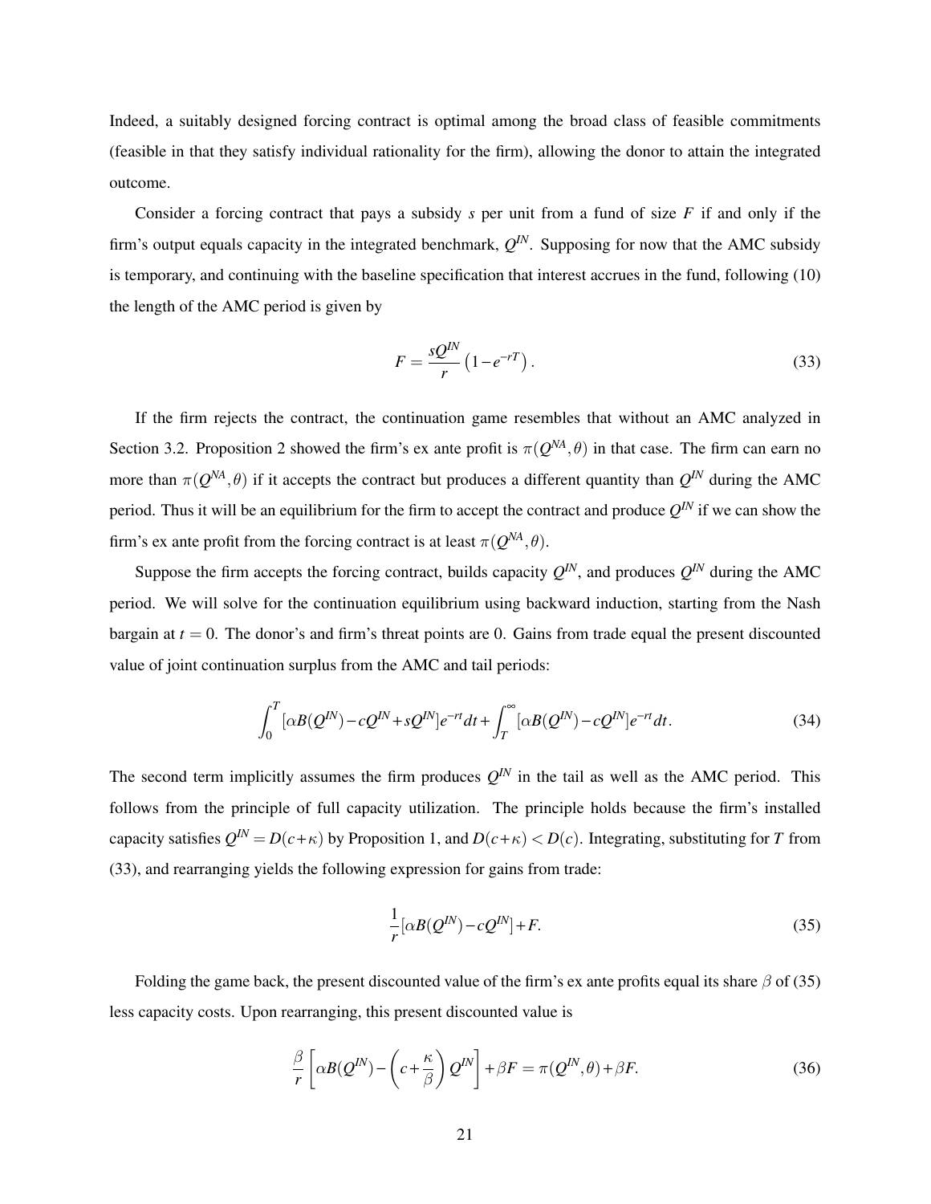Indeed, a suitably designed forcing contract is optimal among the broad class of feasible commitments (feasible in that they satisfy individual rationality for the firm), allowing the donor to attain the integrated outcome.

Consider a forcing contract that pays a subsidy $s$ per unit from a fund of size $F$ if and only if the firm's output equals capacity in the integrated benchmark, $Q^{IN}$. Supposing for now that the AMC subsidy is temporary, and continuing with the baseline specification that interest accrues in the fund, following (10) the length of the AMC period is given by

$$F = \frac{sQ^{IN}}{r}\left(1 - e^{-rT}\right). \tag{33}$$

If the firm rejects the contract, the continuation game resembles that without an AMC analyzed in Section 3.2. Proposition 2 showed the firm's ex ante profit is $\pi(Q^{NA}, \theta)$ in that case. The firm can earn no more than $\pi(Q^{NA}, \theta)$ if it accepts the contract but produces a different quantity than $Q^{IN}$ during the AMC period. Thus it will be an equilibrium for the firm to accept the contract and produce $Q^{IN}$ if we can show the firm's ex ante profit from the forcing contract is at least $\pi(Q^{NA}, \theta)$.

Suppose the firm accepts the forcing contract, builds capacity $Q^{IN}$, and produces $Q^{IN}$ during the AMC period. We will solve for the continuation equilibrium using backward induction, starting from the Nash bargain at $t = 0$. The donor's and firm's threat points are 0. Gains from trade equal the present discounted value of joint continuation surplus from the AMC and tail periods:

$$\int_0^T [\alpha B(Q^{IN}) - cQ^{IN} + sQ^{IN}] e^{-rt} dt + \int_T^\infty [\alpha B(Q^{IN}) - cQ^{IN}] e^{-rt} dt. \tag{34}$$

The second term implicitly assumes the firm produces $Q^{IN}$ in the tail as well as the AMC period. This follows from the principle of full capacity utilization. The principle holds because the firm's installed capacity satisfies $Q^{IN} = D(c + \kappa)$ by Proposition 1, and $D(c + \kappa) < D(c)$. Integrating, substituting for $T$ from (33), and rearranging yields the following expression for gains from trade:

$$\frac{1}{r}[\alpha B(Q^{IN}) - cQ^{IN}] + F. \tag{35}$$

Folding the game back, the present discounted value of the firm's ex ante profits equal its share $\beta$ of (35) less capacity costs. Upon rearranging, this present discounted value is

$$\frac{\beta}{r}\left[\alpha B(Q^{IN}) - \left(c + \frac{\kappa}{\beta}\right) Q^{IN}\right] + \beta F = \pi(Q^{IN}, \theta) + \beta F. \tag{36}$$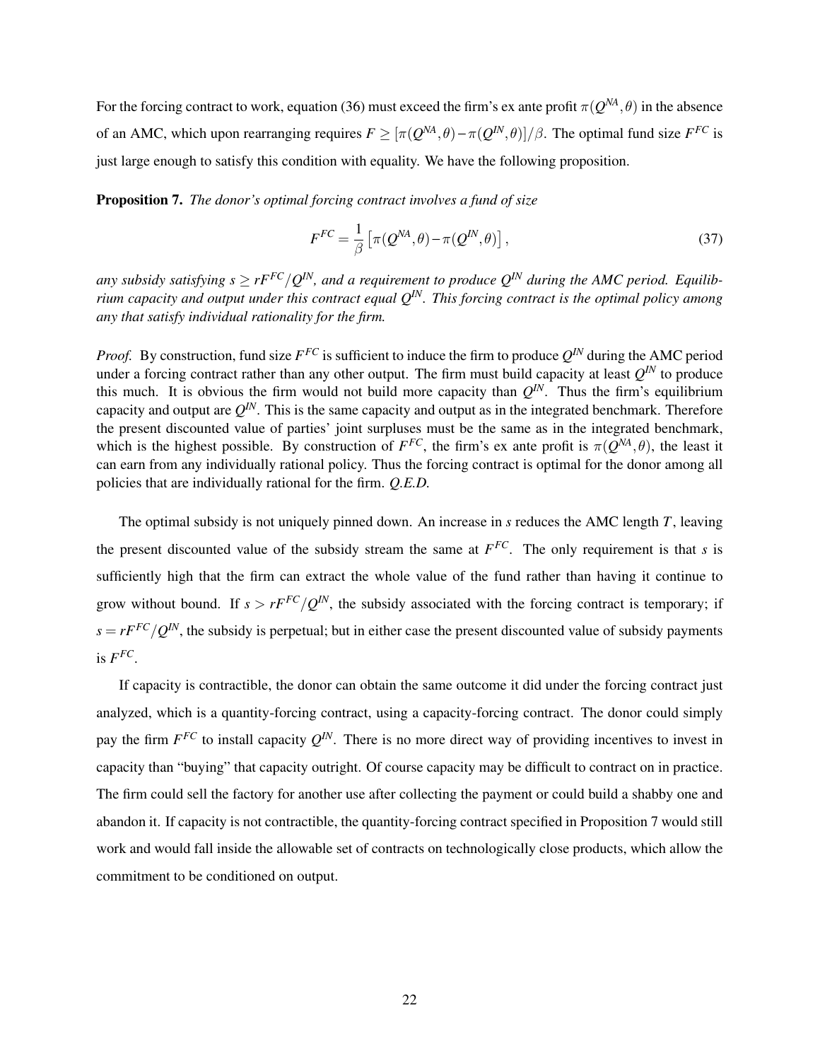For the forcing contract to work, equation (36) must exceed the firm's ex ante profit $\pi(Q^{NA}, \theta)$ in the absence of an AMC, which upon rearranging requires $F \geq [\pi(Q^{NA}, \theta) - \pi(Q^{IN}, \theta)]/\beta$. The optimal fund size $F^{FC}$ is just large enough to satisfy this condition with equality. We have the following proposition.

**Proposition 7.** *The donor's optimal forcing contract involves a fund of size*

$$F^{FC} = \frac{1}{\beta}\left[\pi(Q^{NA}, \theta) - \pi(Q^{IN}, \theta)\right], \tag{37}$$

*any subsidy satisfying $s \geq rF^{FC}/Q^{IN}$, and a requirement to produce $Q^{IN}$ during the AMC period. Equilibrium capacity and output under this contract equal $Q^{IN}$. This forcing contract is the optimal policy among any that satisfy individual rationality for the firm.*

*Proof.* By construction, fund size $F^{FC}$ is sufficient to induce the firm to produce $Q^{IN}$ during the AMC period under a forcing contract rather than any other output. The firm must build capacity at least $Q^{IN}$ to produce this much. It is obvious the firm would not build more capacity than $Q^{IN}$. Thus the firm's equilibrium capacity and output are $Q^{IN}$. This is the same capacity and output as in the integrated benchmark. Therefore the present discounted value of parties' joint surpluses must be the same as in the integrated benchmark, which is the highest possible. By construction of $F^{FC}$, the firm's ex ante profit is $\pi(Q^{NA}, \theta)$, the least it can earn from any individually rational policy. Thus the forcing contract is optimal for the donor among all policies that are individually rational for the firm. *Q.E.D.*

The optimal subsidy is not uniquely pinned down. An increase in $s$ reduces the AMC length $T$, leaving the present discounted value of the subsidy stream the same at $F^{FC}$. The only requirement is that $s$ is sufficiently high that the firm can extract the whole value of the fund rather than having it continue to grow without bound. If $s > rF^{FC}/Q^{IN}$, the subsidy associated with the forcing contract is temporary; if $s = rF^{FC}/Q^{IN}$, the subsidy is perpetual; but in either case the present discounted value of subsidy payments is $F^{FC}$.

If capacity is contractible, the donor can obtain the same outcome it did under the forcing contract just analyzed, which is a quantity-forcing contract, using a capacity-forcing contract. The donor could simply pay the firm $F^{FC}$ to install capacity $Q^{IN}$. There is no more direct way of providing incentives to invest in capacity than "buying" that capacity outright. Of course capacity may be difficult to contract on in practice. The firm could sell the factory for another use after collecting the payment or could build a shabby one and abandon it. If capacity is not contractible, the quantity-forcing contract specified in Proposition 7 would still work and would fall inside the allowable set of contracts on technologically close products, which allow the commitment to be conditioned on output.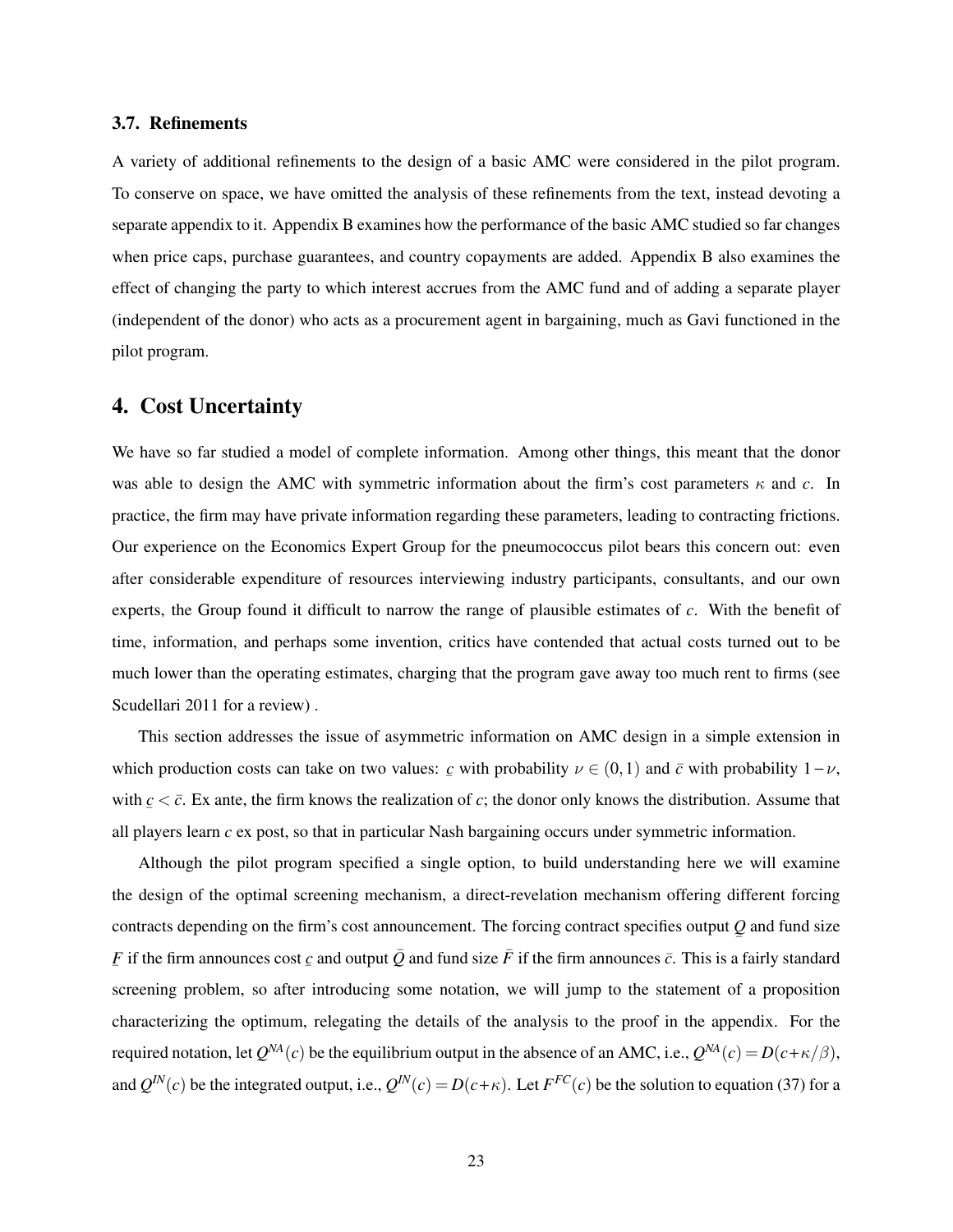### 3.7. Refinements

A variety of additional refinements to the design of a basic AMC were considered in the pilot program. To conserve on space, we have omitted the analysis of these refinements from the text, instead devoting a separate appendix to it. Appendix B examines how the performance of the basic AMC studied so far changes when price caps, purchase guarantees, and country copayments are added. Appendix B also examines the effect of changing the party to which interest accrues from the AMC fund and of adding a separate player (independent of the donor) who acts as a procurement agent in bargaining, much as Gavi functioned in the pilot program.

## 4. Cost Uncertainty

We have so far studied a model of complete information. Among other things, this meant that the donor was able to design the AMC with symmetric information about the firm's cost parameters $\kappa$ and $c$. In practice, the firm may have private information regarding these parameters, leading to contracting frictions. Our experience on the Economics Expert Group for the pneumococcus pilot bears this concern out: even after considerable expenditure of resources interviewing industry participants, consultants, and our own experts, the Group found it difficult to narrow the range of plausible estimates of $c$. With the benefit of time, information, and perhaps some invention, critics have contended that actual costs turned out to be much lower than the operating estimates, charging that the program gave away too much rent to firms (see Scudellari 2011 for a review) .

This section addresses the issue of asymmetric information on AMC design in a simple extension in which production costs can take on two values: $\underline{c}$ with probability $\nu \in (0,1)$ and $\bar{c}$ with probability $1-\nu$, with $\underline{c} < \bar{c}$. Ex ante, the firm knows the realization of $c$; the donor only knows the distribution. Assume that all players learn $c$ ex post, so that in particular Nash bargaining occurs under symmetric information.

Although the pilot program specified a single option, to build understanding here we will examine the design of the optimal screening mechanism, a direct-revelation mechanism offering different forcing contracts depending on the firm's cost announcement. The forcing contract specifies output $\underline{Q}$ and fund size $\underline{F}$ if the firm announces cost $\underline{c}$ and output $\bar{Q}$ and fund size $\bar{F}$ if the firm announces $\bar{c}$. This is a fairly standard screening problem, so after introducing some notation, we will jump to the statement of a proposition characterizing the optimum, relegating the details of the analysis to the proof in the appendix. For the required notation, let $Q^{NA}(c)$ be the equilibrium output in the absence of an AMC, i.e., $Q^{NA}(c) = D(c+\kappa/\beta)$, and $Q^{IN}(c)$ be the integrated output, i.e., $Q^{IN}(c) = D(c+\kappa)$. Let $F^{FC}(c)$ be the solution to equation (37) for a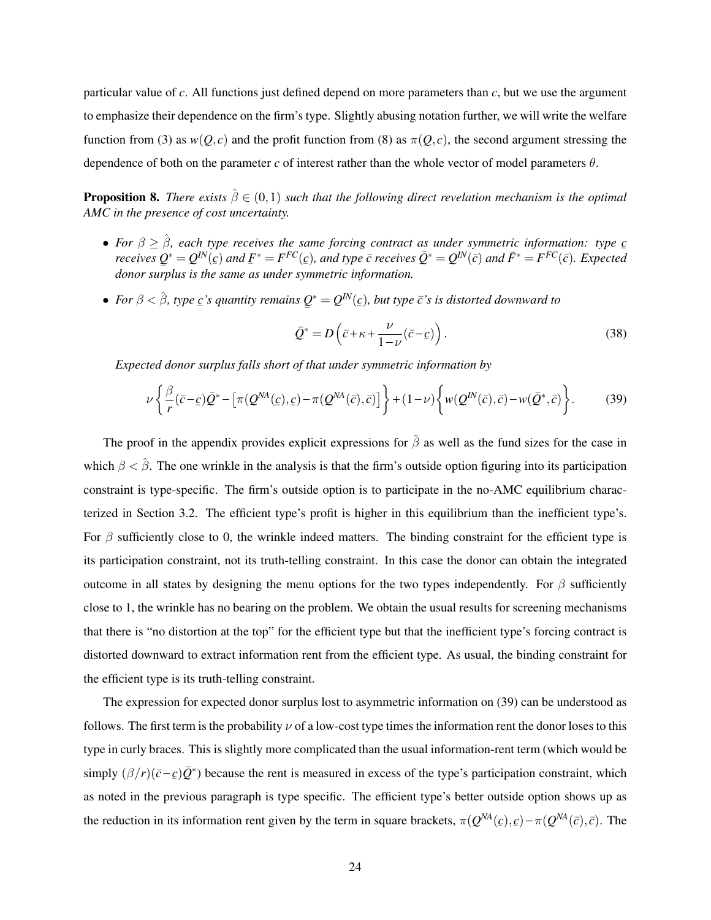particular value of $c$. All functions just defined depend on more parameters than $c$, but we use the argument to emphasize their dependence on the firm's type. Slightly abusing notation further, we will write the welfare function from (3) as $w(Q,c)$ and the profit function from (8) as $\pi(Q,c)$, the second argument stressing the dependence of both on the parameter $c$ of interest rather than the whole vector of model parameters $\theta$.

**Proposition 8.** *There exists $\hat{\beta} \in (0,1)$ such that the following direct revelation mechanism is the optimal AMC in the presence of cost uncertainty.*

- *For $\beta \geq \hat{\beta}$, each type receives the same forcing contract as under symmetric information: type $\underline{c}$ receives $\underline{Q}^* = Q^{IN}(\underline{c})$ and $\underline{F}^* = F^{FC}(\underline{c})$, and type $\bar{c}$ receives $\bar{Q}^* = Q^{IN}(\bar{c})$ and $\bar{F}^* = F^{FC}(\bar{c})$. Expected donor surplus is the same as under symmetric information.*
- *For $\beta < \hat{\beta}$, type $\underline{c}$'s quantity remains $\underline{Q}^* = Q^{IN}(\underline{c})$, but type $\bar{c}$'s is distorted downward to*

$$\bar{Q}^* = D\left(\bar{c} + \kappa + \frac{\nu}{1-\nu}(\bar{c} - \underline{c})\right). \tag{38}$$

*Expected donor surplus falls short of that under symmetric information by*

$$\nu\left\{\frac{\beta}{r}(\bar{c}-\underline{c})\bar{Q}^* - \left[\pi(Q^{NA}(\underline{c}),\underline{c}) - \pi(Q^{NA}(\bar{c}),\bar{c})\right]\right\} + (1-\nu)\left\{w(Q^{IN}(\bar{c}),\bar{c}) - w(\bar{Q}^*,\bar{c})\right\}. \tag{39}$$

The proof in the appendix provides explicit expressions for $\hat{\beta}$ as well as the fund sizes for the case in which $\beta < \hat{\beta}$. The one wrinkle in the analysis is that the firm's outside option figuring into its participation constraint is type-specific. The firm's outside option is to participate in the no-AMC equilibrium characterized in Section 3.2. The efficient type's profit is higher in this equilibrium than the inefficient type's. For $\beta$ sufficiently close to 0, the wrinkle indeed matters. The binding constraint for the efficient type is its participation constraint, not its truth-telling constraint. In this case the donor can obtain the integrated outcome in all states by designing the menu options for the two types independently. For $\beta$ sufficiently close to 1, the wrinkle has no bearing on the problem. We obtain the usual results for screening mechanisms that there is "no distortion at the top" for the efficient type but that the inefficient type's forcing contract is distorted downward to extract information rent from the efficient type. As usual, the binding constraint for the efficient type is its truth-telling constraint.

The expression for expected donor surplus lost to asymmetric information on (39) can be understood as follows. The first term is the probability $\nu$ of a low-cost type times the information rent the donor loses to this type in curly braces. This is slightly more complicated than the usual information-rent term (which would be simply $(\beta/r)(\bar{c}-\underline{c})\bar{Q}^*$) because the rent is measured in excess of the type's participation constraint, which as noted in the previous paragraph is type specific. The efficient type's better outside option shows up as the reduction in its information rent given by the term in square brackets, $\pi(Q^{NA}(\underline{c}),\underline{c}) - \pi(Q^{NA}(\bar{c}),\bar{c})$. The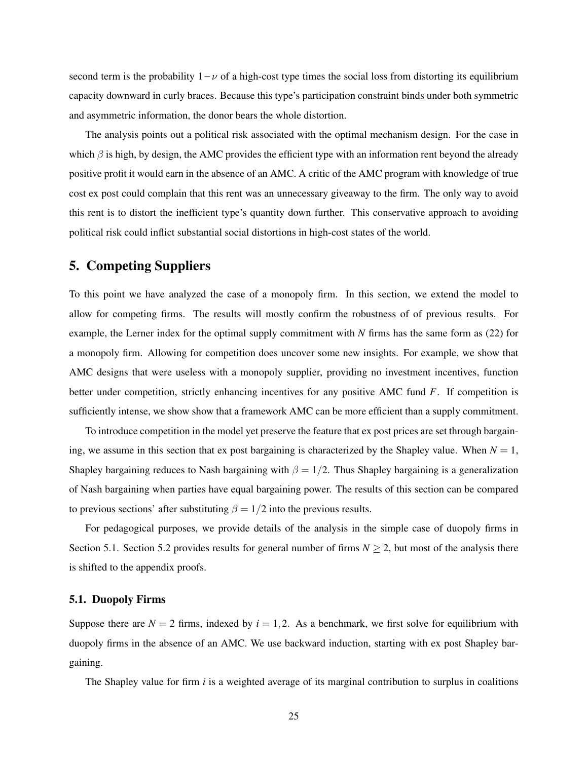second term is the probability $1-\nu$ of a high-cost type times the social loss from distorting its equilibrium capacity downward in curly braces. Because this type's participation constraint binds under both symmetric and asymmetric information, the donor bears the whole distortion.

The analysis points out a political risk associated with the optimal mechanism design. For the case in which $\beta$ is high, by design, the AMC provides the efficient type with an information rent beyond the already positive profit it would earn in the absence of an AMC. A critic of the AMC program with knowledge of true cost ex post could complain that this rent was an unnecessary giveaway to the firm. The only way to avoid this rent is to distort the inefficient type's quantity down further. This conservative approach to avoiding political risk could inflict substantial social distortions in high-cost states of the world.

## 5. Competing Suppliers

To this point we have analyzed the case of a monopoly firm. In this section, we extend the model to allow for competing firms. The results will mostly confirm the robustness of of previous results. For example, the Lerner index for the optimal supply commitment with $N$ firms has the same form as (22) for a monopoly firm. Allowing for competition does uncover some new insights. For example, we show that AMC designs that were useless with a monopoly supplier, providing no investment incentives, function better under competition, strictly enhancing incentives for any positive AMC fund $F$. If competition is sufficiently intense, we show show that a framework AMC can be more efficient than a supply commitment.

To introduce competition in the model yet preserve the feature that ex post prices are set through bargaining, we assume in this section that ex post bargaining is characterized by the Shapley value. When $N = 1$, Shapley bargaining reduces to Nash bargaining with $\beta = 1/2$. Thus Shapley bargaining is a generalization of Nash bargaining when parties have equal bargaining power. The results of this section can be compared to previous sections' after substituting $\beta = 1/2$ into the previous results.

For pedagogical purposes, we provide details of the analysis in the simple case of duopoly firms in Section 5.1. Section 5.2 provides results for general number of firms $N \geq 2$, but most of the analysis there is shifted to the appendix proofs.

### 5.1. Duopoly Firms

Suppose there are $N = 2$ firms, indexed by $i = 1, 2$. As a benchmark, we first solve for equilibrium with duopoly firms in the absence of an AMC. We use backward induction, starting with ex post Shapley bargaining.

The Shapley value for firm $i$ is a weighted average of its marginal contribution to surplus in coalitions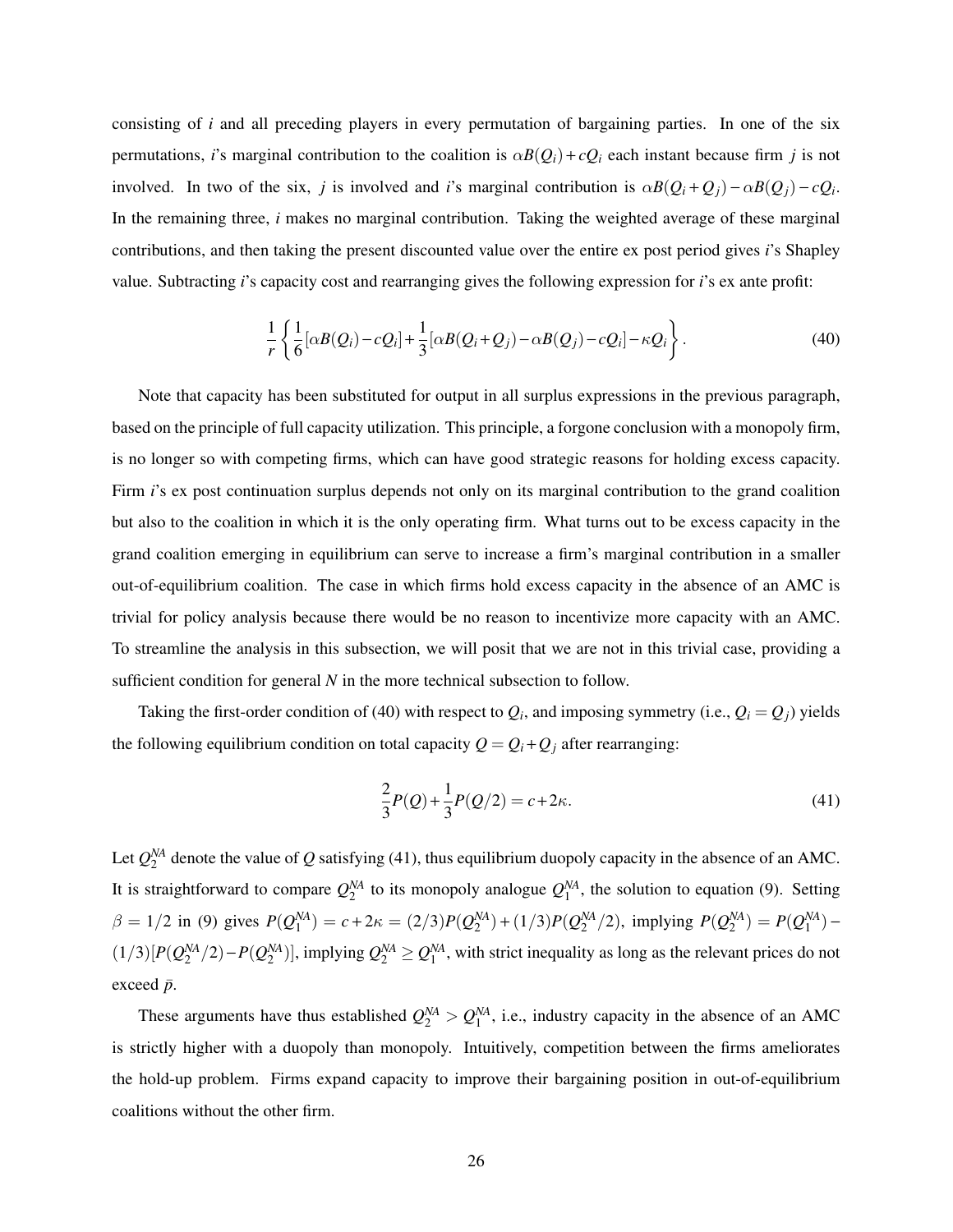consisting of $i$ and all preceding players in every permutation of bargaining parties. In one of the six permutations, $i$'s marginal contribution to the coalition is $\alpha B(Q_i) + cQ_i$ each instant because firm $j$ is not involved. In two of the six, $j$ is involved and $i$'s marginal contribution is $\alpha B(Q_i + Q_j) - \alpha B(Q_j) - cQ_i$. In the remaining three, $i$ makes no marginal contribution. Taking the weighted average of these marginal contributions, and then taking the present discounted value over the entire ex post period gives $i$'s Shapley value. Subtracting $i$'s capacity cost and rearranging gives the following expression for $i$'s ex ante profit:

$$\frac{1}{r}\left\{\frac{1}{6}[\alpha B(Q_i) - cQ_i] + \frac{1}{3}[\alpha B(Q_i + Q_j) - \alpha B(Q_j) - cQ_i] - \kappa Q_i\right\}. \tag{40}$$

Note that capacity has been substituted for output in all surplus expressions in the previous paragraph, based on the principle of full capacity utilization. This principle, a forgone conclusion with a monopoly firm, is no longer so with competing firms, which can have good strategic reasons for holding excess capacity. Firm $i$'s ex post continuation surplus depends not only on its marginal contribution to the grand coalition but also to the coalition in which it is the only operating firm. What turns out to be excess capacity in the grand coalition emerging in equilibrium can serve to increase a firm's marginal contribution in a smaller out-of-equilibrium coalition. The case in which firms hold excess capacity in the absence of an AMC is trivial for policy analysis because there would be no reason to incentivize more capacity with an AMC. To streamline the analysis in this subsection, we will posit that we are not in this trivial case, providing a sufficient condition for general $N$ in the more technical subsection to follow.

Taking the first-order condition of (40) with respect to $Q_i$, and imposing symmetry (i.e., $Q_i = Q_j$) yields the following equilibrium condition on total capacity $Q = Q_i + Q_j$ after rearranging:

$$\frac{2}{3}P(Q) + \frac{1}{3}P(Q/2) = c + 2\kappa. \tag{41}$$

Let $Q_2^{NA}$ denote the value of $Q$ satisfying (41), thus equilibrium duopoly capacity in the absence of an AMC. It is straightforward to compare $Q_2^{NA}$ to its monopoly analogue $Q_1^{NA}$, the solution to equation (9). Setting $\beta = 1/2$ in (9) gives $P(Q_1^{NA}) = c + 2\kappa = (2/3)P(Q_2^{NA}) + (1/3)P(Q_2^{NA}/2)$, implying $P(Q_2^{NA}) = P(Q_1^{NA}) - (1/3)[P(Q_2^{NA}/2) - P(Q_2^{NA})]$, implying $Q_2^{NA} \geq Q_1^{NA}$, with strict inequality as long as the relevant prices do not exceed $\bar{p}$.

These arguments have thus established $Q_2^{NA} > Q_1^{NA}$, i.e., industry capacity in the absence of an AMC is strictly higher with a duopoly than monopoly. Intuitively, competition between the firms ameliorates the hold-up problem. Firms expand capacity to improve their bargaining position in out-of-equilibrium coalitions without the other firm.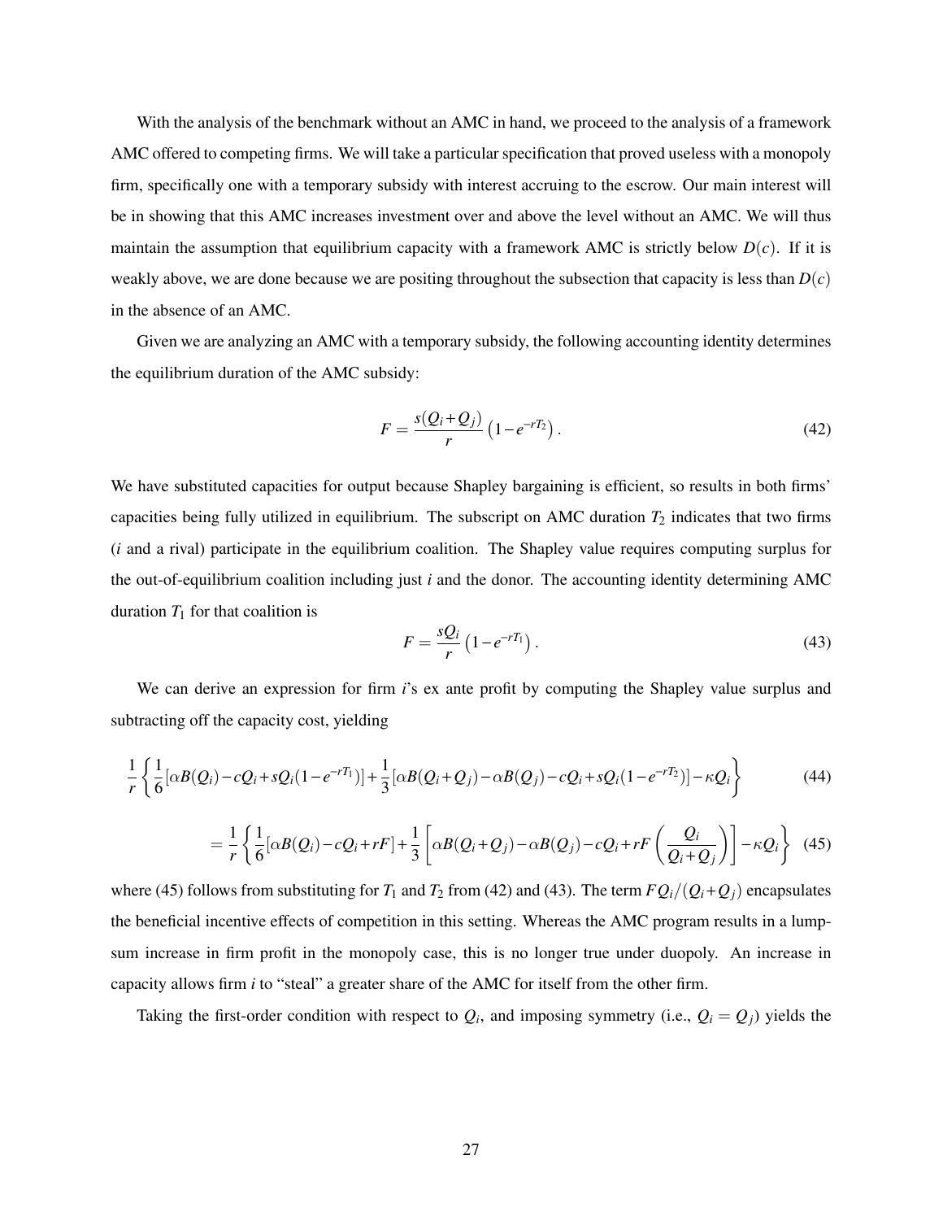With the analysis of the benchmark without an AMC in hand, we proceed to the analysis of a framework AMC offered to competing firms. We will take a particular specification that proved useless with a monopoly firm, specifically one with a temporary subsidy with interest accruing to the escrow. Our main interest will be in showing that this AMC increases investment over and above the level without an AMC. We will thus maintain the assumption that equilibrium capacity with a framework AMC is strictly below $D(c)$. If it is weakly above, we are done because we are positing throughout the subsection that capacity is less than $D(c)$ in the absence of an AMC.

Given we are analyzing an AMC with a temporary subsidy, the following accounting identity determines the equilibrium duration of the AMC subsidy:

$$F = \frac{s(Q_i + Q_j)}{r}\left(1 - e^{-rT_2}\right). \tag{42}$$

We have substituted capacities for output because Shapley bargaining is efficient, so results in both firms' capacities being fully utilized in equilibrium. The subscript on AMC duration $T_2$ indicates that two firms ($i$ and a rival) participate in the equilibrium coalition. The Shapley value requires computing surplus for the out-of-equilibrium coalition including just $i$ and the donor. The accounting identity determining AMC duration $T_1$ for that coalition is

$$F = \frac{sQ_i}{r}\left(1 - e^{-rT_1}\right). \tag{43}$$

We can derive an expression for firm $i$'s ex ante profit by computing the Shapley value surplus and subtracting off the capacity cost, yielding

$$\frac{1}{r}\left\{\frac{1}{6}[\alpha B(Q_i) - cQ_i + sQ_i(1-e^{-rT_1})] + \frac{1}{3}[\alpha B(Q_i+Q_j) - \alpha B(Q_j) - cQ_i + sQ_i(1-e^{-rT_2})] - \kappa Q_i\right\} \tag{44}$$

$$= \frac{1}{r}\left\{\frac{1}{6}[\alpha B(Q_i) - cQ_i + rF] + \frac{1}{3}\left[\alpha B(Q_i+Q_j) - \alpha B(Q_j) - cQ_i + rF\left(\frac{Q_i}{Q_i+Q_j}\right)\right] - \kappa Q_i\right\} \tag{45}$$

where (45) follows from substituting for $T_1$ and $T_2$ from (42) and (43). The term $FQ_i/(Q_i+Q_j)$ encapsulates the beneficial incentive effects of competition in this setting. Whereas the AMC program results in a lump-sum increase in firm profit in the monopoly case, this is no longer true under duopoly. An increase in capacity allows firm $i$ to "steal" a greater share of the AMC for itself from the other firm.

Taking the first-order condition with respect to $Q_i$, and imposing symmetry (i.e., $Q_i = Q_j$) yields the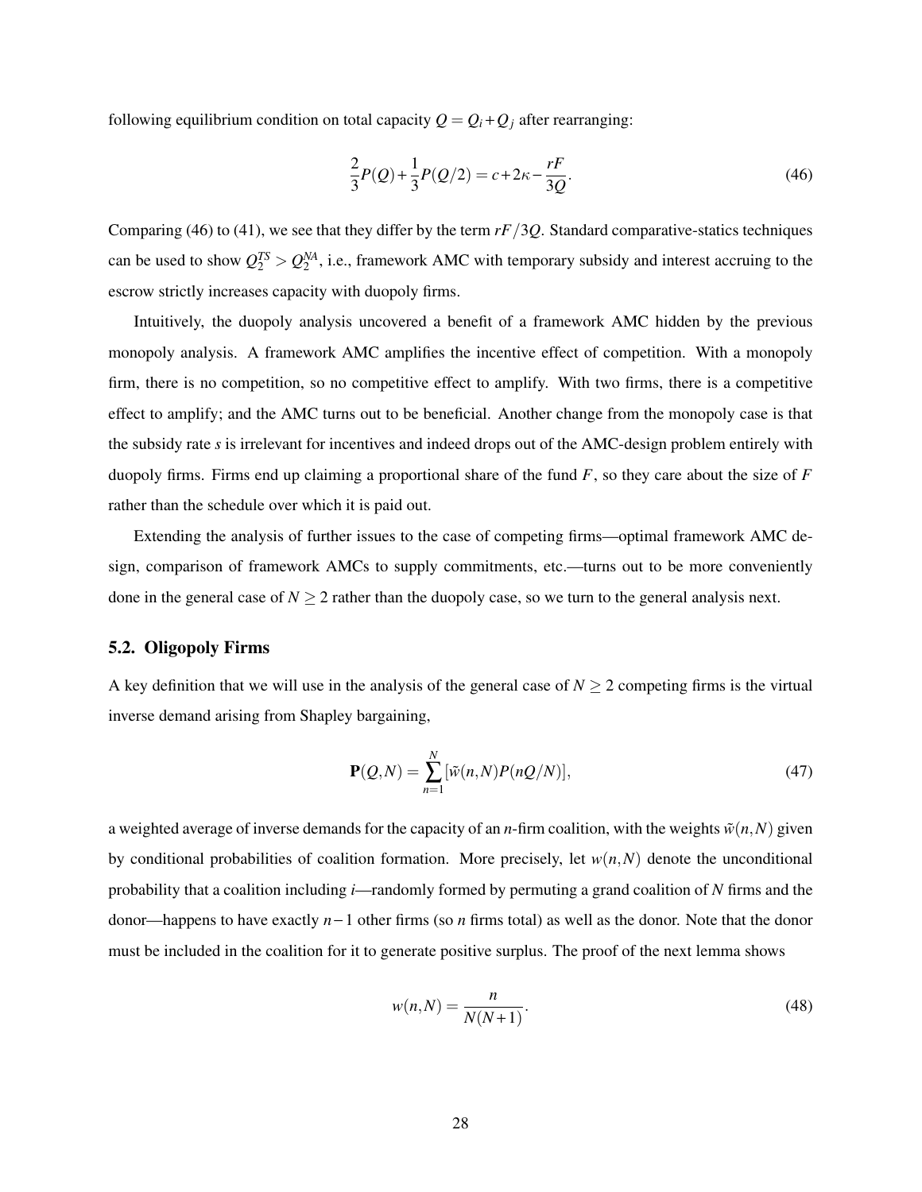following equilibrium condition on total capacity $Q = Q_i + Q_j$ after rearranging:

$$\frac{2}{3}P(Q) + \frac{1}{3}P(Q/2) = c + 2\kappa - \frac{rF}{3Q}. \tag{46}$$

Comparing (46) to (41), we see that they differ by the term $rF/3Q$. Standard comparative-statics techniques can be used to show $Q_2^{TS} > Q_2^{NA}$, i.e., framework AMC with temporary subsidy and interest accruing to the escrow strictly increases capacity with duopoly firms.

Intuitively, the duopoly analysis uncovered a benefit of a framework AMC hidden by the previous monopoly analysis. A framework AMC amplifies the incentive effect of competition. With a monopoly firm, there is no competition, so no competitive effect to amplify. With two firms, there is a competitive effect to amplify; and the AMC turns out to be beneficial. Another change from the monopoly case is that the subsidy rate $s$ is irrelevant for incentives and indeed drops out of the AMC-design problem entirely with duopoly firms. Firms end up claiming a proportional share of the fund $F$, so they care about the size of $F$ rather than the schedule over which it is paid out.

Extending the analysis of further issues to the case of competing firms—optimal framework AMC design, comparison of framework AMCs to supply commitments, etc.—turns out to be more conveniently done in the general case of $N \geq 2$ rather than the duopoly case, so we turn to the general analysis next.

## 5.2. Oligopoly Firms

A key definition that we will use in the analysis of the general case of $N \geq 2$ competing firms is the virtual inverse demand arising from Shapley bargaining,

$$\mathbf{P}(Q,N) = \sum_{n=1}^{N} [\tilde{w}(n,N)P(nQ/N)], \tag{47}$$

a weighted average of inverse demands for the capacity of an $n$-firm coalition, with the weights $\tilde{w}(n,N)$ given by conditional probabilities of coalition formation. More precisely, let $w(n,N)$ denote the unconditional probability that a coalition including $i$—randomly formed by permuting a grand coalition of $N$ firms and the donor—happens to have exactly $n-1$ other firms (so $n$ firms total) as well as the donor. Note that the donor must be included in the coalition for it to generate positive surplus. The proof of the next lemma shows

$$w(n,N) = \frac{n}{N(N+1)}. \tag{48}$$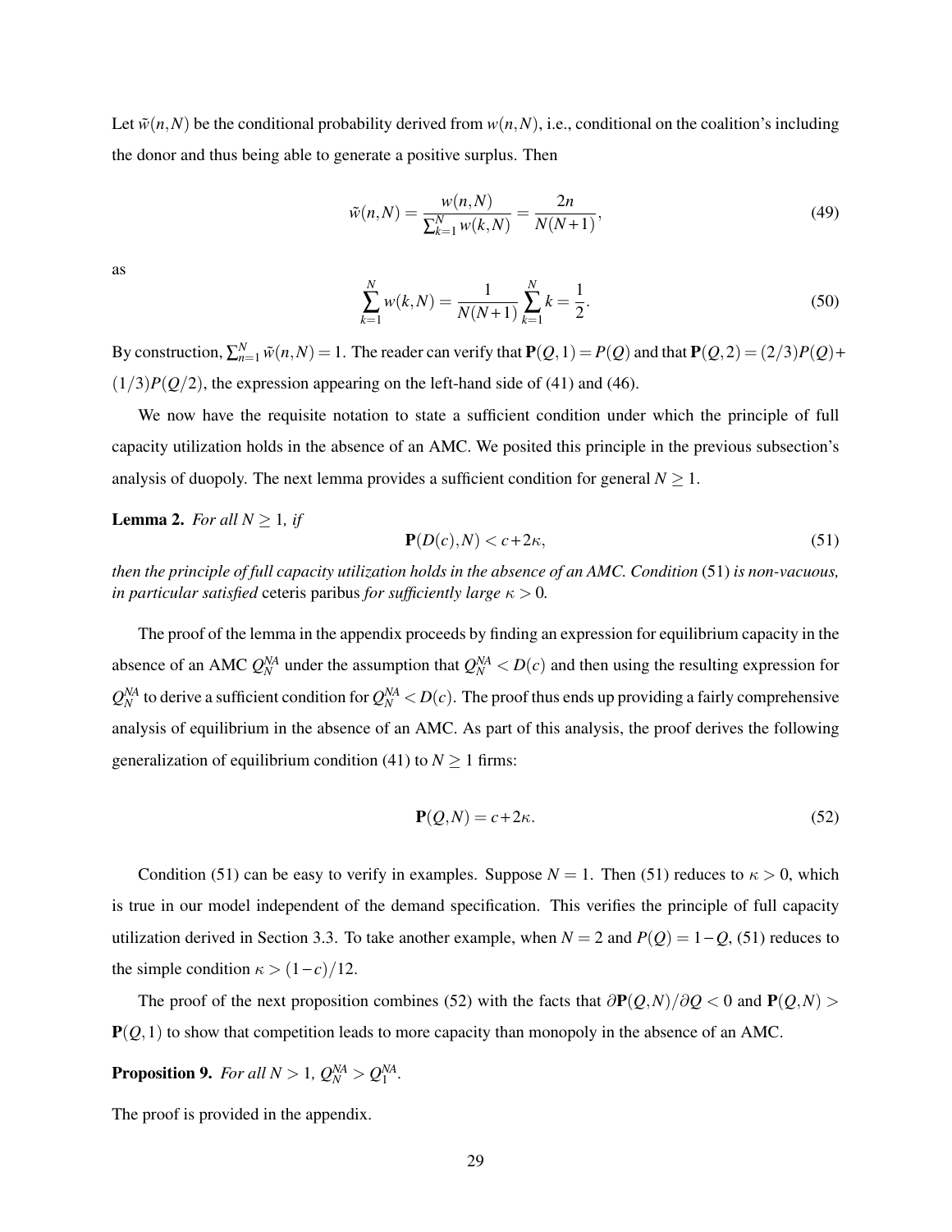Let $\tilde{w}(n,N)$ be the conditional probability derived from $w(n,N)$, i.e., conditional on the coalition's including the donor and thus being able to generate a positive surplus. Then

$$\tilde{w}(n,N) = \frac{w(n,N)}{\sum_{k=1}^{N} w(k,N)} = \frac{2n}{N(N+1)}, \tag{49}$$

as

$$\sum_{k=1}^{N} w(k,N) = \frac{1}{N(N+1)} \sum_{k=1}^{N} k = \frac{1}{2}. \tag{50}$$

By construction, $\sum_{n=1}^{N} \tilde{w}(n,N) = 1$. The reader can verify that $\mathbf{P}(Q,1) = P(Q)$ and that $\mathbf{P}(Q,2) = (2/3)P(Q) + (1/3)P(Q/2)$, the expression appearing on the left-hand side of (41) and (46).

We now have the requisite notation to state a sufficient condition under which the principle of full capacity utilization holds in the absence of an AMC. We posited this principle in the previous subsection's analysis of duopoly. The next lemma provides a sufficient condition for general $N \geq 1$.

**Lemma 2.** *For all $N \geq 1$, if*

$$\mathbf{P}(D(c),N) < c + 2\kappa, \tag{51}$$

*then the principle of full capacity utilization holds in the absence of an AMC. Condition* (51) *is non-vacuous, in particular satisfied* ceteris paribus *for sufficiently large $\kappa > 0$.*

The proof of the lemma in the appendix proceeds by finding an expression for equilibrium capacity in the absence of an AMC $Q_N^{NA}$ under the assumption that $Q_N^{NA} < D(c)$ and then using the resulting expression for $Q_N^{NA}$ to derive a sufficient condition for $Q_N^{NA} < D(c)$. The proof thus ends up providing a fairly comprehensive analysis of equilibrium in the absence of an AMC. As part of this analysis, the proof derives the following generalization of equilibrium condition (41) to $N \geq 1$ firms:

$$\mathbf{P}(Q,N) = c + 2\kappa. \tag{52}$$

Condition (51) can be easy to verify in examples. Suppose $N = 1$. Then (51) reduces to $\kappa > 0$, which is true in our model independent of the demand specification. This verifies the principle of full capacity utilization derived in Section 3.3. To take another example, when $N = 2$ and $P(Q) = 1 - Q$, (51) reduces to the simple condition $\kappa > (1-c)/12$.

The proof of the next proposition combines (52) with the facts that $\partial \mathbf{P}(Q,N)/\partial Q < 0$ and $\mathbf{P}(Q,N) > \mathbf{P}(Q,1)$ to show that competition leads to more capacity than monopoly in the absence of an AMC.

**Proposition 9.** *For all $N > 1$, $Q_N^{NA} > Q_1^{NA}$.*

The proof is provided in the appendix.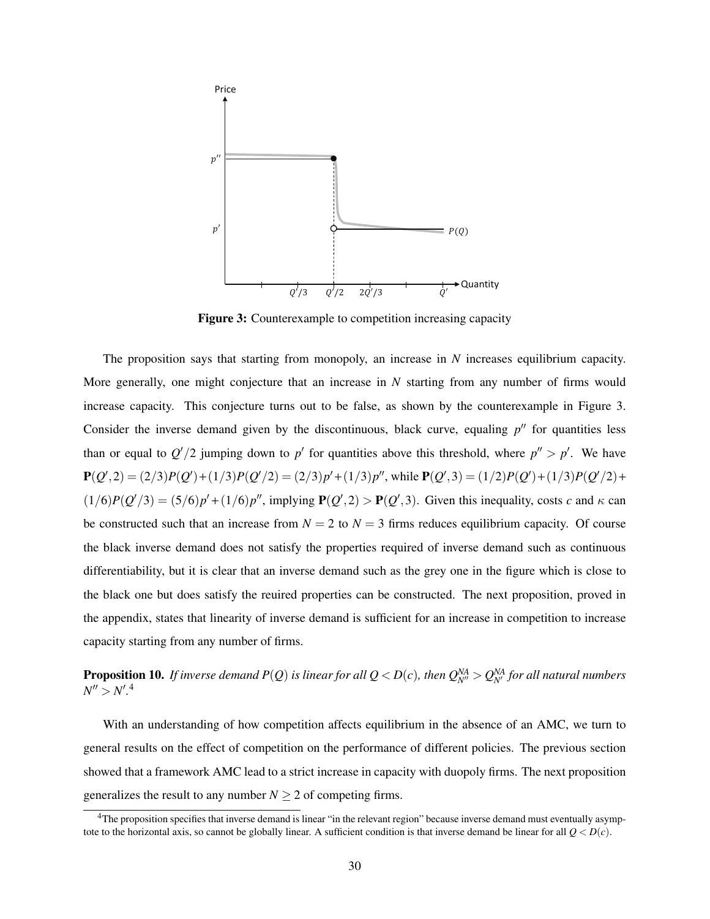Figure 3: Counterexample to competition increasing capacity

The proposition says that starting from monopoly, an increase in $N$ increases equilibrium capacity. More generally, one might conjecture that an increase in $N$ starting from any number of firms would increase capacity. This conjecture turns out to be false, as shown by the counterexample in Figure 3. Consider the inverse demand given by the discontinuous, black curve, equaling $p''$ for quantities less than or equal to $Q'/2$ jumping down to $p'$ for quantities above this threshold, where $p'' > p'$. We have $\mathbf{P}(Q',2) = (2/3)P(Q') + (1/3)P(Q'/2) = (2/3)p' + (1/3)p''$, while $\mathbf{P}(Q',3) = (1/2)P(Q') + (1/3)P(Q'/2) + (1/6)P(Q'/3) = (5/6)p' + (1/6)p''$, implying $\mathbf{P}(Q',2) > \mathbf{P}(Q',3)$. Given this inequality, costs $c$ and $\kappa$ can be constructed such that an increase from $N = 2$ to $N = 3$ firms reduces equilibrium capacity. Of course the black inverse demand does not satisfy the properties required of inverse demand such as continuous differentiability, but it is clear that an inverse demand such as the grey one in the figure which is close to the black one but does satisfy the reuired properties can be constructed. The next proposition, proved in the appendix, states that linearity of inverse demand is sufficient for an increase in competition to increase capacity starting from any number of firms.

**Proposition 10.** *If inverse demand $P(Q)$ is linear for all $Q < D(c)$, then $Q^{NA}_{N''} > Q^{NA}_{N'}$ for all natural numbers $N'' > N'$.*[4]

With an understanding of how competition affects equilibrium in the absence of an AMC, we turn to general results on the effect of competition on the performance of different policies. The previous section showed that a framework AMC lead to a strict increase in capacity with duopoly firms. The next proposition generalizes the result to any number $N \geq 2$ of competing firms.

[4] The proposition specifies that inverse demand is linear "in the relevant region" because inverse demand must eventually asymptote to the horizontal axis, so cannot be globally linear. A sufficient condition is that inverse demand be linear for all $Q < D(c)$.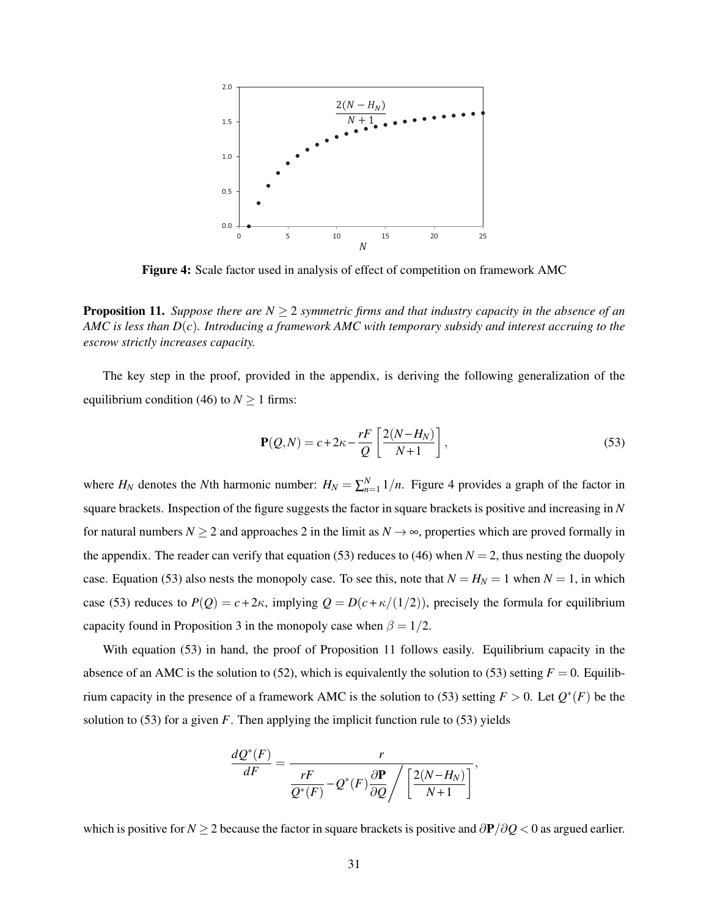**Figure 4:** Scale factor used in analysis of effect of competition on framework AMC

**Proposition 11.** *Suppose there are $N \geq 2$ symmetric firms and that industry capacity in the absence of an AMC is less than $D(c)$. Introducing a framework AMC with temporary subsidy and interest accruing to the escrow strictly increases capacity.*

The key step in the proof, provided in the appendix, is deriving the following generalization of the equilibrium condition (46) to $N \geq 1$ firms:

$$\mathbf{P}(Q,N) = c + 2\kappa - \frac{rF}{Q}\left[\frac{2(N - H_N)}{N+1}\right], \tag{53}$$

where $H_N$ denotes the $N$th harmonic number: $H_N = \sum_{n=1}^{N} 1/n$. Figure 4 provides a graph of the factor in square brackets. Inspection of the figure suggests the factor in square brackets is positive and increasing in $N$ for natural numbers $N \geq 2$ and approaches 2 in the limit as $N \to \infty$, properties which are proved formally in the appendix. The reader can verify that equation (53) reduces to (46) when $N = 2$, thus nesting the duopoly case. Equation (53) also nests the monopoly case. To see this, note that $N = H_N = 1$ when $N = 1$, in which case (53) reduces to $P(Q) = c + 2\kappa$, implying $Q = D(c + \kappa/(1/2))$, precisely the formula for equilibrium capacity found in Proposition 3 in the monopoly case when $\beta = 1/2$.

With equation (53) in hand, the proof of Proposition 11 follows easily. Equilibrium capacity in the absence of an AMC is the solution to (52), which is equivalently the solution to (53) setting $F = 0$. Equilibrium capacity in the presence of a framework AMC is the solution to (53) setting $F > 0$. Let $Q^*(F)$ be the solution to (53) for a given $F$. Then applying the implicit function rule to (53) yields

$$\frac{dQ^*(F)}{dF} = \frac{r}{\dfrac{rF}{Q^*(F)} - Q^*(F)\dfrac{\partial \mathbf{P}}{\partial Q} \Bigg/ \left[\dfrac{2(N-H_N)}{N+1}\right]},$$

which is positive for $N \geq 2$ because the factor in square brackets is positive and $\partial \mathbf{P}/\partial Q < 0$ as argued earlier.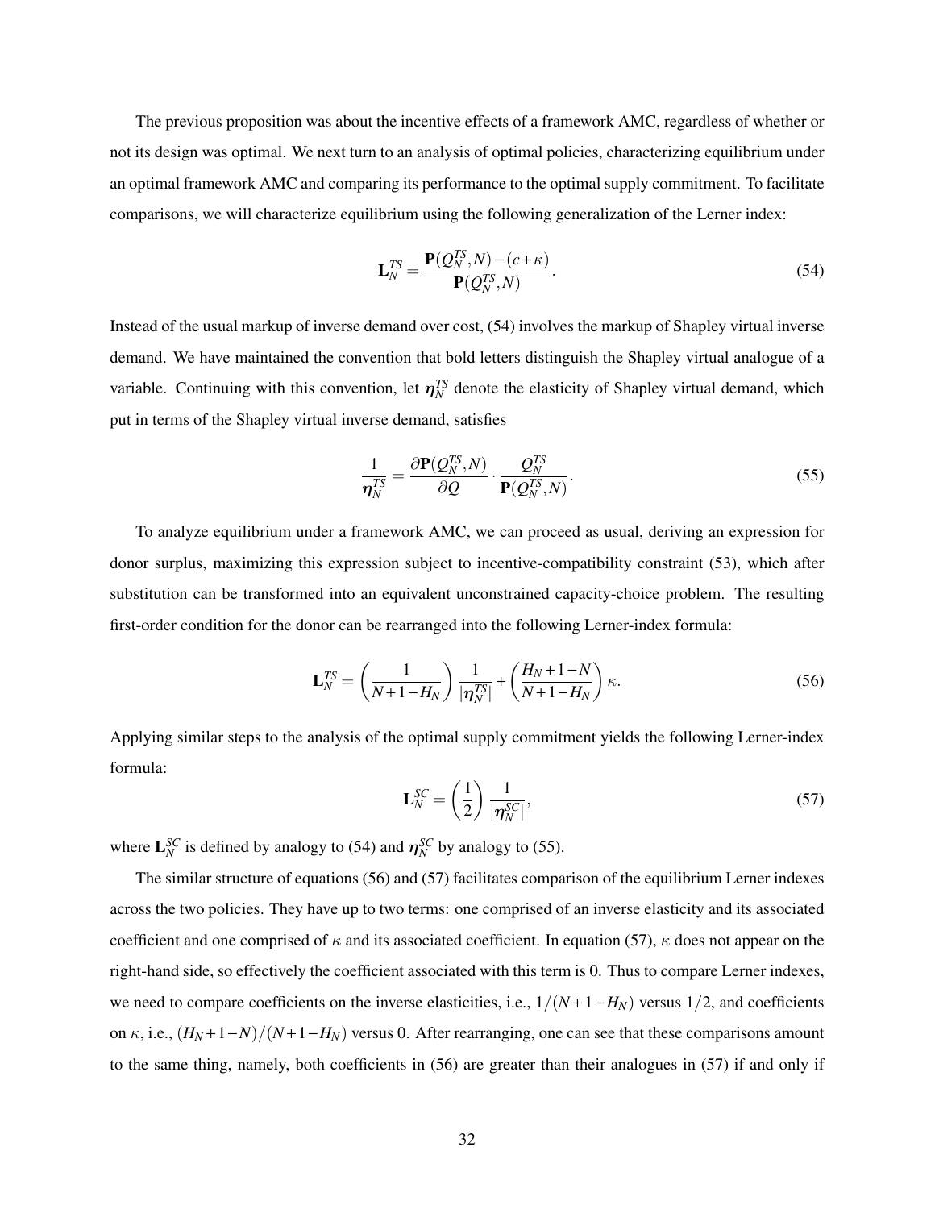The previous proposition was about the incentive effects of a framework AMC, regardless of whether or not its design was optimal. We next turn to an analysis of optimal policies, characterizing equilibrium under an optimal framework AMC and comparing its performance to the optimal supply commitment. To facilitate comparisons, we will characterize equilibrium using the following generalization of the Lerner index:

$$\mathbf{L}_N^{TS} = \frac{\mathbf{P}(Q_N^{TS}, N) - (c + \kappa)}{\mathbf{P}(Q_N^{TS}, N)}. \tag{54}$$

Instead of the usual markup of inverse demand over cost, (54) involves the markup of Shapley virtual inverse demand. We have maintained the convention that bold letters distinguish the Shapley virtual analogue of a variable. Continuing with this convention, let $\boldsymbol{\eta}_N^{TS}$ denote the elasticity of Shapley virtual demand, which put in terms of the Shapley virtual inverse demand, satisfies

$$\frac{1}{\boldsymbol{\eta}_N^{TS}} = \frac{\partial \mathbf{P}(Q_N^{TS}, N)}{\partial Q} \cdot \frac{Q_N^{TS}}{\mathbf{P}(Q_N^{TS}, N)}. \tag{55}$$

To analyze equilibrium under a framework AMC, we can proceed as usual, deriving an expression for donor surplus, maximizing this expression subject to incentive-compatibility constraint (53), which after substitution can be transformed into an equivalent unconstrained capacity-choice problem. The resulting first-order condition for the donor can be rearranged into the following Lerner-index formula:

$$\mathbf{L}_N^{TS} = \left( \frac{1}{N + 1 - H_N} \right) \frac{1}{|\boldsymbol{\eta}_N^{TS}|} + \left( \frac{H_N + 1 - N}{N + 1 - H_N} \right) \kappa. \tag{56}$$

Applying similar steps to the analysis of the optimal supply commitment yields the following Lerner-index formula:

$$\mathbf{L}_N^{SC} = \left( \frac{1}{2} \right) \frac{1}{|\boldsymbol{\eta}_N^{SC}|}, \tag{57}$$

where $\mathbf{L}_N^{SC}$ is defined by analogy to (54) and $\boldsymbol{\eta}_N^{SC}$ by analogy to (55).

The similar structure of equations (56) and (57) facilitates comparison of the equilibrium Lerner indexes across the two policies. They have up to two terms: one comprised of an inverse elasticity and its associated coefficient and one comprised of $\kappa$ and its associated coefficient. In equation (57), $\kappa$ does not appear on the right-hand side, so effectively the coefficient associated with this term is 0. Thus to compare Lerner indexes, we need to compare coefficients on the inverse elasticities, i.e., $1/(N+1-H_N)$ versus $1/2$, and coefficients on $\kappa$, i.e., $(H_N+1-N)/(N+1-H_N)$ versus 0. After rearranging, one can see that these comparisons amount to the same thing, namely, both coefficients in (56) are greater than their analogues in (57) if and only if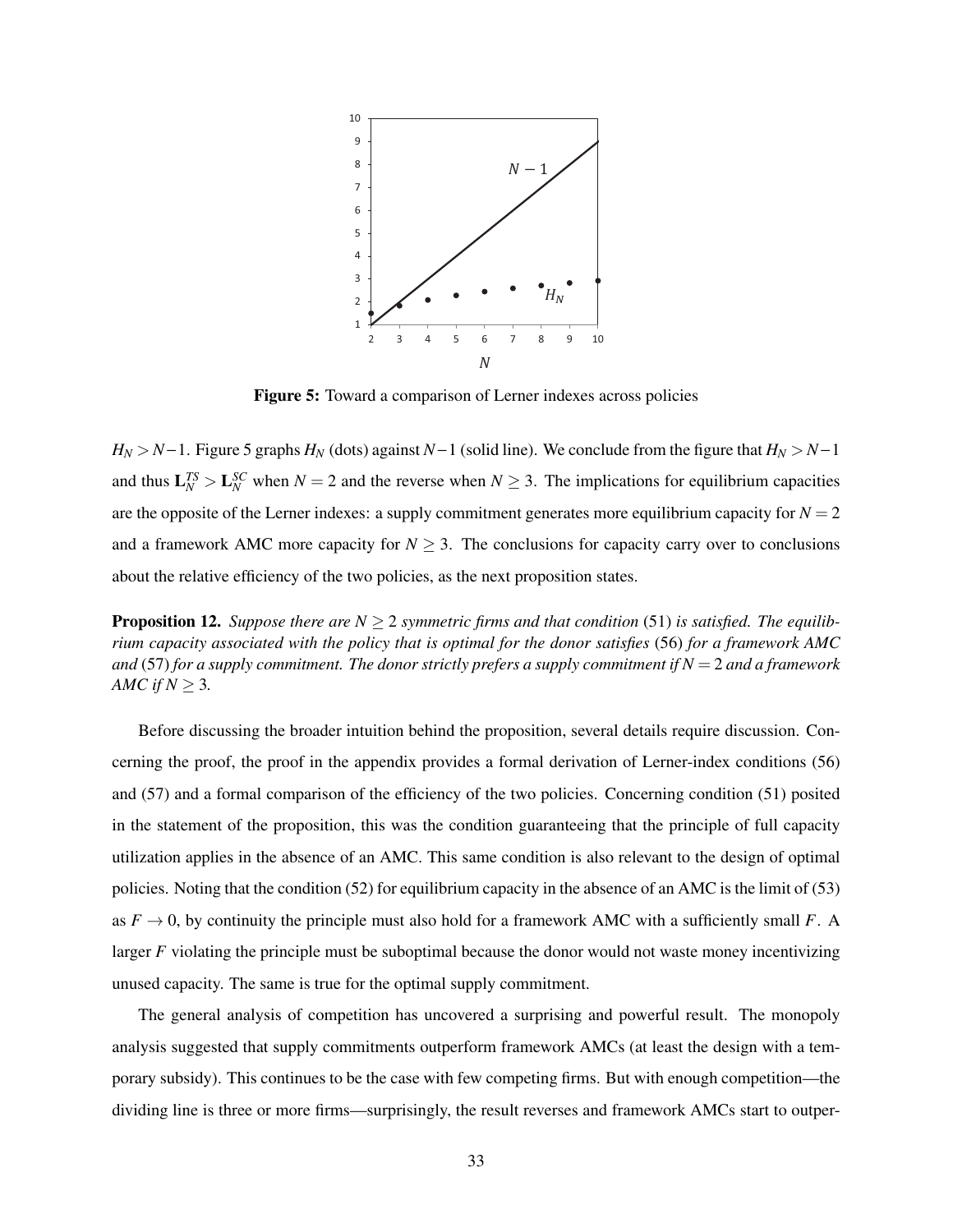**Figure 5:** Toward a comparison of Lerner indexes across policies

$H_N > N-1$. Figure 5 graphs $H_N$ (dots) against $N-1$ (solid line). We conclude from the figure that $H_N > N-1$ and thus $\mathbf{L}_N^{TS} > \mathbf{L}_N^{SC}$ when $N = 2$ and the reverse when $N \geq 3$. The implications for equilibrium capacities are the opposite of the Lerner indexes: a supply commitment generates more equilibrium capacity for $N = 2$ and a framework AMC more capacity for $N \geq 3$. The conclusions for capacity carry over to conclusions about the relative efficiency of the two policies, as the next proposition states.

**Proposition 12.** *Suppose there are $N \geq 2$ symmetric firms and that condition* (51) *is satisfied. The equilibrium capacity associated with the policy that is optimal for the donor satisfies* (56) *for a framework AMC and* (57) *for a supply commitment. The donor strictly prefers a supply commitment if $N = 2$ and a framework AMC if $N \geq 3$.*

Before discussing the broader intuition behind the proposition, several details require discussion. Concerning the proof, the proof in the appendix provides a formal derivation of Lerner-index conditions (56) and (57) and a formal comparison of the efficiency of the two policies. Concerning condition (51) posited in the statement of the proposition, this was the condition guaranteeing that the principle of full capacity utilization applies in the absence of an AMC. This same condition is also relevant to the design of optimal policies. Noting that the condition (52) for equilibrium capacity in the absence of an AMC is the limit of (53) as $F \to 0$, by continuity the principle must also hold for a framework AMC with a sufficiently small $F$. A larger $F$ violating the principle must be suboptimal because the donor would not waste money incentivizing unused capacity. The same is true for the optimal supply commitment.

The general analysis of competition has uncovered a surprising and powerful result. The monopoly analysis suggested that supply commitments outperform framework AMCs (at least the design with a temporary subsidy). This continues to be the case with few competing firms. But with enough competition—the dividing line is three or more firms—surprisingly, the result reverses and framework AMCs start to outper-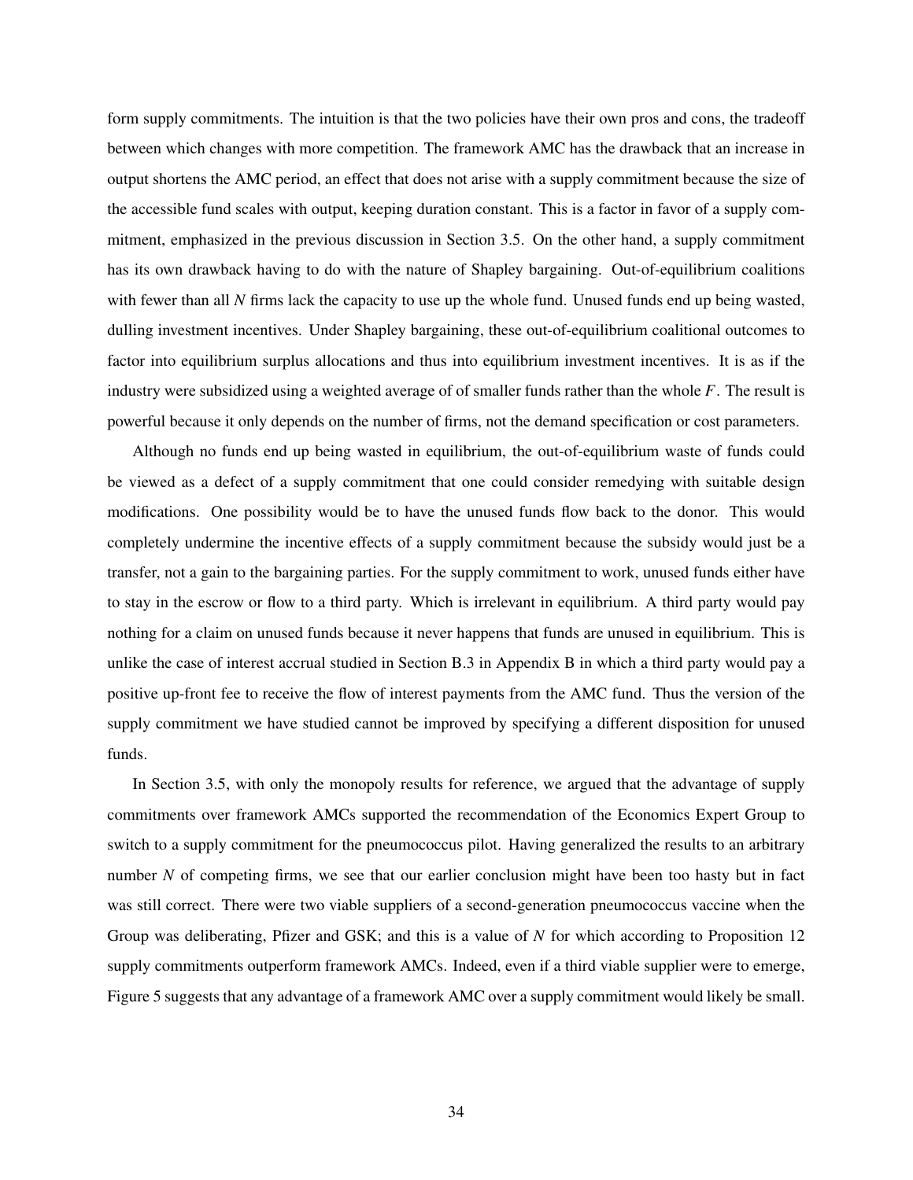form supply commitments. The intuition is that the two policies have their own pros and cons, the tradeoff between which changes with more competition. The framework AMC has the drawback that an increase in output shortens the AMC period, an effect that does not arise with a supply commitment because the size of the accessible fund scales with output, keeping duration constant. This is a factor in favor of a supply commitment, emphasized in the previous discussion in Section 3.5. On the other hand, a supply commitment has its own drawback having to do with the nature of Shapley bargaining. Out-of-equilibrium coalitions with fewer than all $N$ firms lack the capacity to use up the whole fund. Unused funds end up being wasted, dulling investment incentives. Under Shapley bargaining, these out-of-equilibrium coalitional outcomes to factor into equilibrium surplus allocations and thus into equilibrium investment incentives. It is as if the industry were subsidized using a weighted average of of smaller funds rather than the whole $F$. The result is powerful because it only depends on the number of firms, not the demand specification or cost parameters.

Although no funds end up being wasted in equilibrium, the out-of-equilibrium waste of funds could be viewed as a defect of a supply commitment that one could consider remedying with suitable design modifications. One possibility would be to have the unused funds flow back to the donor. This would completely undermine the incentive effects of a supply commitment because the subsidy would just be a transfer, not a gain to the bargaining parties. For the supply commitment to work, unused funds either have to stay in the escrow or flow to a third party. Which is irrelevant in equilibrium. A third party would pay nothing for a claim on unused funds because it never happens that funds are unused in equilibrium. This is unlike the case of interest accrual studied in Section B.3 in Appendix B in which a third party would pay a positive up-front fee to receive the flow of interest payments from the AMC fund. Thus the version of the supply commitment we have studied cannot be improved by specifying a different disposition for unused funds.

In Section 3.5, with only the monopoly results for reference, we argued that the advantage of supply commitments over framework AMCs supported the recommendation of the Economics Expert Group to switch to a supply commitment for the pneumococcus pilot. Having generalized the results to an arbitrary number $N$ of competing firms, we see that our earlier conclusion might have been too hasty but in fact was still correct. There were two viable suppliers of a second-generation pneumococcus vaccine when the Group was deliberating, Pfizer and GSK; and this is a value of $N$ for which according to Proposition 12 supply commitments outperform framework AMCs. Indeed, even if a third viable supplier were to emerge, Figure 5 suggests that any advantage of a framework AMC over a supply commitment would likely be small.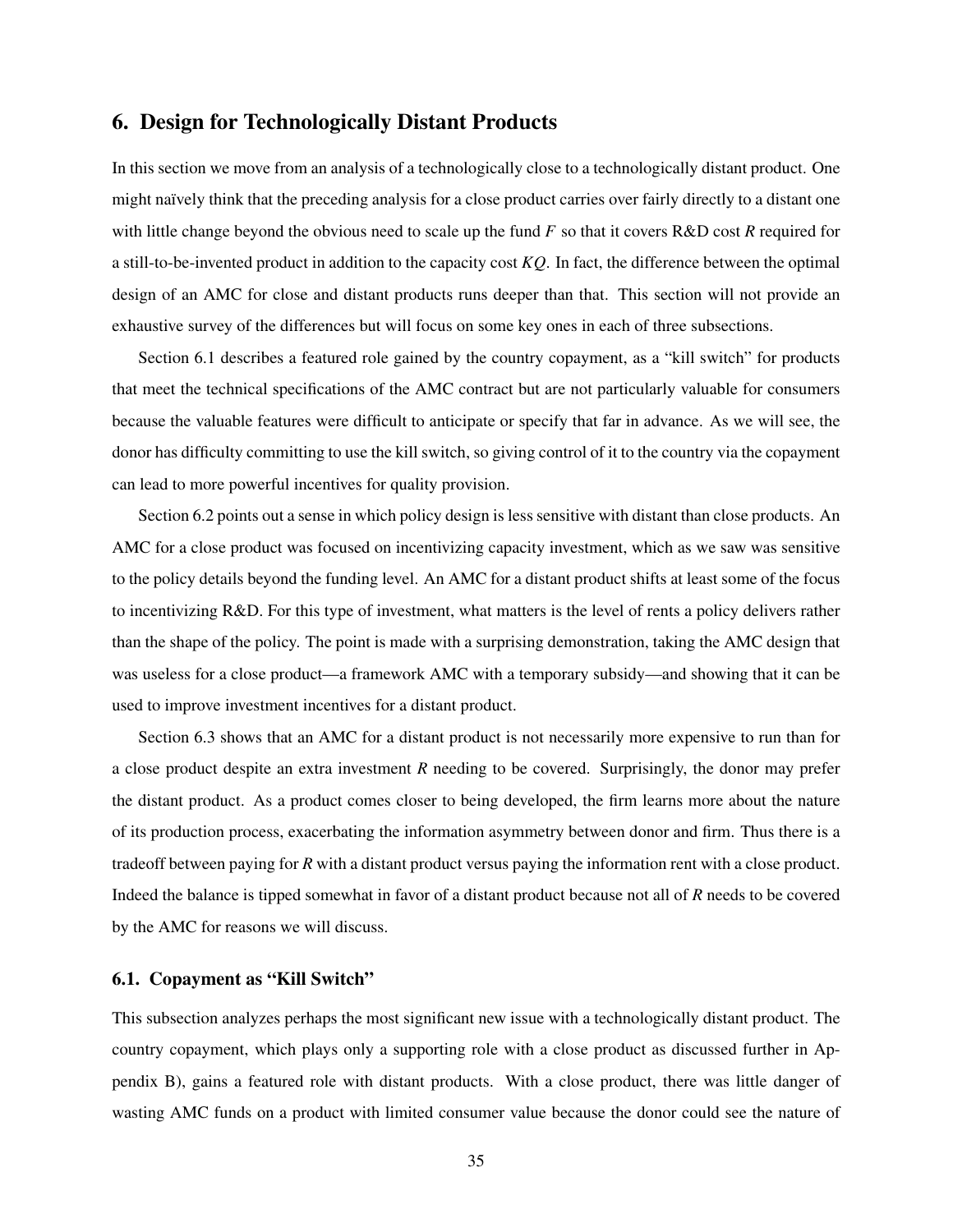## 6. Design for Technologically Distant Products

In this section we move from an analysis of a technologically close to a technologically distant product. One might naïvely think that the preceding analysis for a close product carries over fairly directly to a distant one with little change beyond the obvious need to scale up the fund $F$ so that it covers R&D cost $R$ required for a still-to-be-invented product in addition to the capacity cost $KQ$. In fact, the difference between the optimal design of an AMC for close and distant products runs deeper than that. This section will not provide an exhaustive survey of the differences but will focus on some key ones in each of three subsections.

Section 6.1 describes a featured role gained by the country copayment, as a "kill switch" for products that meet the technical specifications of the AMC contract but are not particularly valuable for consumers because the valuable features were difficult to anticipate or specify that far in advance. As we will see, the donor has difficulty committing to use the kill switch, so giving control of it to the country via the copayment can lead to more powerful incentives for quality provision.

Section 6.2 points out a sense in which policy design is less sensitive with distant than close products. An AMC for a close product was focused on incentivizing capacity investment, which as we saw was sensitive to the policy details beyond the funding level. An AMC for a distant product shifts at least some of the focus to incentivizing R&D. For this type of investment, what matters is the level of rents a policy delivers rather than the shape of the policy. The point is made with a surprising demonstration, taking the AMC design that was useless for a close product—a framework AMC with a temporary subsidy—and showing that it can be used to improve investment incentives for a distant product.

Section 6.3 shows that an AMC for a distant product is not necessarily more expensive to run than for a close product despite an extra investment $R$ needing to be covered. Surprisingly, the donor may prefer the distant product. As a product comes closer to being developed, the firm learns more about the nature of its production process, exacerbating the information asymmetry between donor and firm. Thus there is a tradeoff between paying for $R$ with a distant product versus paying the information rent with a close product. Indeed the balance is tipped somewhat in favor of a distant product because not all of $R$ needs to be covered by the AMC for reasons we will discuss.

### 6.1. Copayment as "Kill Switch"

This subsection analyzes perhaps the most significant new issue with a technologically distant product. The country copayment, which plays only a supporting role with a close product as discussed further in Appendix B), gains a featured role with distant products. With a close product, there was little danger of wasting AMC funds on a product with limited consumer value because the donor could see the nature of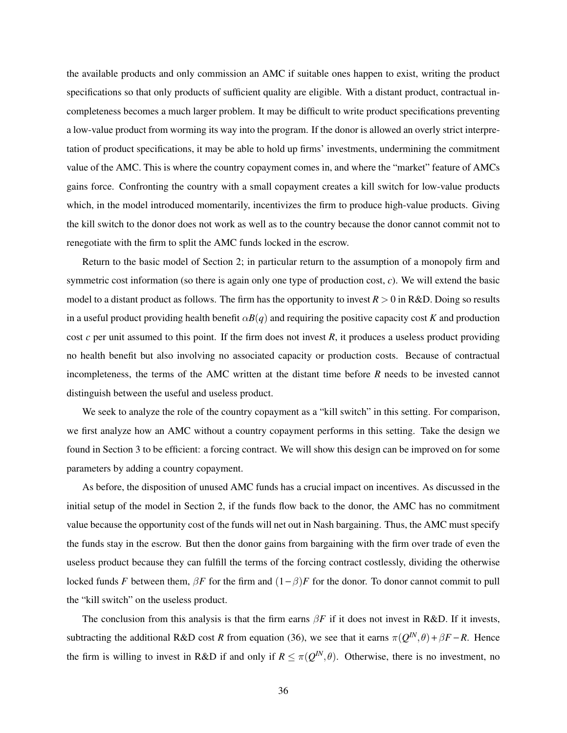the available products and only commission an AMC if suitable ones happen to exist, writing the product specifications so that only products of sufficient quality are eligible. With a distant product, contractual incompleteness becomes a much larger problem. It may be difficult to write product specifications preventing a low-value product from worming its way into the program. If the donor is allowed an overly strict interpretation of product specifications, it may be able to hold up firms' investments, undermining the commitment value of the AMC. This is where the country copayment comes in, and where the "market" feature of AMCs gains force. Confronting the country with a small copayment creates a kill switch for low-value products which, in the model introduced momentarily, incentivizes the firm to produce high-value products. Giving the kill switch to the donor does not work as well as to the country because the donor cannot commit not to renegotiate with the firm to split the AMC funds locked in the escrow.

Return to the basic model of Section 2; in particular return to the assumption of a monopoly firm and symmetric cost information (so there is again only one type of production cost, $c$). We will extend the basic model to a distant product as follows. The firm has the opportunity to invest $R > 0$ in R&D. Doing so results in a useful product providing health benefit $\alpha B(q)$ and requiring the positive capacity cost $K$ and production cost $c$ per unit assumed to this point. If the firm does not invest $R$, it produces a useless product providing no health benefit but also involving no associated capacity or production costs. Because of contractual incompleteness, the terms of the AMC written at the distant time before $R$ needs to be invested cannot distinguish between the useful and useless product.

We seek to analyze the role of the country copayment as a "kill switch" in this setting. For comparison, we first analyze how an AMC without a country copayment performs in this setting. Take the design we found in Section 3 to be efficient: a forcing contract. We will show this design can be improved on for some parameters by adding a country copayment.

As before, the disposition of unused AMC funds has a crucial impact on incentives. As discussed in the initial setup of the model in Section 2, if the funds flow back to the donor, the AMC has no commitment value because the opportunity cost of the funds will net out in Nash bargaining. Thus, the AMC must specify the funds stay in the escrow. But then the donor gains from bargaining with the firm over trade of even the useless product because they can fulfill the terms of the forcing contract costlessly, dividing the otherwise locked funds $F$ between them, $\beta F$ for the firm and $(1-\beta)F$ for the donor. To donor cannot commit to pull the "kill switch" on the useless product.

The conclusion from this analysis is that the firm earns $\beta F$ if it does not invest in R&D. If it invests, subtracting the additional R&D cost $R$ from equation (36), we see that it earns $\pi(Q^{IN}, \theta) + \beta F - R$. Hence the firm is willing to invest in R&D if and only if $R \leq \pi(Q^{IN}, \theta)$. Otherwise, there is no investment, no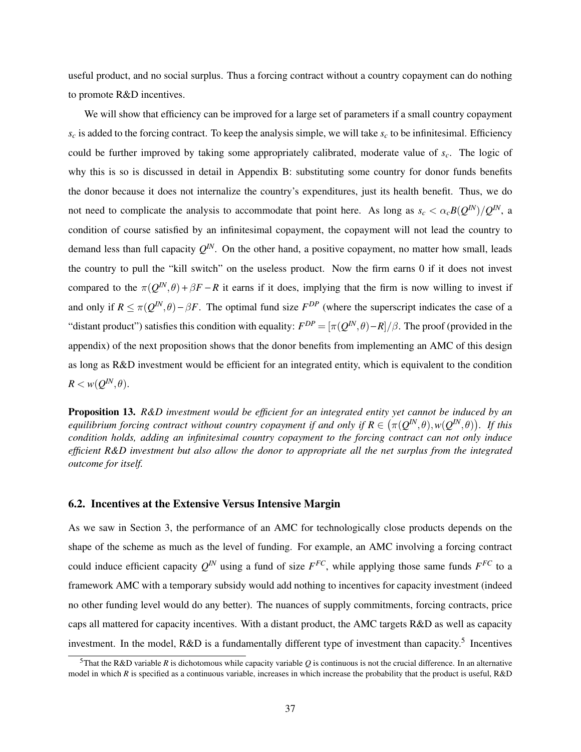useful product, and no social surplus. Thus a forcing contract without a country copayment can do nothing to promote R&D incentives.

We will show that efficiency can be improved for a large set of parameters if a small country copayment $s_c$ is added to the forcing contract. To keep the analysis simple, we will take $s_c$ to be infinitesimal. Efficiency could be further improved by taking some appropriately calibrated, moderate value of $s_c$. The logic of why this is so is discussed in detail in Appendix B: substituting some country for donor funds benefits the donor because it does not internalize the country's expenditures, just its health benefit. Thus, we do not need to complicate the analysis to accommodate that point here. As long as $s_c < \alpha_c B(Q^{IN})/Q^{IN}$, a condition of course satisfied by an infinitesimal copayment, the copayment will not lead the country to demand less than full capacity $Q^{IN}$. On the other hand, a positive copayment, no matter how small, leads the country to pull the "kill switch" on the useless product. Now the firm earns 0 if it does not invest compared to the $\pi(Q^{IN},\theta) + \beta F - R$ it earns if it does, implying that the firm is now willing to invest if and only if $R \leq \pi(Q^{IN},\theta) - \beta F$. The optimal fund size $F^{DP}$ (where the superscript indicates the case of a "distant product") satisfies this condition with equality: $F^{DP} = [\pi(Q^{IN},\theta) - R]/\beta$. The proof (provided in the appendix) of the next proposition shows that the donor benefits from implementing an AMC of this design as long as R&D investment would be efficient for an integrated entity, which is equivalent to the condition $R < w(Q^{IN},\theta)$.

**Proposition 13.** *R&D investment would be efficient for an integrated entity yet cannot be induced by an equilibrium forcing contract without country copayment if and only if* $R \in \left(\pi(Q^{IN},\theta), w(Q^{IN},\theta)\right)$. *If this condition holds, adding an infinitesimal country copayment to the forcing contract can not only induce efficient R&D investment but also allow the donor to appropriate all the net surplus from the integrated outcome for itself.*

### 6.2. Incentives at the Extensive Versus Intensive Margin

As we saw in Section 3, the performance of an AMC for technologically close products depends on the shape of the scheme as much as the level of funding. For example, an AMC involving a forcing contract could induce efficient capacity $Q^{IN}$ using a fund of size $F^{FC}$, while applying those same funds $F^{FC}$ to a framework AMC with a temporary subsidy would add nothing to incentives for capacity investment (indeed no other funding level would do any better). The nuances of supply commitments, forcing contracts, price caps all mattered for capacity incentives. With a distant product, the AMC targets R&D as well as capacity investment. In the model, R&D is a fundamentally different type of investment than capacity.[5] Incentives

[5]That the R&D variable $R$ is dichotomous while capacity variable $Q$ is continuous is not the crucial difference. In an alternative model in which $R$ is specified as a continuous variable, increases in which increase the probability that the product is useful, R&D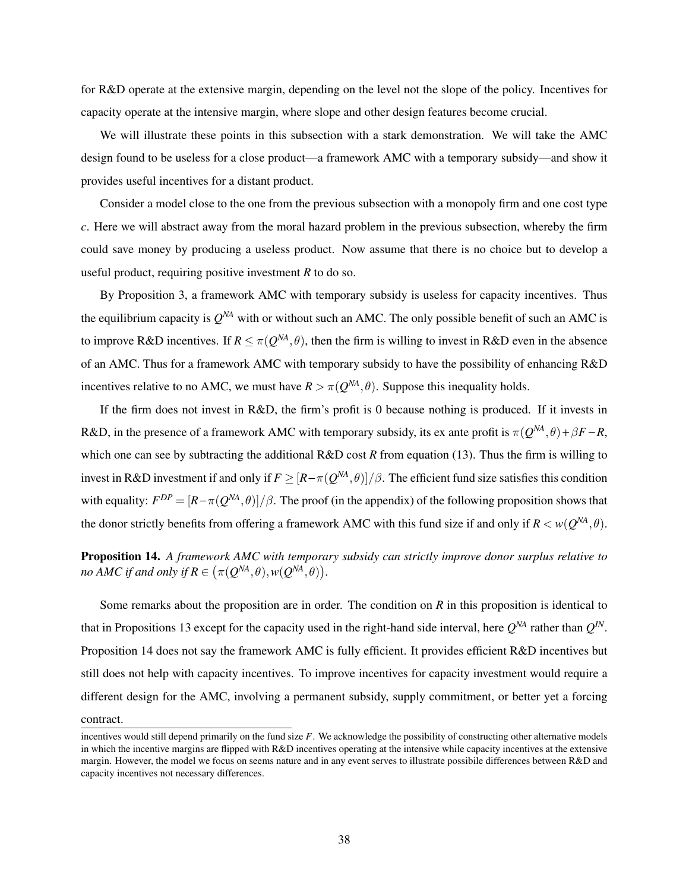for R&D operate at the extensive margin, depending on the level not the slope of the policy. Incentives for capacity operate at the intensive margin, where slope and other design features become crucial.

We will illustrate these points in this subsection with a stark demonstration. We will take the AMC design found to be useless for a close product—a framework AMC with a temporary subsidy—and show it provides useful incentives for a distant product.

Consider a model close to the one from the previous subsection with a monopoly firm and one cost type $c$. Here we will abstract away from the moral hazard problem in the previous subsection, whereby the firm could save money by producing a useless product. Now assume that there is no choice but to develop a useful product, requiring positive investment $R$ to do so.

By Proposition 3, a framework AMC with temporary subsidy is useless for capacity incentives. Thus the equilibrium capacity is $Q^{NA}$ with or without such an AMC. The only possible benefit of such an AMC is to improve R&D incentives. If $R \leq \pi(Q^{NA},\theta)$, then the firm is willing to invest in R&D even in the absence of an AMC. Thus for a framework AMC with temporary subsidy to have the possibility of enhancing R&D incentives relative to no AMC, we must have $R > \pi(Q^{NA},\theta)$. Suppose this inequality holds.

If the firm does not invest in R&D, the firm's profit is 0 because nothing is produced. If it invests in R&D, in the presence of a framework AMC with temporary subsidy, its ex ante profit is $\pi(Q^{NA},\theta)+\beta F-R$, which one can see by subtracting the additional R&D cost $R$ from equation (13). Thus the firm is willing to invest in R&D investment if and only if $F \geq [R-\pi(Q^{NA},\theta)]/\beta$. The efficient fund size satisfies this condition with equality: $F^{DP} = [R-\pi(Q^{NA},\theta)]/\beta$. The proof (in the appendix) of the following proposition shows that the donor strictly benefits from offering a framework AMC with this fund size if and only if $R < w(Q^{NA},\theta)$.

**Proposition 14.** *A framework AMC with temporary subsidy can strictly improve donor surplus relative to no AMC if and only if* $R \in \left(\pi(Q^{NA},\theta), w(Q^{NA},\theta)\right)$.

Some remarks about the proposition are in order. The condition on $R$ in this proposition is identical to that in Propositions 13 except for the capacity used in the right-hand side interval, here $Q^{NA}$ rather than $Q^{IN}$. Proposition 14 does not say the framework AMC is fully efficient. It provides efficient R&D incentives but still does not help with capacity incentives. To improve incentives for capacity investment would require a different design for the AMC, involving a permanent subsidy, supply commitment, or better yet a forcing contract.

incentives would still depend primarily on the fund size $F$. We acknowledge the possibility of constructing other alternative models in which the incentive margins are flipped with R&D incentives operating at the intensive while capacity incentives at the extensive margin. However, the model we focus on seems nature and in any event serves to illustrate possibile differences between R&D and capacity incentives not necessary differences.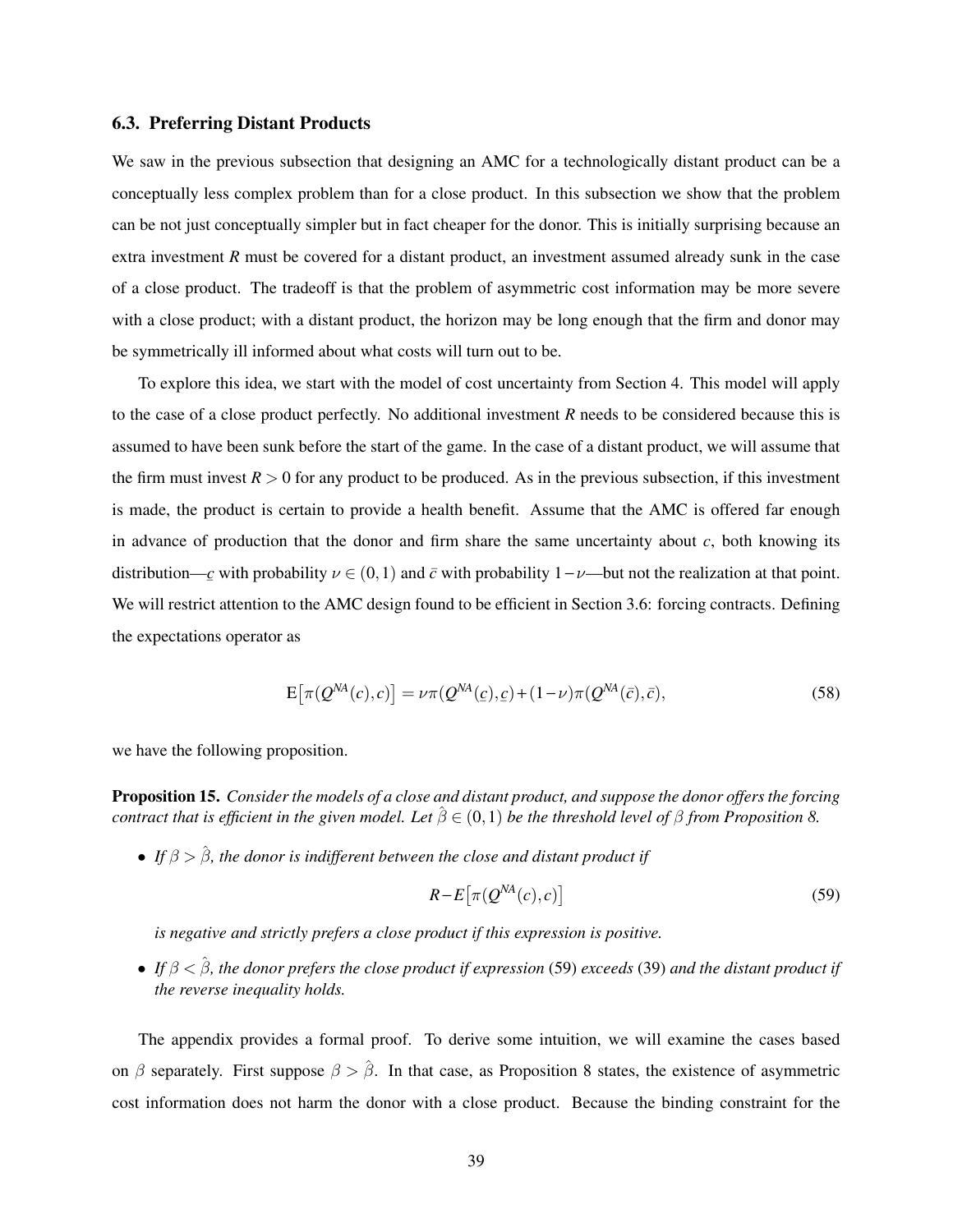### 6.3. Preferring Distant Products

We saw in the previous subsection that designing an AMC for a technologically distant product can be a conceptually less complex problem than for a close product. In this subsection we show that the problem can be not just conceptually simpler but in fact cheaper for the donor. This is initially surprising because an extra investment $R$ must be covered for a distant product, an investment assumed already sunk in the case of a close product. The tradeoff is that the problem of asymmetric cost information may be more severe with a close product; with a distant product, the horizon may be long enough that the firm and donor may be symmetrically ill informed about what costs will turn out to be.

To explore this idea, we start with the model of cost uncertainty from Section 4. This model will apply to the case of a close product perfectly. No additional investment $R$ needs to be considered because this is assumed to have been sunk before the start of the game. In the case of a distant product, we will assume that the firm must invest $R > 0$ for any product to be produced. As in the previous subsection, if this investment is made, the product is certain to provide a health benefit. Assume that the AMC is offered far enough in advance of production that the donor and firm share the same uncertainty about $c$, both knowing its distribution—$\underline{c}$ with probability $\nu \in (0,1)$ and $\bar{c}$ with probability $1-\nu$—but not the realization at that point. We will restrict attention to the AMC design found to be efficient in Section 3.6: forcing contracts. Defining the expectations operator as

$$\mathrm{E}\big[\pi(Q^{NA}(c),c)\big] = \nu\pi(Q^{NA}(\underline{c}),\underline{c}) + (1-\nu)\pi(Q^{NA}(\bar{c}),\bar{c}), \tag{58}$$

we have the following proposition.

**Proposition 15.** *Consider the models of a close and distant product, and suppose the donor offers the forcing contract that is efficient in the given model. Let $\hat{\beta} \in (0,1)$ be the threshold level of $\beta$ from Proposition 8.*

- *If $\beta > \hat{\beta}$, the donor is indifferent between the close and distant product if*

$$R - E\big[\pi(Q^{NA}(c),c)\big] \tag{59}$$

*is negative and strictly prefers a close product if this expression is positive.*

- *If $\beta < \hat{\beta}$, the donor prefers the close product if expression* (59) *exceeds* (39) *and the distant product if the reverse inequality holds.*

The appendix provides a formal proof. To derive some intuition, we will examine the cases based on $\beta$ separately. First suppose $\beta > \hat{\beta}$. In that case, as Proposition 8 states, the existence of asymmetric cost information does not harm the donor with a close product. Because the binding constraint for the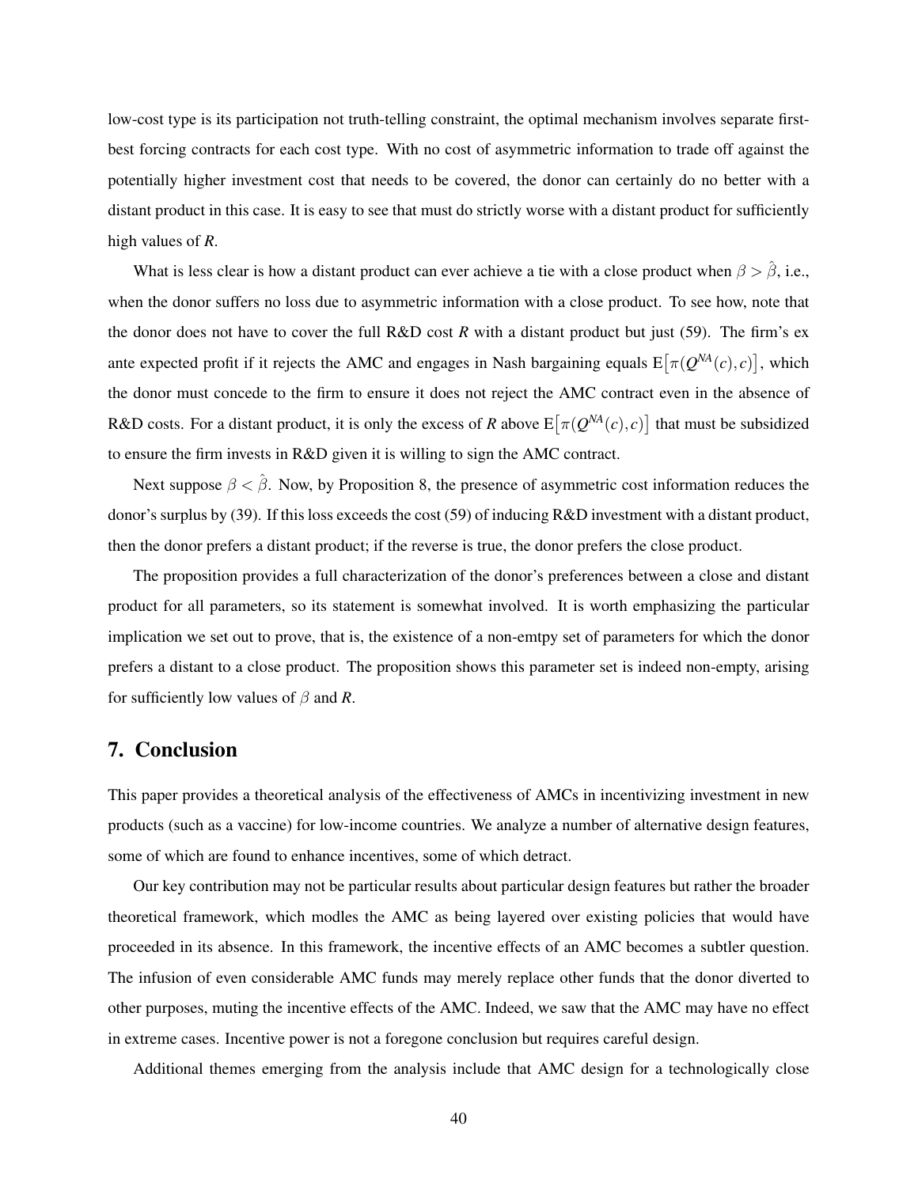low-cost type is its participation not truth-telling constraint, the optimal mechanism involves separate first-best forcing contracts for each cost type. With no cost of asymmetric information to trade off against the potentially higher investment cost that needs to be covered, the donor can certainly do no better with a distant product in this case. It is easy to see that must do strictly worse with a distant product for sufficiently high values of $R$.

What is less clear is how a distant product can ever achieve a tie with a close product when $\beta > \hat{\beta}$, i.e., when the donor suffers no loss due to asymmetric information with a close product. To see how, note that the donor does not have to cover the full R&D cost $R$ with a distant product but just (59). The firm's ex ante expected profit if it rejects the AMC and engages in Nash bargaining equals $\mathrm{E}\big[\pi(Q^{NA}(c), c)\big]$, which the donor must concede to the firm to ensure it does not reject the AMC contract even in the absence of R&D costs. For a distant product, it is only the excess of $R$ above $\mathrm{E}\big[\pi(Q^{NA}(c), c)\big]$ that must be subsidized to ensure the firm invests in R&D given it is willing to sign the AMC contract.

Next suppose $\beta < \hat{\beta}$. Now, by Proposition 8, the presence of asymmetric cost information reduces the donor's surplus by (39). If this loss exceeds the cost (59) of inducing R&D investment with a distant product, then the donor prefers a distant product; if the reverse is true, the donor prefers the close product.

The proposition provides a full characterization of the donor's preferences between a close and distant product for all parameters, so its statement is somewhat involved. It is worth emphasizing the particular implication we set out to prove, that is, the existence of a non-emtpy set of parameters for which the donor prefers a distant to a close product. The proposition shows this parameter set is indeed non-empty, arising for sufficiently low values of $\beta$ and $R$.

## 7. Conclusion

This paper provides a theoretical analysis of the effectiveness of AMCs in incentivizing investment in new products (such as a vaccine) for low-income countries. We analyze a number of alternative design features, some of which are found to enhance incentives, some of which detract.

Our key contribution may not be particular results about particular design features but rather the broader theoretical framework, which modles the AMC as being layered over existing policies that would have proceeded in its absence. In this framework, the incentive effects of an AMC becomes a subtler question. The infusion of even considerable AMC funds may merely replace other funds that the donor diverted to other purposes, muting the incentive effects of the AMC. Indeed, we saw that the AMC may have no effect in extreme cases. Incentive power is not a foregone conclusion but requires careful design.

Additional themes emerging from the analysis include that AMC design for a technologically close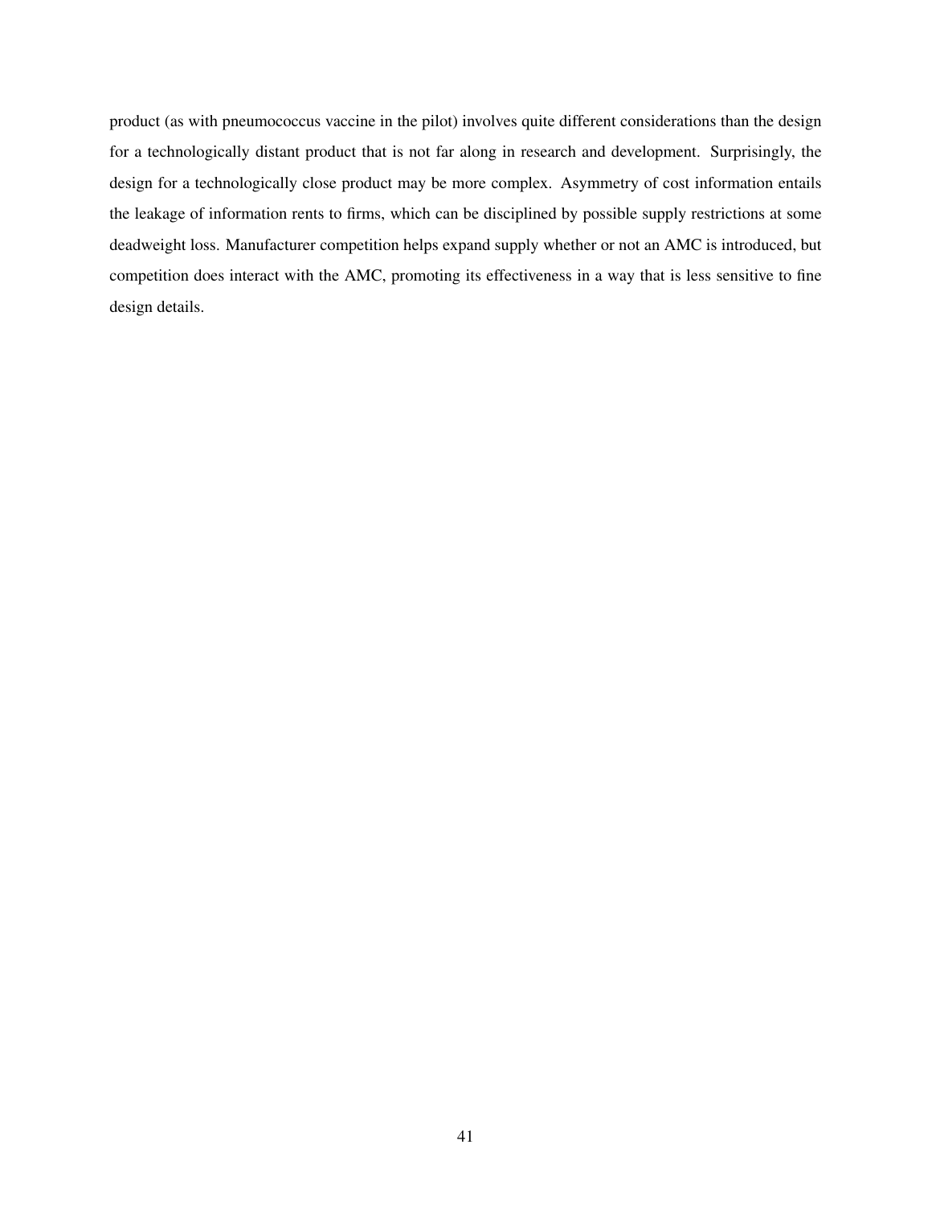product (as with pneumococcus vaccine in the pilot) involves quite different considerations than the design for a technologically distant product that is not far along in research and development. Surprisingly, the design for a technologically close product may be more complex. Asymmetry of cost information entails the leakage of information rents to firms, which can be disciplined by possible supply restrictions at some deadweight loss. Manufacturer competition helps expand supply whether or not an AMC is introduced, but competition does interact with the AMC, promoting its effectiveness in a way that is less sensitive to fine design details.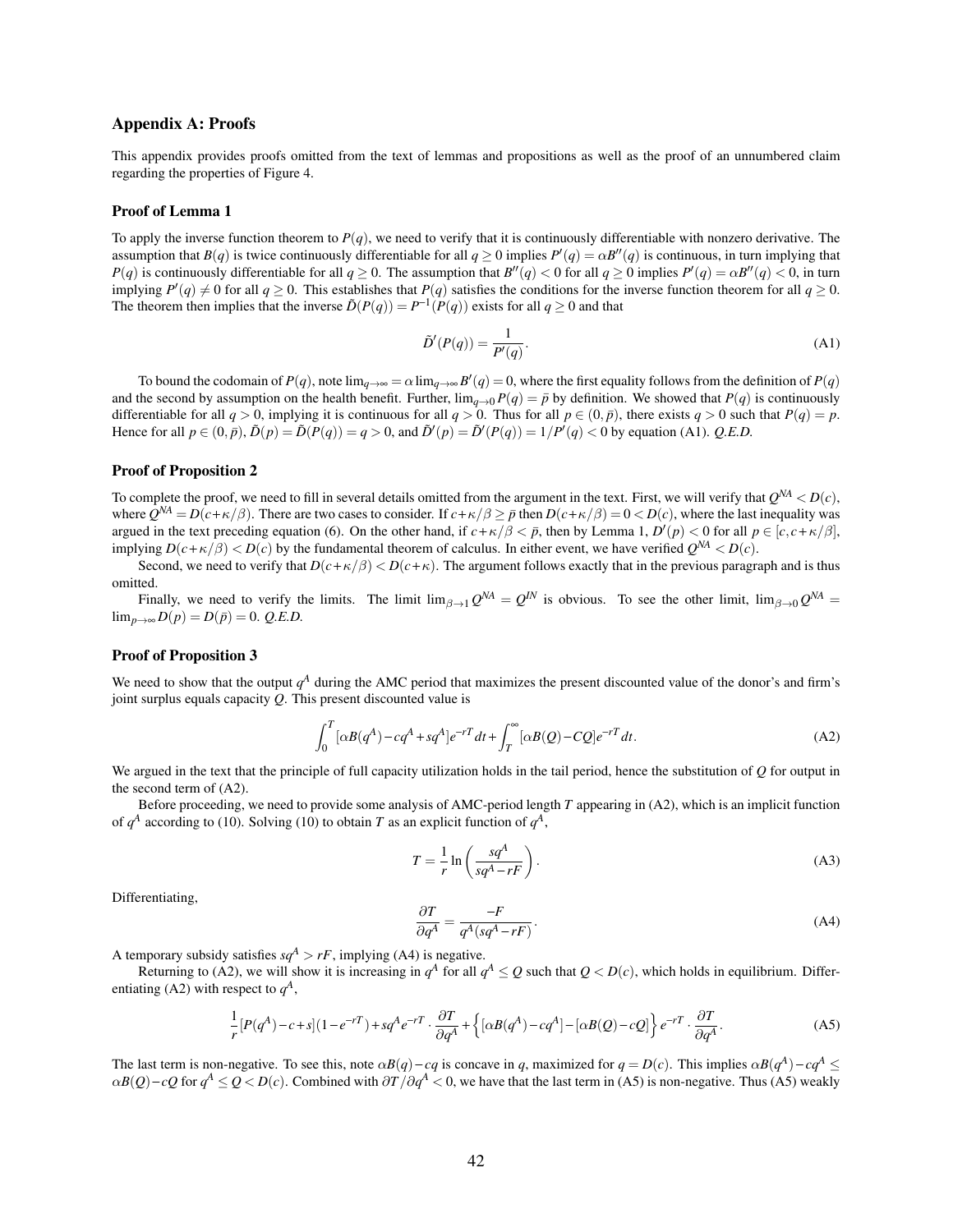## Appendix A: Proofs

This appendix provides proofs omitted from the text of lemmas and propositions as well as the proof of an unnumbered claim regarding the properties of Figure 4.

### Proof of Lemma 1

To apply the inverse function theorem to $P(q)$, we need to verify that it is continuously differentiable with nonzero derivative. The assumption that $B(q)$ is twice continuously differentiable for all $q \geq 0$ implies $P'(q) = \alpha B''(q)$ is continuous, in turn implying that $P(q)$ is continuously differentiable for all $q \geq 0$. The assumption that $B''(q) < 0$ for all $q \geq 0$ implies $P'(q) = \alpha B''(q) < 0$, in turn implying $P'(q) \neq 0$ for all $q \geq 0$. This establishes that $P(q)$ satisfies the conditions for the inverse function theorem for all $q \geq 0$. The theorem then implies that the inverse $\tilde{D}(P(q)) = P^{-1}(P(q))$ exists for all $q \geq 0$ and that

$$\tilde{D}'(P(q)) = \frac{1}{P'(q)}. \tag{A1}$$

To bound the codomain of $P(q)$, note $\lim_{q \to \infty} = \alpha \lim_{q \to \infty} B'(q) = 0$, where the first equality follows from the definition of $P(q)$ and the second by assumption on the health benefit. Further, $\lim_{q \to 0} P(q) = \bar{p}$ by definition. We showed that $P(q)$ is continuously differentiable for all $q > 0$, implying it is continuous for all $q > 0$. Thus for all $p \in (0, \bar{p})$, there exists $q > 0$ such that $P(q) = p$. Hence for all $p \in (0, \bar{p})$, $\tilde{D}(p) = \tilde{D}(P(q)) = q > 0$, and $\tilde{D}'(p) = \tilde{D}'(P(q)) = 1/P'(q) < 0$ by equation (A1). *Q.E.D.*

### Proof of Proposition 2

To complete the proof, we need to fill in several details omitted from the argument in the text. First, we will verify that $Q^{NA} < D(c)$, where $Q^{NA} = D(c+\kappa/\beta)$. There are two cases to consider. If $c+\kappa/\beta \geq \bar{p}$ then $D(c+\kappa/\beta) = 0 < D(c)$, where the last inequality was argued in the text preceding equation (6). On the other hand, if $c+\kappa/\beta < \bar{p}$, then by Lemma 1, $D'(p) < 0$ for all $p \in [c, c+\kappa/\beta]$, implying $D(c+\kappa/\beta) < D(c)$ by the fundamental theorem of calculus. In either event, we have verified $Q^{NA} < D(c)$.

Second, we need to verify that $D(c+\kappa/\beta) < D(c+\kappa)$. The argument follows exactly that in the previous paragraph and is thus omitted.

Finally, we need to verify the limits. The limit $\lim_{\beta \to 1} Q^{NA} = Q^{IN}$ is obvious. To see the other limit, $\lim_{\beta \to 0} Q^{NA} = \lim_{p \to \infty} D(p) = D(\bar{p}) = 0$. *Q.E.D.*

### Proof of Proposition 3

We need to show that the output $q^A$ during the AMC period that maximizes the present discounted value of the donor's and firm's joint surplus equals capacity $Q$. This present discounted value is

$$\int_0^T [\alpha B(q^A) - cq^A + sq^A] e^{-rT} dt + \int_T^\infty [\alpha B(Q) - CQ] e^{-rT} dt. \tag{A2}$$

We argued in the text that the principle of full capacity utilization holds in the tail period, hence the substitution of $Q$ for output in the second term of (A2).

Before proceeding, we need to provide some analysis of AMC-period length $T$ appearing in (A2), which is an implicit function of $q^A$ according to (10). Solving (10) to obtain $T$ as an explicit function of $q^A$,

$$T = \frac{1}{r} \ln\left(\frac{sq^A}{sq^A - rF}\right). \tag{A3}$$

Differentiating,

$$\frac{\partial T}{\partial q^A} = \frac{-F}{q^A(sq^A - rF)}. \tag{A4}$$

A temporary subsidy satisfies $sq^A > rF$, implying (A4) is negative.

Returning to (A2), we will show it is increasing in $q^A$ for all $q^A \leq Q$ such that $Q < D(c)$, which holds in equilibrium. Differentiating (A2) with respect to $q^A$,

$$\frac{1}{r}[P(q^A) - c + s](1 - e^{-rT}) + sq^A e^{-rT} \cdot \frac{\partial T}{\partial q^A} + \left\{[\alpha B(q^A) - cq^A] - [\alpha B(Q) - cQ]\right\} e^{-rT} \cdot \frac{\partial T}{\partial q^A}. \tag{A5}$$

The last term is non-negative. To see this, note $\alpha B(q) - cq$ is concave in $q$, maximized for $q = D(c)$. This implies $\alpha B(q^A) - cq^A \leq \alpha B(Q) - cQ$ for $q^A \leq Q < D(c)$. Combined with $\partial T / \partial q^A < 0$, we have that the last term in (A5) is non-negative. Thus (A5) weakly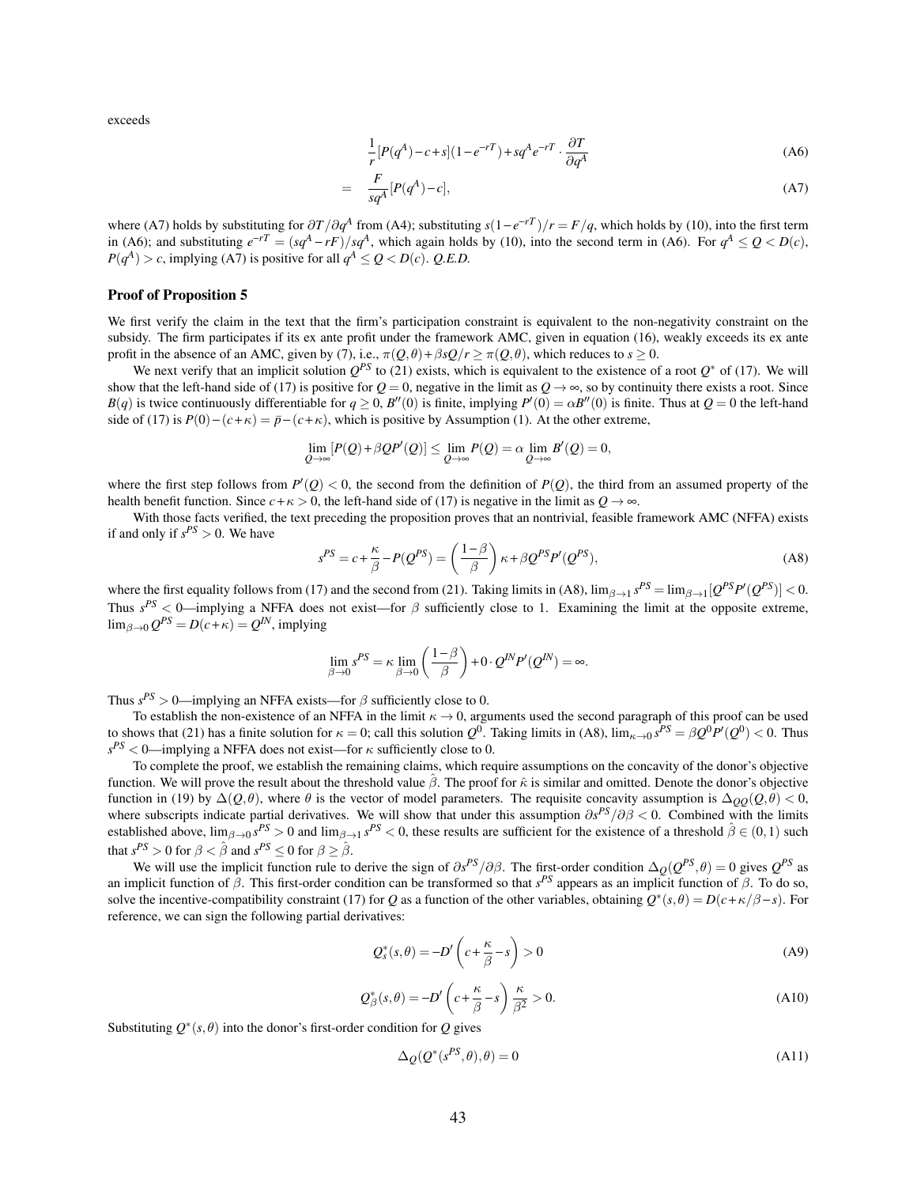exceeds

$$\frac{1}{r}[P(q^A)-c+s](1-e^{-rT})+sq^A e^{-rT}\cdot\frac{\partial T}{\partial q^A} \tag{A6}$$

$$= \quad \frac{F}{sq^A}[P(q^A)-c], \tag{A7}$$

where (A7) holds by substituting for $\partial T/\partial q^A$ from (A4); substituting $s(1-e^{-rT})/r = F/q$, which holds by (10), into the first term in (A6); and substituting $e^{-rT} = (sq^A - rF)/sq^A$, which again holds by (10), into the second term in (A6). For $q^A \leq Q < D(c)$, $P(q^A) > c$, implying (A7) is positive for all $q^A \leq Q < D(c)$. *Q.E.D.*

### Proof of Proposition 5

We first verify the claim in the text that the firm's participation constraint is equivalent to the non-negativity constraint on the subsidy. The firm participates if its ex ante profit under the framework AMC, given in equation (16), weakly exceeds its ex ante profit in the absence of an AMC, given by (7), i.e., $\pi(Q,\theta)+\beta sQ/r \geq \pi(Q,\theta)$, which reduces to $s \geq 0$.

We next verify that an implicit solution $Q^{PS}$ to (21) exists, which is equivalent to the existence of a root $Q^*$ of (17). We will show that the left-hand side of (17) is positive for $Q = 0$, negative in the limit as $Q \to \infty$, so by continuity there exists a root. Since $B(q)$ is twice continuously differentiable for $q \geq 0$, $B''(0)$ is finite, implying $P'(0) = \alpha B''(0)$ is finite. Thus at $Q = 0$ the left-hand side of (17) is $P(0)-(c+\kappa) = \bar{p}-(c+\kappa)$, which is positive by Assumption (1). At the other extreme,

$$\lim_{Q\to\infty}[P(Q)+\beta QP'(Q)] \leq \lim_{Q\to\infty} P(Q) = \alpha \lim_{Q\to\infty} B'(Q) = 0,$$

where the first step follows from $P'(Q) < 0$, the second from the definition of $P(Q)$, the third from an assumed property of the health benefit function. Since $c+\kappa > 0$, the left-hand side of (17) is negative in the limit as $Q \to \infty$.

With those facts verified, the text preceding the proposition proves that an nontrivial, feasible framework AMC (NFFA) exists if and only if $s^{PS} > 0$. We have

$$s^{PS} = c+\frac{\kappa}{\beta}-P(Q^{PS}) = \left(\frac{1-\beta}{\beta}\right)\kappa+\beta Q^{PS}P'(Q^{PS}), \tag{A8}$$

where the first equality follows from (17) and the second from (21). Taking limits in (A8), $\lim_{\beta\to 1} s^{PS} = \lim_{\beta\to 1}[Q^{PS}P'(Q^{PS})] < 0$. Thus $s^{PS} < 0$—implying a NFFA does not exist—for $\beta$ sufficiently close to 1. Examining the limit at the opposite extreme, $\lim_{\beta\to 0} Q^{PS} = D(c+\kappa) = Q^{IN}$, implying

$$\lim_{\beta\to 0} s^{PS} = \kappa \lim_{\beta\to 0}\left(\frac{1-\beta}{\beta}\right)+0\cdot Q^{IN}P'(Q^{IN}) = \infty.$$

Thus $s^{PS} > 0$—implying an NFFA exists—for $\beta$ sufficiently close to 0.

To establish the non-existence of an NFFA in the limit $\kappa \to 0$, arguments used the second paragraph of this proof can be used to shows that (21) has a finite solution for $\kappa = 0$; call this solution $Q^0$. Taking limits in (A8), $\lim_{\kappa\to 0} s^{PS} = \beta Q^0 P'(Q^0) < 0$. Thus $s^{PS} < 0$—implying a NFFA does not exist—for $\kappa$ sufficiently close to 0.

To complete the proof, we establish the remaining claims, which require assumptions on the concavity of the donor's objective function. We will prove the result about the threshold value $\hat{\beta}$. The proof for $\hat{\kappa}$ is similar and omitted. Denote the donor's objective function in (19) by $\Delta(Q,\theta)$, where $\theta$ is the vector of model parameters. The requisite concavity assumption is $\Delta_{QQ}(Q,\theta) < 0$, where subscripts indicate partial derivatives. We will show that under this assumption $\partial s^{PS}/\partial\beta < 0$. Combined with the limits established above, $\lim_{\beta\to 0} s^{PS} > 0$ and $\lim_{\beta\to 1} s^{PS} < 0$, these results are sufficient for the existence of a threshold $\hat{\beta} \in (0,1)$ such that $s^{PS} > 0$ for $\beta < \hat{\beta}$ and $s^{PS} \leq 0$ for $\beta \geq \hat{\beta}$.

We will use the implicit function rule to derive the sign of $\partial s^{PS}/\partial\beta$. The first-order condition $\Delta_Q(Q^{PS},\theta) = 0$ gives $Q^{PS}$ as an implicit function of $\beta$. This first-order condition can be transformed so that $s^{PS}$ appears as an implicit function of $\beta$. To do so, solve the incentive-compatibility constraint (17) for $Q$ as a function of the other variables, obtaining $Q^*(s,\theta) = D(c+\kappa/\beta - s)$. For reference, we can sign the following partial derivatives:

$$Q^*_s(s,\theta) = -D'\left(c+\frac{\kappa}{\beta}-s\right) > 0 \tag{A9}$$

$$Q^*_\beta(s,\theta) = -D'\left(c+\frac{\kappa}{\beta}-s\right)\frac{\kappa}{\beta^2} > 0. \tag{A10}$$

Substituting $Q^*(s,\theta)$ into the donor's first-order condition for $Q$ gives

$$\Delta_Q(Q^*(s^{PS},\theta),\theta) = 0 \tag{A11}$$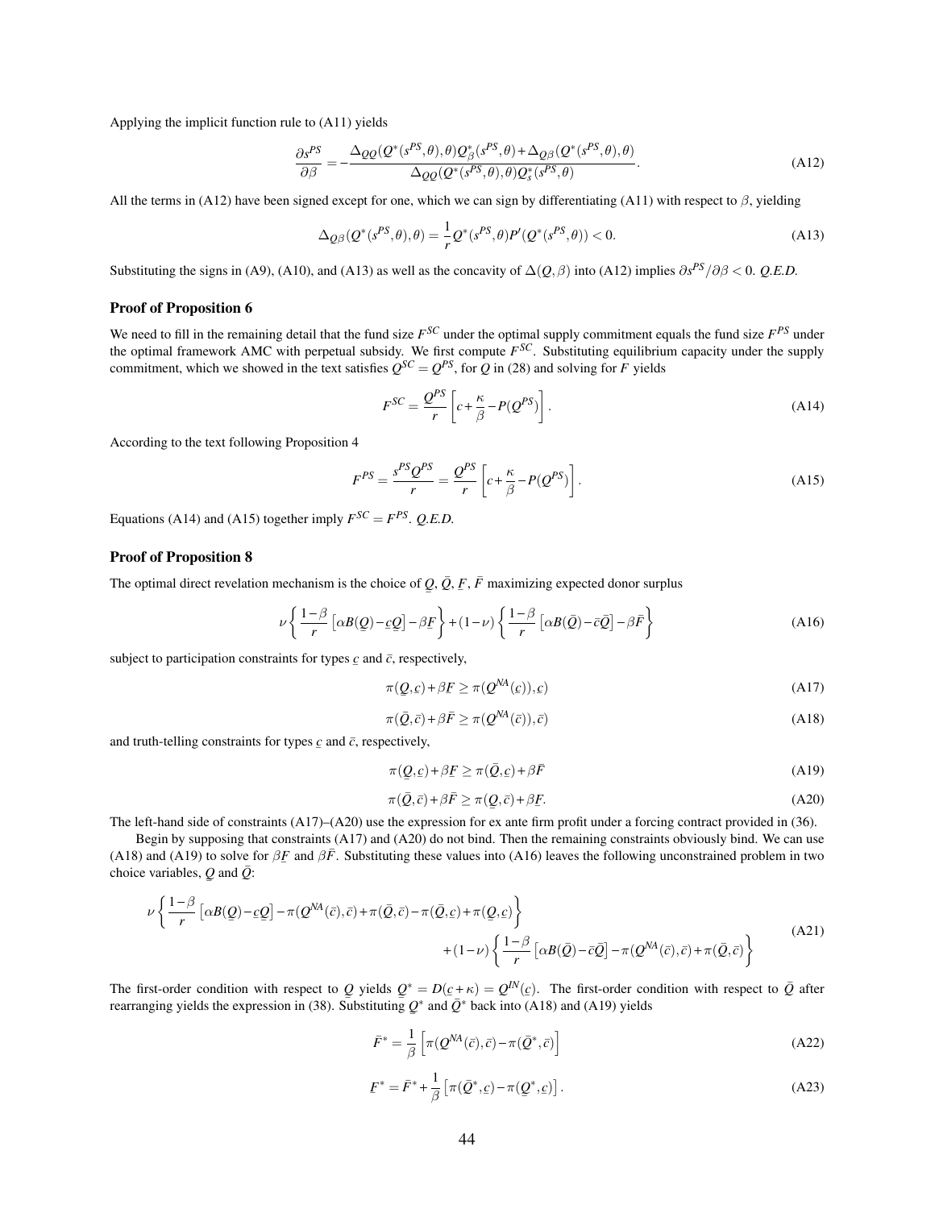Applying the implicit function rule to (A11) yields

$$\frac{\partial s^{PS}}{\partial \beta} = -\frac{\Delta_{QQ}(Q^*(s^{PS},\theta),\theta)Q^*_\beta(s^{PS},\theta) + \Delta_{Q\beta}(Q^*(s^{PS},\theta),\theta)}{\Delta_{QQ}(Q^*(s^{PS},\theta),\theta)Q^*_s(s^{PS},\theta)}. \tag{A12}$$

All the terms in (A12) have been signed except for one, which we can sign by differentiating (A11) with respect to $\beta$, yielding

$$\Delta_{Q\beta}(Q^*(s^{PS},\theta),\theta) = \frac{1}{r}Q^*(s^{PS},\theta)P'(Q^*(s^{PS},\theta)) < 0. \tag{A13}$$

Substituting the signs in (A9), (A10), and (A13) as well as the concavity of $\Delta(Q,\beta)$ into (A12) implies $\partial s^{PS}/\partial\beta < 0$. *Q.E.D.*

### Proof of Proposition 6

We need to fill in the remaining detail that the fund size $F^{SC}$ under the optimal supply commitment equals the fund size $F^{PS}$ under the optimal framework AMC with perpetual subsidy. We first compute $F^{SC}$. Substituting equilibrium capacity under the supply commitment, which we showed in the text satisfies $Q^{SC} = Q^{PS}$, for $Q$ in (28) and solving for $F$ yields

$$F^{SC} = \frac{Q^{PS}}{r}\left[c + \frac{\kappa}{\beta} - P(Q^{PS})\right]. \tag{A14}$$

According to the text following Proposition 4

$$F^{PS} = \frac{s^{PS}Q^{PS}}{r} = \frac{Q^{PS}}{r}\left[c + \frac{\kappa}{\beta} - P(Q^{PS})\right]. \tag{A15}$$

Equations (A14) and (A15) together imply $F^{SC} = F^{PS}$. *Q.E.D.*

### Proof of Proposition 8

The optimal direct revelation mechanism is the choice of $\underline{Q}$, $\bar{Q}$, $\underline{F}$, $\bar{F}$ maximizing expected donor surplus

$$\nu\left\{\frac{1-\beta}{r}\left[\alpha B(\underline{Q}) - \underline{c}\underline{Q}\right] - \beta\underline{F}\right\} + (1-\nu)\left\{\frac{1-\beta}{r}\left[\alpha B(\bar{Q}) - \bar{c}\bar{Q}\right] - \beta\bar{F}\right\} \tag{A16}$$

subject to participation constraints for types $\underline{c}$ and $\bar{c}$, respectively,

$$\pi(\underline{Q},\underline{c}) + \beta\underline{F} \geq \pi(Q^{NA}(\underline{c})),\underline{c}) \tag{A17}$$

$$\pi(\bar{Q},\bar{c}) + \beta\bar{F} \geq \pi(Q^{NA}(\bar{c})),\bar{c}) \tag{A18}$$

and truth-telling constraints for types $\underline{c}$ and $\bar{c}$, respectively,

$$\pi(\underline{Q},\underline{c}) + \beta\underline{F} \geq \pi(\bar{Q},\underline{c}) + \beta\bar{F} \tag{A19}$$

$$\pi(\bar{Q},\bar{c}) + \beta\bar{F} \geq \pi(\underline{Q},\bar{c}) + \beta\underline{F}. \tag{A20}$$

The left-hand side of constraints (A17)–(A20) use the expression for ex ante firm profit under a forcing contract provided in (36).

Begin by supposing that constraints (A17) and (A20) do not bind. Then the remaining constraints obviously bind. We can use (A18) and (A19) to solve for $\beta\underline{F}$ and $\beta\bar{F}$. Substituting these values into (A16) leaves the following unconstrained problem in two choice variables, $\underline{Q}$ and $\bar{Q}$:

$$\begin{aligned}\nu\left\{\frac{1-\beta}{r}\left[\alpha B(\underline{Q}) - \underline{c}\underline{Q}\right] - \pi(Q^{NA}(\bar{c}),\bar{c}) + \pi(\bar{Q},\bar{c}) - \pi(\bar{Q},\underline{c}) + \pi(\underline{Q},\underline{c})\right\} \\ + (1-\nu)\left\{\frac{1-\beta}{r}\left[\alpha B(\bar{Q}) - \bar{c}\bar{Q}\right] - \pi(Q^{NA}(\bar{c}),\bar{c}) + \pi(\bar{Q},\bar{c})\right\}\end{aligned} \tag{A21}$$

The first-order condition with respect to $\underline{Q}$ yields $\underline{Q}^* = D(\underline{c} + \kappa) = Q^{IN}(\underline{c})$. The first-order condition with respect to $\bar{Q}$ after rearranging yields the expression in (38). Substituting $\underline{Q}^*$ and $\bar{Q}^*$ back into (A18) and (A19) yields

$$\bar{F}^* = \frac{1}{\beta}\left[\pi(Q^{NA}(\bar{c}),\bar{c}) - \pi(\bar{Q}^*,\bar{c})\right] \tag{A22}$$

$$\underline{F}^* = \bar{F}^* + \frac{1}{\beta}\left[\pi(\bar{Q}^*,\underline{c}) - \pi(\underline{Q}^*,\underline{c})\right]. \tag{A23}$$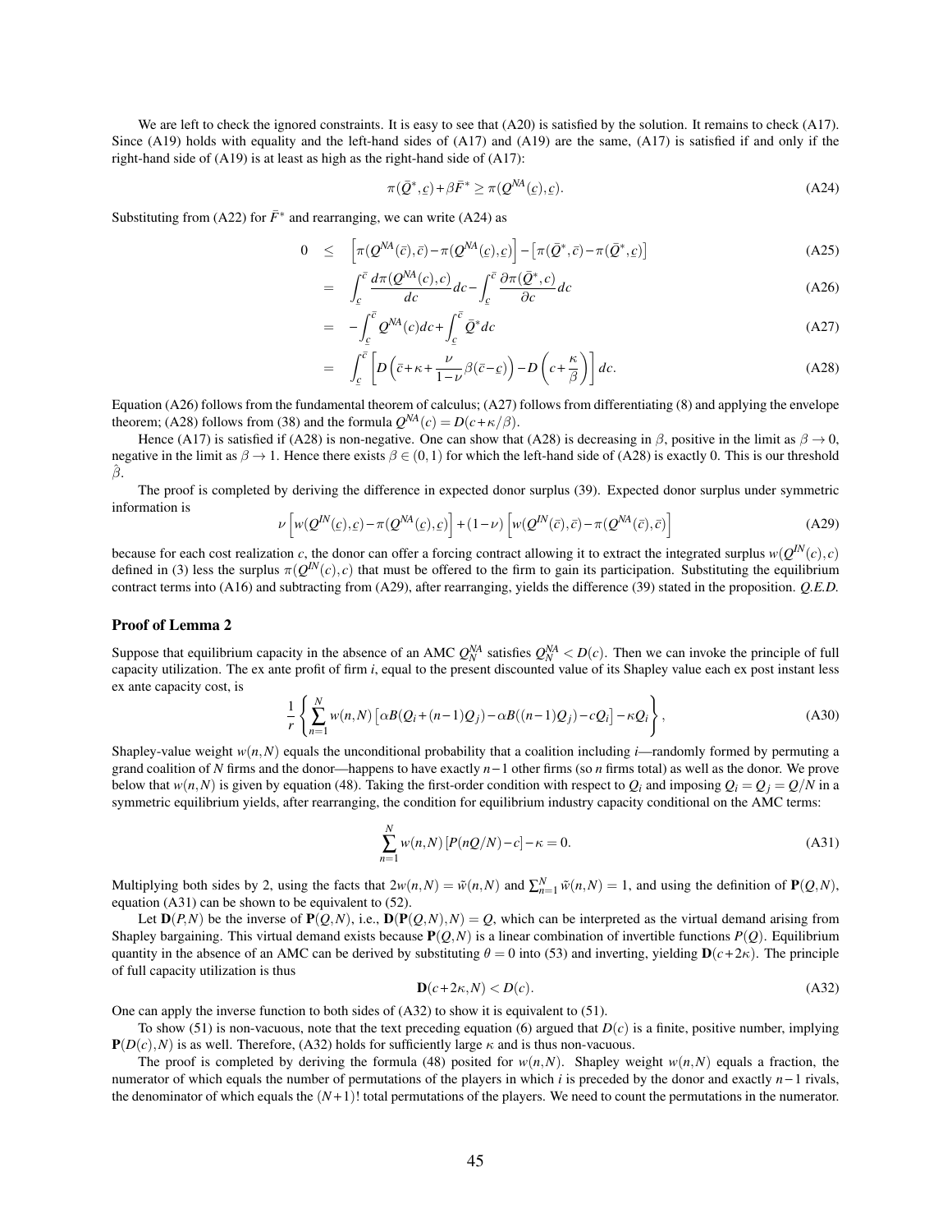We are left to check the ignored constraints. It is easy to see that (A20) is satisfied by the solution. It remains to check (A17). Since (A19) holds with equality and the left-hand sides of (A17) and (A19) are the same, (A17) is satisfied if and only if the right-hand side of (A19) is at least as high as the right-hand side of (A17):

$$\pi(\bar{Q}^*, \underline{c}) + \beta \bar{F}^* \geq \pi(Q^{NA}(\underline{c}), \underline{c}). \tag{A24}$$

Substituting from (A22) for $\bar{F}^*$ and rearranging, we can write (A24) as

$$\begin{aligned}
0 \quad &\leq \quad \left[\pi(Q^{NA}(\bar{c}), \bar{c}) - \pi(Q^{NA}(\underline{c}), \underline{c})\right] - \left[\pi(\bar{Q}^*, \bar{c}) - \pi(\bar{Q}^*, \underline{c})\right] &\text{(A25)}\\
&= \quad \int_{\underline{c}}^{\bar{c}} \frac{d\pi(Q^{NA}(c), c)}{dc} dc - \int_{\underline{c}}^{\bar{c}} \frac{\partial \pi(\bar{Q}^*, c)}{\partial c} dc &\text{(A26)}\\
&= \quad -\int_{\underline{c}}^{\bar{c}} Q^{NA}(c) dc + \int_{\underline{c}}^{\bar{c}} \bar{Q}^* dc &\text{(A27)}\\
&= \quad \int_{\underline{c}}^{\bar{c}} \left[D\left(\bar{c} + \kappa + \frac{\nu}{1-\nu}\beta(\bar{c} - \underline{c})\right) - D\left(c + \frac{\kappa}{\beta}\right)\right] dc. &\text{(A28)}
\end{aligned}$$

Equation (A26) follows from the fundamental theorem of calculus; (A27) follows from differentiating (8) and applying the envelope theorem; (A28) follows from (38) and the formula $Q^{NA}(c) = D(c + \kappa/\beta)$.

Hence (A17) is satisfied if (A28) is non-negative. One can show that (A28) is decreasing in $\beta$, positive in the limit as $\beta \to 0$, negative in the limit as $\beta \to 1$. Hence there exists $\beta \in (0,1)$ for which the left-hand side of (A28) is exactly 0. This is our threshold $\hat{\beta}$.

The proof is completed by deriving the difference in expected donor surplus (39). Expected donor surplus under symmetric information is

$$\nu\left[w(Q^{IN}(\underline{c}), \underline{c}) - \pi(Q^{NA}(\underline{c}), \underline{c})\right] + (1-\nu)\left[w(Q^{IN}(\bar{c}), \bar{c}) - \pi(Q^{NA}(\bar{c}), \bar{c})\right] \tag{A29}$$

because for each cost realization $c$, the donor can offer a forcing contract allowing it to extract the integrated surplus $w(Q^{IN}(c), c)$ defined in (3) less the surplus $\pi(Q^{IN}(c), c)$ that must be offered to the firm to gain its participation. Substituting the equilibrium contract terms into (A16) and subtracting from (A29), after rearranging, yields the difference (39) stated in the proposition. *Q.E.D.*

### Proof of Lemma 2

Suppose that equilibrium capacity in the absence of an AMC $Q_N^{NA}$ satisfies $Q_N^{NA} < D(c)$. Then we can invoke the principle of full capacity utilization. The ex ante profit of firm $i$, equal to the present discounted value of its Shapley value each ex post instant less ex ante capacity cost, is

$$\frac{1}{r}\left\{\sum_{n=1}^{N} w(n,N)\left[\alpha B(Q_i + (n-1)Q_j) - \alpha B((n-1)Q_j) - cQ_i\right] - \kappa Q_i\right\}, \tag{A30}$$

Shapley-value weight $w(n,N)$ equals the unconditional probability that a coalition including $i$—randomly formed by permuting a grand coalition of $N$ firms and the donor—happens to have exactly $n-1$ other firms (so $n$ firms total) as well as the donor. We prove below that $w(n,N)$ is given by equation (48). Taking the first-order condition with respect to $Q_i$ and imposing $Q_i = Q_j = Q/N$ in a symmetric equilibrium yields, after rearranging, the condition for equilibrium industry capacity conditional on the AMC terms:

$$\sum_{n=1}^{N} w(n,N)\left[P(nQ/N) - c\right] - \kappa = 0. \tag{A31}$$

Multiplying both sides by 2, using the facts that $2w(n,N) = \tilde{w}(n,N)$ and $\sum_{n=1}^{N} \tilde{w}(n,N) = 1$, and using the definition of $\mathbf{P}(Q,N)$, equation (A31) can be shown to be equivalent to (52).

Let $\mathbf{D}(P,N)$ be the inverse of $\mathbf{P}(Q,N)$, i.e., $\mathbf{D}(\mathbf{P}(Q,N),N) = Q$, which can be interpreted as the virtual demand arising from Shapley bargaining. This virtual demand exists because $\mathbf{P}(Q,N)$ is a linear combination of invertible functions $P(Q)$. Equilibrium quantity in the absence of an AMC can be derived by substituting $\theta = 0$ into (53) and inverting, yielding $\mathbf{D}(c + 2\kappa)$. The principle of full capacity utilization is thus

$$\mathbf{D}(c + 2\kappa) < D(c). \tag{A32}$$

One can apply the inverse function to both sides of (A32) to show it is equivalent to (51).

To show (51) is non-vacuous, note that the text preceding equation (6) argued that $D(c)$ is a finite, positive number, implying $\mathbf{P}(D(c),N)$ is as well. Therefore, (A32) holds for sufficiently large $\kappa$ and is thus non-vacuous.

The proof is completed by deriving the formula (48) posited for $w(n,N)$. Shapley weight $w(n,N)$ equals a fraction, the numerator of which equals the number of permutations of the players in which $i$ is preceded by the donor and exactly $n-1$ rivals, the denominator of which equals the $(N+1)!$ total permutations of the players. We need to count the permutations in the numerator.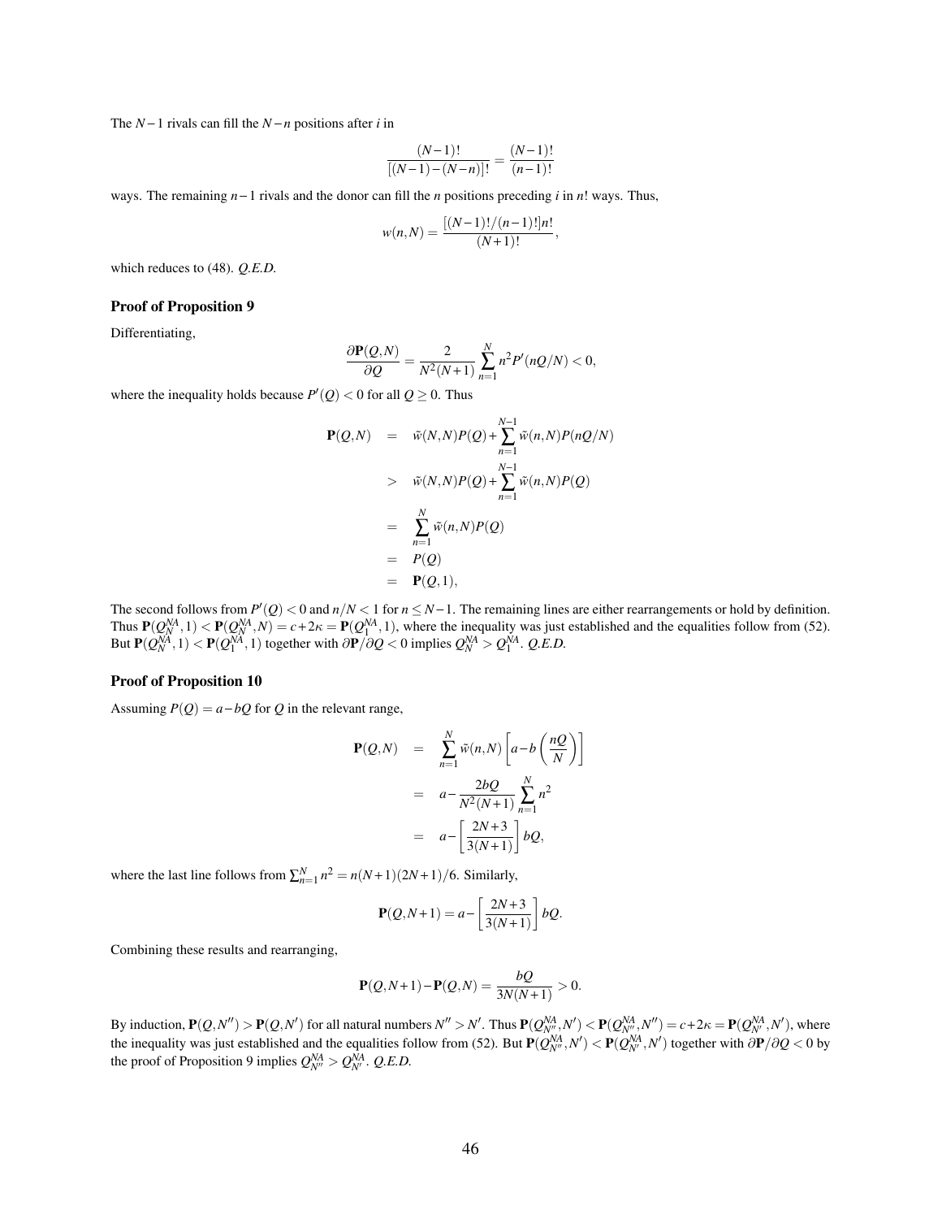The $N-1$ rivals can fill the $N-n$ positions after $i$ in

$$\frac{(N-1)!}{[(N-1)-(N-n)]!} = \frac{(N-1)!}{(n-1)!}$$

ways. The remaining $n-1$ rivals and the donor can fill the $n$ positions preceding $i$ in $n!$ ways. Thus,

$$w(n,N) = \frac{[(N-1)!/(n-1)!]n!}{(N+1)!},$$

which reduces to (48). *Q.E.D.*

### Proof of Proposition 9

Differentiating,

$$\frac{\partial \mathbf{P}(Q,N)}{\partial Q} = \frac{2}{N^2(N+1)} \sum_{n=1}^{N} n^2 P'(nQ/N) < 0,$$

where the inequality holds because $P'(Q) < 0$ for all $Q \geq 0$. Thus

$$\begin{aligned}
\mathbf{P}(Q,N) &= \tilde{w}(N,N)P(Q) + \sum_{n=1}^{N-1} \tilde{w}(n,N)P(nQ/N) \\
&> \tilde{w}(N,N)P(Q) + \sum_{n=1}^{N-1} \tilde{w}(n,N)P(Q) \\
&= \sum_{n=1}^{N} \tilde{w}(n,N)P(Q) \\
&= P(Q) \\
&= \mathbf{P}(Q,1),
\end{aligned}$$

The second follows from $P'(Q) < 0$ and $n/N < 1$ for $n \leq N-1$. The remaining lines are either rearrangements or hold by definition. Thus $\mathbf{P}(Q_N^{NA},1) < \mathbf{P}(Q_N^{NA},N) = c + 2\kappa = \mathbf{P}(Q_1^{NA},1)$, where the inequality was just established and the equalities follow from (52). But $\mathbf{P}(Q_N^{NA},1) < \mathbf{P}(Q_1^{NA},1)$ together with $\partial \mathbf{P}/\partial Q < 0$ implies $Q_N^{NA} > Q_1^{NA}$. *Q.E.D.*

### Proof of Proposition 10

Assuming $P(Q) = a - bQ$ for $Q$ in the relevant range,

$$\begin{aligned}
\mathbf{P}(Q,N) &= \sum_{n=1}^{N} \tilde{w}(n,N)\left[a - b\left(\frac{nQ}{N}\right)\right] \\
&= a - \frac{2bQ}{N^2(N+1)} \sum_{n=1}^{N} n^2 \\
&= a - \left[\frac{2N+3}{3(N+1)}\right] bQ,
\end{aligned}$$

where the last line follows from $\sum_{n=1}^{N} n^2 = n(N+1)(2N+1)/6$. Similarly,

$$\mathbf{P}(Q,N+1) = a - \left[\frac{2N+3}{3(N+1)}\right] bQ.$$

Combining these results and rearranging,

$$\mathbf{P}(Q,N+1) - \mathbf{P}(Q,N) = \frac{bQ}{3N(N+1)} > 0.$$

By induction, $\mathbf{P}(Q,N'') > \mathbf{P}(Q,N')$ for all natural numbers $N'' > N'$. Thus $\mathbf{P}(Q_{N''}^{NA},N') < \mathbf{P}(Q_{N''}^{NA},N'') = c + 2\kappa = \mathbf{P}(Q_{N'}^{NA},N')$, where the inequality was just established and the equalities follow from (52). But $\mathbf{P}(Q_{N''}^{NA},N') < \mathbf{P}(Q_{N'}^{NA},N')$ together with $\partial \mathbf{P}/\partial Q < 0$ by the proof of Proposition 9 implies $Q_{N''}^{NA} > Q_{N'}^{NA}$. *Q.E.D.*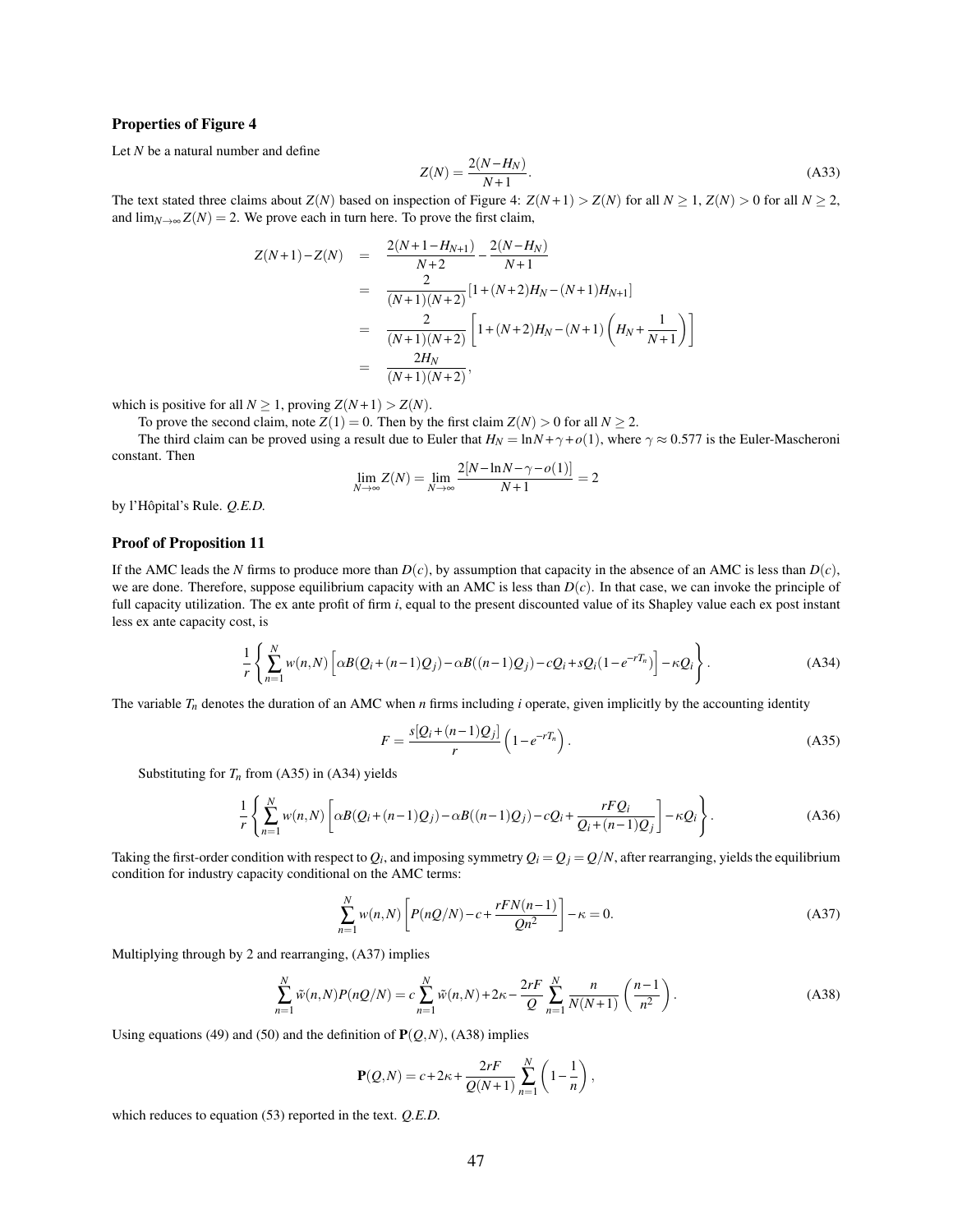### Properties of Figure 4

Let $N$ be a natural number and define

$$Z(N) = \frac{2(N - H_N)}{N+1}. \tag{A33}$$

The text stated three claims about $Z(N)$ based on inspection of Figure 4: $Z(N+1) > Z(N)$ for all $N \geq 1$, $Z(N) > 0$ for all $N \geq 2$, and $\lim_{N\to\infty} Z(N) = 2$. We prove each in turn here. To prove the first claim,

$$\begin{aligned}
Z(N+1) - Z(N) &= \frac{2(N+1-H_{N+1})}{N+2} - \frac{2(N-H_N)}{N+1} \\
&= \frac{2}{(N+1)(N+2)}\left[1 + (N+2)H_N - (N+1)H_{N+1}\right] \\
&= \frac{2}{(N+1)(N+2)}\left[1 + (N+2)H_N - (N+1)\left(H_N + \frac{1}{N+1}\right)\right] \\
&= \frac{2H_N}{(N+1)(N+2)},
\end{aligned}$$

which is positive for all $N \geq 1$, proving $Z(N+1) > Z(N)$.

To prove the second claim, note $Z(1) = 0$. Then by the first claim $Z(N) > 0$ for all $N \geq 2$.

The third claim can be proved using a result due to Euler that $H_N = \ln N + \gamma + o(1)$, where $\gamma \approx 0.577$ is the Euler-Mascheroni constant. Then

$$\lim_{N\to\infty} Z(N) = \lim_{N\to\infty} \frac{2[N - \ln N - \gamma - o(1)]}{N+1} = 2$$

by l'Hôpital's Rule. *Q.E.D.*

### Proof of Proposition 11

If the AMC leads the $N$ firms to produce more than $D(c)$, by assumption that capacity in the absence of an AMC is less than $D(c)$, we are done. Therefore, suppose equilibrium capacity with an AMC is less than $D(c)$. In that case, we can invoke the principle of full capacity utilization. The ex ante profit of firm $i$, equal to the present discounted value of its Shapley value each ex post instant less ex ante capacity cost, is

$$\frac{1}{r}\left\{\sum_{n=1}^{N} w(n,N)\left[\alpha B(Q_i + (n-1)Q_j) - \alpha B((n-1)Q_j) - cQ_i + sQ_i(1 - e^{-rT_n})\right] - \kappa Q_i\right\}. \tag{A34}$$

The variable $T_n$ denotes the duration of an AMC when $n$ firms including $i$ operate, given implicitly by the accounting identity

$$F = \frac{s[Q_i + (n-1)Q_j]}{r}\left(1 - e^{-rT_n}\right). \tag{A35}$$

Substituting for $T_n$ from (A35) in (A34) yields

$$\frac{1}{r}\left\{\sum_{n=1}^{N} w(n,N)\left[\alpha B(Q_i + (n-1)Q_j) - \alpha B((n-1)Q_j) - cQ_i + \frac{rFQ_i}{Q_i + (n-1)Q_j}\right] - \kappa Q_i\right\}. \tag{A36}$$

Taking the first-order condition with respect to $Q_i$, and imposing symmetry $Q_i = Q_j = Q/N$, after rearranging, yields the equilibrium condition for industry capacity conditional on the AMC terms:

$$\sum_{n=1}^{N} w(n,N)\left[P(nQ/N) - c + \frac{rFN(n-1)}{Qn^2}\right] - \kappa = 0. \tag{A37}$$

Multiplying through by 2 and rearranging, (A37) implies

$$\sum_{n=1}^{N} \tilde{w}(n,N)P(nQ/N) = c\sum_{n=1}^{N} \tilde{w}(n,N) + 2\kappa - \frac{2rF}{Q}\sum_{n=1}^{N} \frac{n}{N(N+1)}\left(\frac{n-1}{n^2}\right). \tag{A38}$$

Using equations (49) and (50) and the definition of $\mathbf{P}(Q,N)$, (A38) implies

$$\mathbf{P}(Q,N) = c + 2\kappa + \frac{2rF}{Q(N+1)}\sum_{n=1}^{N}\left(1 - \frac{1}{n}\right),$$

which reduces to equation (53) reported in the text. *Q.E.D.*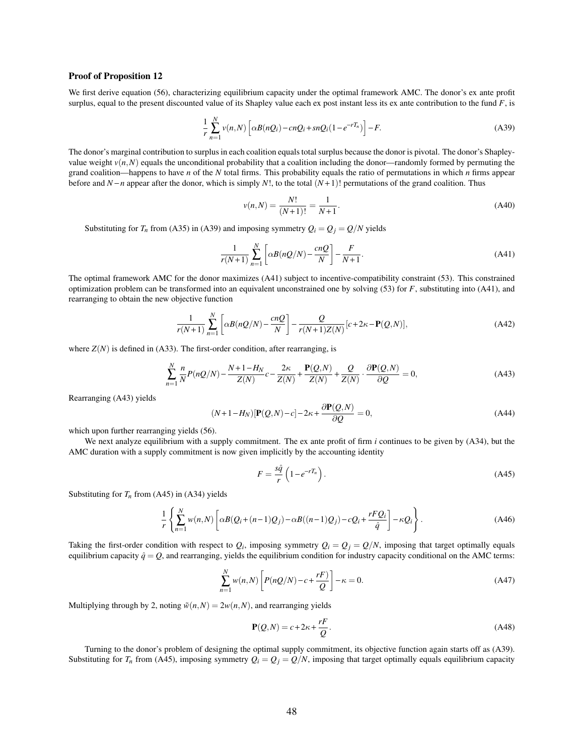**Proof of Proposition 12**

We first derive equation (56), characterizing equilibrium capacity under the optimal framework AMC. The donor's ex ante profit surplus, equal to the present discounted value of its Shapley value each ex post instant less its ex ante contribution to the fund $F$, is

$$\frac{1}{r}\sum_{n=1}^{N} v(n,N)\left[\alpha B(nQ_i) - cnQ_i + snQ_i(1-e^{-rT_n})\right] - F. \tag{A39}$$

The donor's marginal contribution to surplus in each coalition equals total surplus because the donor is pivotal. The donor's Shapley-value weight $v(n,N)$ equals the unconditional probability that a coalition including the donor—randomly formed by permuting the grand coalition—happens to have $n$ of the $N$ total firms. This probability equals the ratio of permutations in which $n$ firms appear before and $N-n$ appear after the donor, which is simply $N!$, to the total $(N+1)!$ permutations of the grand coalition. Thus

$$v(n,N) = \frac{N!}{(N+1)!} = \frac{1}{N+1}. \tag{A40}$$

Substituting for $T_n$ from (A35) in (A39) and imposing symmetry $Q_i = Q_j = Q/N$ yields

$$\frac{1}{r(N+1)}\sum_{n=1}^{N}\left[\alpha B(nQ/N) - \frac{cnQ}{N}\right] - \frac{F}{N+1}. \tag{A41}$$

The optimal framework AMC for the donor maximizes (A41) subject to incentive-compatibility constraint (53). This constrained optimization problem can be transformed into an equivalent unconstrained one by solving (53) for $F$, substituting into (A41), and rearranging to obtain the new objective function

$$\frac{1}{r(N+1)}\sum_{n=1}^{N}\left[\alpha B(nQ/N) - \frac{cnQ}{N}\right] - \frac{Q}{r(N+1)Z(N)}[c+2\kappa-\mathbf{P}(Q,N)], \tag{A42}$$

where $Z(N)$ is defined in (A33). The first-order condition, after rearranging, is

$$\sum_{n=1}^{N}\frac{n}{N}P(nQ/N) - \frac{N+1-H_N}{Z(N)}c - \frac{2\kappa}{Z(N)} + \frac{\mathbf{P}(Q,N)}{Z(N)} + \frac{Q}{Z(N)}\cdot\frac{\partial\mathbf{P}(Q,N)}{\partial Q} = 0, \tag{A43}$$

Rearranging (A43) yields

$$(N+1-H_N)[\mathbf{P}(Q,N)-c] - 2\kappa + \frac{\partial\mathbf{P}(Q,N)}{\partial Q} = 0, \tag{A44}$$

which upon further rearranging yields (56).

We next analyze equilibrium with a supply commitment. The ex ante profit of firm $i$ continues to be given by (A34), but the AMC duration with a supply commitment is now given implicitly by the accounting identity

$$F = \frac{s\hat{q}}{r}\left(1-e^{-rT_n}\right). \tag{A45}$$

Substituting for $T_n$ from (A45) in (A34) yields

$$\frac{1}{r}\left\{\sum_{n=1}^{N} w(n,N)\left[\alpha B(Q_i+(n-1)Q_j) - \alpha B((n-1)Q_j) - cQ_i + \frac{rFQ_i}{\hat{q}}\right] - \kappa Q_i\right\}. \tag{A46}$$

Taking the first-order condition with respect to $Q_i$, imposing symmetry $Q_i = Q_j = Q/N$, imposing that target optimally equals equilibrium capacity $\hat{q} = Q$, and rearranging, yields the equilibrium condition for industry capacity conditional on the AMC terms:

$$\sum_{n=1}^{N} w(n,N)\left[P(nQ/N) - c + \frac{rF)}{Q}\right] - \kappa = 0. \tag{A47}$$

Multiplying through by 2, noting $\tilde{w}(n,N) = 2w(n,N)$, and rearranging yields

$$\mathbf{P}(Q,N) = c + 2\kappa + \frac{rF}{Q}. \tag{A48}$$

Turning to the donor's problem of designing the optimal supply commitment, its objective function again starts off as (A39). Substituting for $T_n$ from (A45), imposing symmetry $Q_i = Q_j = Q/N$, imposing that target optimally equals equilibrium capacity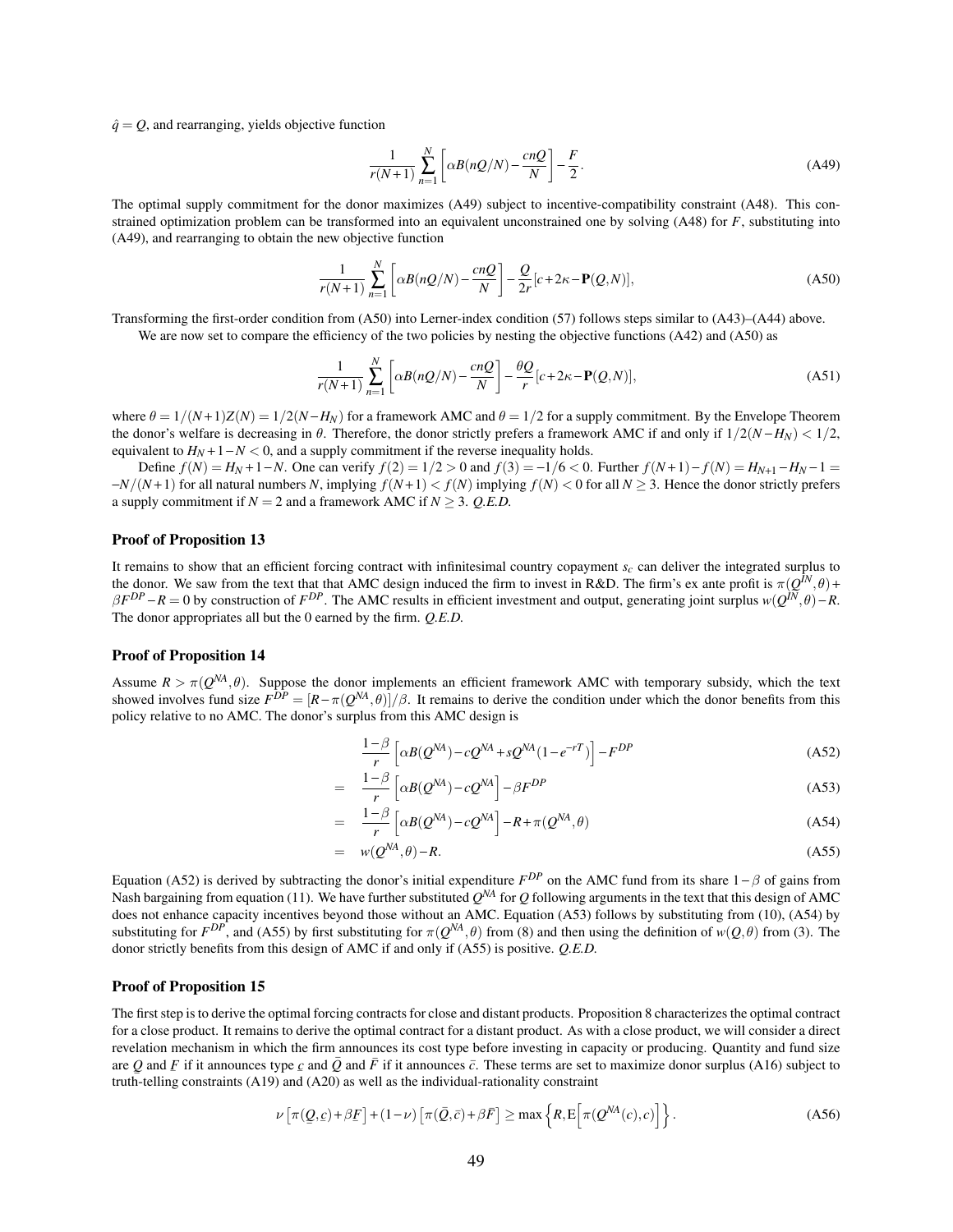$\hat{q} = Q$, and rearranging, yields objective function

$$\frac{1}{r(N+1)} \sum_{n=1}^{N} \left[ \alpha B(nQ/N) - \frac{cnQ}{N} \right] - \frac{F}{2}. \tag{A49}$$

The optimal supply commitment for the donor maximizes (A49) subject to incentive-compatibility constraint (A48). This constrained optimization problem can be transformed into an equivalent unconstrained one by solving (A48) for $F$, substituting into (A49), and rearranging to obtain the new objective function

$$\frac{1}{r(N+1)} \sum_{n=1}^{N} \left[ \alpha B(nQ/N) - \frac{cnQ}{N} \right] - \frac{Q}{2r}[c + 2\kappa - \mathbf{P}(Q,N)], \tag{A50}$$

Transforming the first-order condition from (A50) into Lerner-index condition (57) follows steps similar to (A43)–(A44) above.

We are now set to compare the efficiency of the two policies by nesting the objective functions (A42) and (A50) as

$$\frac{1}{r(N+1)} \sum_{n=1}^{N} \left[ \alpha B(nQ/N) - \frac{cnQ}{N} \right] - \frac{\theta Q}{r}[c + 2\kappa - \mathbf{P}(Q,N)], \tag{A51}$$

where $\theta = 1/(N+1)Z(N) = 1/2(N - H_N)$ for a framework AMC and $\theta = 1/2$ for a supply commitment. By the Envelope Theorem the donor's welfare is decreasing in $\theta$. Therefore, the donor strictly prefers a framework AMC if and only if $1/2(N - H_N) < 1/2$, equivalent to $H_N + 1 - N < 0$, and a supply commitment if the reverse inequality holds.

Define $f(N) = H_N + 1 - N$. One can verify $f(2) = 1/2 > 0$ and $f(3) = -1/6 < 0$. Further $f(N+1) - f(N) = H_{N+1} - H_N - 1 = -N/(N+1)$ for all natural numbers $N$, implying $f(N+1) < f(N)$ implying $f(N) < 0$ for all $N \geq 3$. Hence the donor strictly prefers a supply commitment if $N = 2$ and a framework AMC if $N \geq 3$. *Q.E.D.*

### Proof of Proposition 13

It remains to show that an efficient forcing contract with infinitesimal country copayment $s_c$ can deliver the integrated surplus to the donor. We saw from the text that that AMC design induced the firm to invest in R&D. The firm's ex ante profit is $\pi(Q^{IN}, \theta) + \beta F^{DP} - R = 0$ by construction of $F^{DP}$. The AMC results in efficient investment and output, generating joint surplus $w(Q^{IN}, \theta) - R$. The donor appropriates all but the 0 earned by the firm. *Q.E.D.*

### Proof of Proposition 14

Assume $R > \pi(Q^{NA}, \theta)$. Suppose the donor implements an efficient framework AMC with temporary subsidy, which the text showed involves fund size $F^{DP} = [R - \pi(Q^{NA}, \theta)]/\beta$. It remains to derive the condition under which the donor benefits from this policy relative to no AMC. The donor's surplus from this AMC design is

$$\frac{1-\beta}{r} \left[ \alpha B(Q^{NA}) - cQ^{NA} + sQ^{NA}(1 - e^{-rT}) \right] - F^{DP} \tag{A52}$$

$$= \quad \frac{1-\beta}{r} \left[ \alpha B(Q^{NA}) - cQ^{NA} \right] - \beta F^{DP} \tag{A53}$$

$$= \quad \frac{1-\beta}{r} \left[ \alpha B(Q^{NA}) - cQ^{NA} \right] - R + \pi(Q^{NA}, \theta) \tag{A54}$$

$$= \quad w(Q^{NA}, \theta) - R. \tag{A55}$$

Equation (A52) is derived by subtracting the donor's initial expenditure $F^{DP}$ on the AMC fund from its share $1 - \beta$ of gains from Nash bargaining from equation (11). We have further substituted $Q^{NA}$ for $Q$ following arguments in the text that this design of AMC does not enhance capacity incentives beyond those without an AMC. Equation (A53) follows by substituting from (10), (A54) by substituting for $F^{DP}$, and (A55) by first substituting for $\pi(Q^{NA}, \theta)$ from (8) and then using the definition of $w(Q, \theta)$ from (3). The donor strictly benefits from this design of AMC if and only if (A55) is positive. *Q.E.D.*

### Proof of Proposition 15

The first step is to derive the optimal forcing contracts for close and distant products. Proposition 8 characterizes the optimal contract for a close product. It remains to derive the optimal contract for a distant product. As with a close product, we will consider a direct revelation mechanism in which the firm announces its cost type before investing in capacity or producing. Quantity and fund size are $\underline{Q}$ and $\underline{F}$ if it announces type $\underline{c}$ and $\bar{Q}$ and $\bar{F}$ if it announces $\bar{c}$. These terms are set to maximize donor surplus (A16) subject to truth-telling constraints (A19) and (A20) as well as the individual-rationality constraint

$$\nu \left[ \pi(\underline{Q}, \underline{c}) + \beta \underline{F} \right] + (1 - \nu) \left[ \pi(\bar{Q}, \bar{c}) + \beta \bar{F} \right] \geq \max \left\{ R, \mathrm{E}\left[ \pi(Q^{NA}(c), c) \right] \right\}. \tag{A56}$$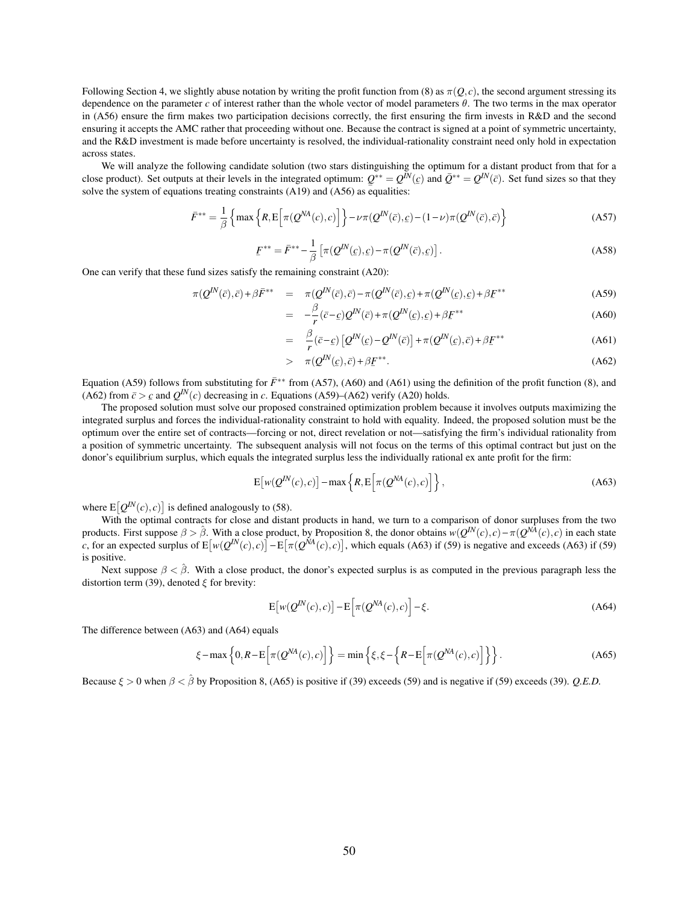Following Section 4, we slightly abuse notation by writing the profit function from (8) as $\pi(Q,c)$, the second argument stressing its dependence on the parameter $c$ of interest rather than the whole vector of model parameters $\theta$. The two terms in the max operator in (A56) ensure the firm makes two participation decisions correctly, the first ensuring the firm invests in R&D and the second ensuring it accepts the AMC rather that proceeding without one. Because the contract is signed at a point of symmetric uncertainty, and the R&D investment is made before uncertainty is resolved, the individual-rationality constraint need only hold in expectation across states.

We will analyze the following candidate solution (two stars distinguishing the optimum for a distant product from that for a close product). Set outputs at their levels in the integrated optimum: $\underline{Q}^{**} = Q^{IN}(\underline{c})$ and $\bar{Q}^{**} = Q^{IN}(\bar{c})$. Set fund sizes so that they solve the system of equations treating constraints (A19) and (A56) as equalities:

$$\bar{F}^{**} = \frac{1}{\beta}\Big\{\max\Big\{R, \mathrm{E}\Big[\pi(Q^{NA}(c),c)\Big]\Big\} - \nu\pi(Q^{IN}(\bar{c}),\underline{c}) - (1-\nu)\pi(Q^{IN}(\bar{c}),\bar{c})\Big\} \tag{A57}$$

$$\underline{F}^{**} = \bar{F}^{**} - \frac{1}{\beta}\left[\pi(Q^{IN}(\underline{c}),\underline{c}) - \pi(Q^{IN}(\bar{c}),\underline{c})\right]. \tag{A58}$$

One can verify that these fund sizes satisfy the remaining constraint (A20):

$$\begin{aligned}
\pi(Q^{IN}(\bar{c}),\bar{c}) + \beta\bar{F}^{**} &= \pi(Q^{IN}(\bar{c}),\bar{c}) - \pi(Q^{IN}(\bar{c}),\underline{c}) + \pi(Q^{IN}(\underline{c}),\underline{c}) + \beta\underline{F}^{**} && \text{(A59)}\\
&= -\frac{\beta}{r}(\bar{c}-\underline{c})Q^{IN}(\bar{c}) + \pi(Q^{IN}(\underline{c}),\underline{c}) + \beta\underline{F}^{**} && \text{(A60)}\\
&= \frac{\beta}{r}(\bar{c}-\underline{c})\left[Q^{IN}(\underline{c}) - Q^{IN}(\bar{c})\right] + \pi(Q^{IN}(\underline{c}),\bar{c}) + \beta\underline{F}^{**} && \text{(A61)}\\
&> \pi(Q^{IN}(\underline{c}),\bar{c}) + \beta\underline{F}^{**}. && \text{(A62)}
\end{aligned}$$

Equation (A59) follows from substituting for $\bar{F}^{**}$ from (A57), (A60) and (A61) using the definition of the profit function (8), and (A62) from $\bar{c} > \underline{c}$ and $Q^{IN}(c)$ decreasing in $c$. Equations (A59)–(A62) verify (A20) holds.

The proposed solution must solve our proposed constrained optimization problem because it involves outputs maximizing the integrated surplus and forces the individual-rationality constraint to hold with equality. Indeed, the proposed solution must be the optimum over the entire set of contracts—forcing or not, direct revelation or not—satisfying the firm's individual rationality from a position of symmetric uncertainty. The subsequent analysis will not focus on the terms of this optimal contract but just on the donor's equilibrium surplus, which equals the integrated surplus less the individually rational ex ante profit for the firm:

$$\mathrm{E}\big[w(Q^{IN}(c),c)\big] - \max\Big\{R, \mathrm{E}\Big[\pi(Q^{NA}(c),c)\Big]\Big\}, \tag{A63}$$

where $\mathrm{E}\big[Q^{IN}(c),c)\big]$ is defined analogously to (58).

With the optimal contracts for close and distant products in hand, we turn to a comparison of donor surpluses from the two products. First suppose $\beta > \hat{\beta}$. With a close product, by Proposition 8, the donor obtains $w(Q^{IN}(c),c) - \pi(Q^{NA}(c),c)$ in each state $c$, for an expected surplus of $\mathrm{E}\big[w(Q^{IN}(c),c)\big] - \mathrm{E}\big[\pi(Q^{NA}(c),c)\big]$, which equals (A63) if (59) is negative and exceeds (A63) if (59) is positive.

Next suppose $\beta < \hat{\beta}$. With a close product, the donor's expected surplus is as computed in the previous paragraph less the distortion term (39), denoted $\xi$ for brevity:

$$\mathrm{E}\big[w(Q^{IN}(c),c)\big] - \mathrm{E}\Big[\pi(Q^{NA}(c),c)\Big] - \xi. \tag{A64}$$

The difference between (A63) and (A64) equals

$$\xi - \max\Big\{0, R - \mathrm{E}\Big[\pi(Q^{NA}(c),c)\Big]\Big\} = \min\Big\{\xi, \xi - \Big\{R - \mathrm{E}\Big[\pi(Q^{NA}(c),c)\Big]\Big\}\Big\}. \tag{A65}$$

Because $\xi > 0$ when $\beta < \hat{\beta}$ by Proposition 8, (A65) is positive if (39) exceeds (59) and is negative if (59) exceeds (39). *Q.E.D.*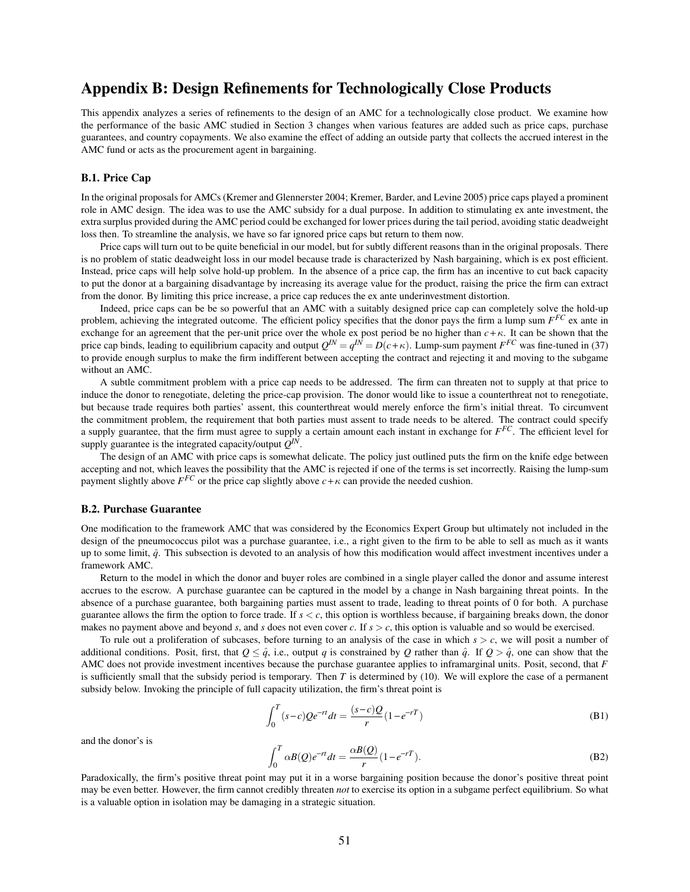# Appendix B: Design Refinements for Technologically Close Products

This appendix analyzes a series of refinements to the design of an AMC for a technologically close product. We examine how the performance of the basic AMC studied in Section 3 changes when various features are added such as price caps, purchase guarantees, and country copayments. We also examine the effect of adding an outside party that collects the accrued interest in the AMC fund or acts as the procurement agent in bargaining.

## B.1. Price Cap

In the original proposals for AMCs (Kremer and Glennerster 2004; Kremer, Barder, and Levine 2005) price caps played a prominent role in AMC design. The idea was to use the AMC subsidy for a dual purpose. In addition to stimulating ex ante investment, the extra surplus provided during the AMC period could be exchanged for lower prices during the tail period, avoiding static deadweight loss then. To streamline the analysis, we have so far ignored price caps but return to them now.

Price caps will turn out to be quite beneficial in our model, but for subtly different reasons than in the original proposals. There is no problem of static deadweight loss in our model because trade is characterized by Nash bargaining, which is ex post efficient. Instead, price caps will help solve hold-up problem. In the absence of a price cap, the firm has an incentive to cut back capacity to put the donor at a bargaining disadvantage by increasing its average value for the product, raising the price the firm can extract from the donor. By limiting this price increase, a price cap reduces the ex ante underinvestment distortion.

Indeed, price caps can be be so powerful that an AMC with a suitably designed price cap can completely solve the hold-up problem, achieving the integrated outcome. The efficient policy specifies that the donor pays the firm a lump sum $F^{FC}$ ex ante in exchange for an agreement that the per-unit price over the whole ex post period be no higher than $c+\kappa$. It can be shown that the price cap binds, leading to equilibrium capacity and output $Q^{IN} = q^{IN} = D(c+\kappa)$. Lump-sum payment $F^{FC}$ was fine-tuned in (37) to provide enough surplus to make the firm indifferent between accepting the contract and rejecting it and moving to the subgame without an AMC.

A subtle commitment problem with a price cap needs to be addressed. The firm can threaten not to supply at that price to induce the donor to renegotiate, deleting the price-cap provision. The donor would like to issue a counterthreat not to renegotiate, but because trade requires both parties' assent, this counterthreat would merely enforce the firm's initial threat. To circumvent the commitment problem, the requirement that both parties must assent to trade needs to be altered. The contract could specify a supply guarantee, that the firm must agree to supply a certain amount each instant in exchange for $F^{FC}$. The efficient level for supply guarantee is the integrated capacity/output $Q^{IN}$.

The design of an AMC with price caps is somewhat delicate. The policy just outlined puts the firm on the knife edge between accepting and not, which leaves the possibility that the AMC is rejected if one of the terms is set incorrectly. Raising the lump-sum payment slightly above $F^{FC}$ or the price cap slightly above $c+\kappa$ can provide the needed cushion.

## B.2. Purchase Guarantee

One modification to the framework AMC that was considered by the Economics Expert Group but ultimately not included in the design of the pneumococcus pilot was a purchase guarantee, i.e., a right given to the firm to be able to sell as much as it wants up to some limit, $\hat{q}$. This subsection is devoted to an analysis of how this modification would affect investment incentives under a framework AMC.

Return to the model in which the donor and buyer roles are combined in a single player called the donor and assume interest accrues to the escrow. A purchase guarantee can be captured in the model by a change in Nash bargaining threat points. In the absence of a purchase guarantee, both bargaining parties must assent to trade, leading to threat points of 0 for both. A purchase guarantee allows the firm the option to force trade. If $s < c$, this option is worthless because, if bargaining breaks down, the donor makes no payment above and beyond $s$, and $s$ does not even cover $c$. If $s > c$, this option is valuable and so would be exercised.

To rule out a proliferation of subcases, before turning to an analysis of the case in which $s > c$, we will posit a number of additional conditions. Posit, first, that $Q \leq \hat{q}$, i.e., output $q$ is constrained by $Q$ rather than $\hat{q}$. If $Q > \hat{q}$, one can show that the AMC does not provide investment incentives because the purchase guarantee applies to inframarginal units. Posit, second, that $F$ is sufficiently small that the subsidy period is temporary. Then $T$ is determined by (10). We will explore the case of a permanent subsidy below. Invoking the principle of full capacity utilization, the firm's threat point is

$$\int_0^T (s-c)Qe^{-rt}dt = \frac{(s-c)Q}{r}(1-e^{-rT}) \tag{B1}$$

and the donor's is

$$\int_0^T \alpha B(Q)e^{-rt}dt = \frac{\alpha B(Q)}{r}(1-e^{-rT}). \tag{B2}$$

Paradoxically, the firm's positive threat point may put it in a worse bargaining position because the donor's positive threat point may be even better. However, the firm cannot credibly threaten *not* to exercise its option in a subgame perfect equilibrium. So what is a valuable option in isolation may be damaging in a strategic situation.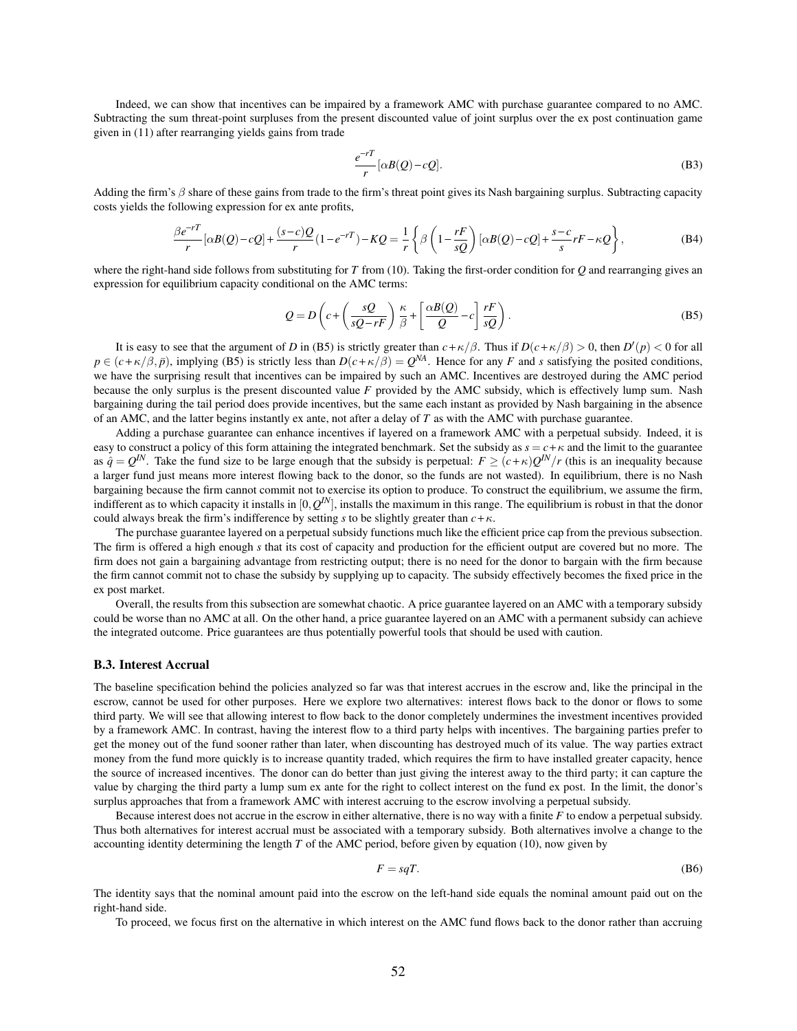Indeed, we can show that incentives can be impaired by a framework AMC with purchase guarantee compared to no AMC. Subtracting the sum threat-point surpluses from the present discounted value of joint surplus over the ex post continuation game given in (11) after rearranging yields gains from trade

$$\frac{e^{-rT}}{r}[\alpha B(Q) - cQ]. \tag{B3}$$

Adding the firm's $\beta$ share of these gains from trade to the firm's threat point gives its Nash bargaining surplus. Subtracting capacity costs yields the following expression for ex ante profits,

$$\frac{\beta e^{-rT}}{r}[\alpha B(Q) - cQ] + \frac{(s-c)Q}{r}(1 - e^{-rT}) - KQ = \frac{1}{r}\left\{\beta\left(1 - \frac{rF}{sQ}\right)[\alpha B(Q) - cQ] + \frac{s-c}{s}rF - \kappa Q\right\}, \tag{B4}$$

where the right-hand side follows from substituting for $T$ from (10). Taking the first-order condition for $Q$ and rearranging gives an expression for equilibrium capacity conditional on the AMC terms:

$$Q = D\left(c + \left(\frac{sQ}{sQ - rF}\right)\frac{\kappa}{\beta} + \left[\frac{\alpha B(Q)}{Q} - c\right]\frac{rF}{sQ}\right). \tag{B5}$$

It is easy to see that the argument of $D$ in (B5) is strictly greater than $c + \kappa/\beta$. Thus if $D(c + \kappa/\beta) > 0$, then $D'(p) < 0$ for all $p \in (c + \kappa/\beta, \bar{p})$, implying (B5) is strictly less than $D(c + \kappa/\beta) = Q^{NA}$. Hence for any $F$ and $s$ satisfying the posited conditions, we have the surprising result that incentives can be impaired by such an AMC. Incentives are destroyed during the AMC period because the only surplus is the present discounted value $F$ provided by the AMC subsidy, which is effectively lump sum. Nash bargaining during the tail period does provide incentives, but the same each instant as provided by Nash bargaining in the absence of an AMC, and the latter begins instantly ex ante, not after a delay of $T$ as with the AMC with purchase guarantee.

Adding a purchase guarantee can enhance incentives if layered on a framework AMC with a perpetual subsidy. Indeed, it is easy to construct a policy of this form attaining the integrated benchmark. Set the subsidy as $s = c + \kappa$ and the limit to the guarantee as $\hat{q} = Q^{IN}$. Take the fund size to be large enough that the subsidy is perpetual: $F \geq (c + \kappa)Q^{IN}/r$ (this is an inequality because a larger fund just means more interest flowing back to the donor, so the funds are not wasted). In equilibrium, there is no Nash bargaining because the firm cannot commit not to exercise its option to produce. To construct the equilibrium, we assume the firm, indifferent as to which capacity it installs in $[0, Q^{IN}]$, installs the maximum in this range. The equilibrium is robust in that the donor could always break the firm's indifference by setting $s$ to be slightly greater than $c + \kappa$.

The purchase guarantee layered on a perpetual subsidy functions much like the efficient price cap from the previous subsection. The firm is offered a high enough $s$ that its cost of capacity and production for the efficient output are covered but no more. The firm does not gain a bargaining advantage from restricting output; there is no need for the donor to bargain with the firm because the firm cannot commit not to chase the subsidy by supplying up to capacity. The subsidy effectively becomes the fixed price in the ex post market.

Overall, the results from this subsection are somewhat chaotic. A price guarantee layered on an AMC with a temporary subsidy could be worse than no AMC at all. On the other hand, a price guarantee layered on an AMC with a permanent subsidy can achieve the integrated outcome. Price guarantees are thus potentially powerful tools that should be used with caution.

### B.3. Interest Accrual

The baseline specification behind the policies analyzed so far was that interest accrues in the escrow and, like the principal in the escrow, cannot be used for other purposes. Here we explore two alternatives: interest flows back to the donor or flows to some third party. We will see that allowing interest to flow back to the donor completely undermines the investment incentives provided by a framework AMC. In contrast, having the interest flow to a third party helps with incentives. The bargaining parties prefer to get the money out of the fund sooner rather than later, when discounting has destroyed much of its value. The way parties extract money from the fund more quickly is to increase quantity traded, which requires the firm to have installed greater capacity, hence the source of increased incentives. The donor can do better than just giving the interest away to the third party; it can capture the value by charging the third party a lump sum ex ante for the right to collect interest on the fund ex post. In the limit, the donor's surplus approaches that from a framework AMC with interest accruing to the escrow involving a perpetual subsidy.

Because interest does not accrue in the escrow in either alternative, there is no way with a finite $F$ to endow a perpetual subsidy. Thus both alternatives for interest accrual must be associated with a temporary subsidy. Both alternatives involve a change to the accounting identity determining the length $T$ of the AMC period, before given by equation (10), now given by

$$F = sqT. \tag{B6}$$

The identity says that the nominal amount paid into the escrow on the left-hand side equals the nominal amount paid out on the right-hand side.

To proceed, we focus first on the alternative in which interest on the AMC fund flows back to the donor rather than accruing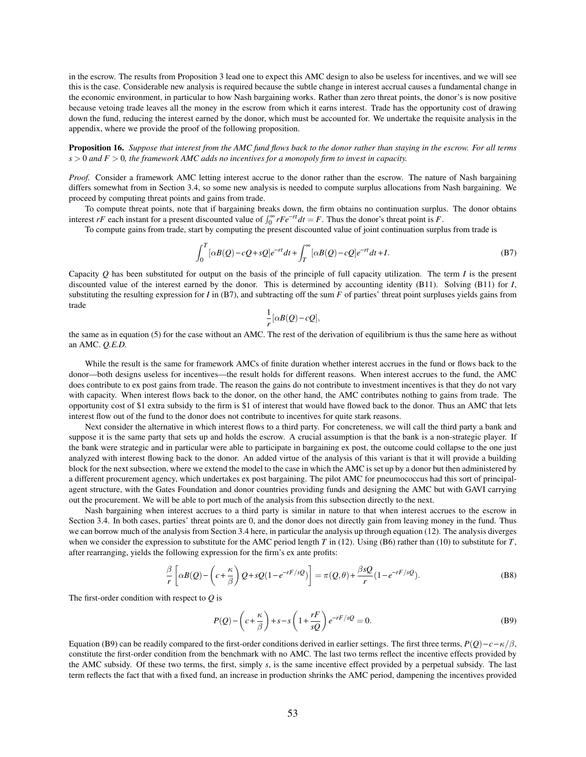in the escrow. The results from Proposition 3 lead one to expect this AMC design to also be useless for incentives, and we will see this is the case. Considerable new analysis is required because the subtle change in interest accrual causes a fundamental change in the economic environment, in particular to how Nash bargaining works. Rather than zero threat points, the donor's is now positive because vetoing trade leaves all the money in the escrow from which it earns interest. Trade has the opportunity cost of drawing down the fund, reducing the interest earned by the donor, which must be accounted for. We undertake the requisite analysis in the appendix, where we provide the proof of the following proposition.

**Proposition 16.** *Suppose that interest from the AMC fund flows back to the donor rather than staying in the escrow. For all terms $s > 0$ and $F > 0$, the framework AMC adds no incentives for a monopoly firm to invest in capacity.*

*Proof.* Consider a framework AMC letting interest accrue to the donor rather than the escrow. The nature of Nash bargaining differs somewhat from in Section 3.4, so some new analysis is needed to compute surplus allocations from Nash bargaining. We proceed by computing threat points and gains from trade.

To compute threat points, note that if bargaining breaks down, the firm obtains no continuation surplus. The donor obtains interest $rF$ each instant for a present discounted value of $\int_0^\infty rFe^{-rt}dt = F$. Thus the donor's threat point is $F$.

To compute gains from trade, start by computing the present discounted value of joint continuation surplus from trade is

$$\int_0^T [\alpha B(Q) - cQ + sQ]e^{-rt}dt + \int_T^\infty [\alpha B(Q) - cQ]e^{-rt}dt + I. \tag{B7}$$

Capacity $Q$ has been substituted for output on the basis of the principle of full capacity utilization. The term $I$ is the present discounted value of the interest earned by the donor. This is determined by accounting identity (B11). Solving (B11) for $I$, substituting the resulting expression for $I$ in (B7), and subtracting off the sum $F$ of parties' threat point surpluses yields gains from trade

$$\frac{1}{r}[\alpha B(Q) - cQ],$$

the same as in equation (5) for the case without an AMC. The rest of the derivation of equilibrium is thus the same here as without an AMC. *Q.E.D.*

While the result is the same for framework AMCs of finite duration whether interest accrues in the fund or flows back to the donor—both designs useless for incentives—the result holds for different reasons. When interest accrues to the fund, the AMC does contribute to ex post gains from trade. The reason the gains do not contribute to investment incentives is that they do not vary with capacity. When interest flows back to the donor, on the other hand, the AMC contributes nothing to gains from trade. The opportunity cost of \$1 extra subsidy to the firm is \$1 of interest that would have flowed back to the donor. Thus an AMC that lets interest flow out of the fund to the donor does not contribute to incentives for quite stark reasons.

Next consider the alternative in which interest flows to a third party. For concreteness, we will call the third party a bank and suppose it is the same party that sets up and holds the escrow. A crucial assumption is that the bank is a non-strategic player. If the bank were strategic and in particular were able to participate in bargaining ex post, the outcome could collapse to the one just analyzed with interest flowing back to the donor. An added virtue of the analysis of this variant is that it will provide a building block for the next subsection, where we extend the model to the case in which the AMC is set up by a donor but then administered by a different procurement agency, which undertakes ex post bargaining. The pilot AMC for pneumococcus had this sort of principal-agent structure, with the Gates Foundation and donor countries providing funds and designing the AMC but with GAVI carrying out the procurement. We will be able to port much of the analysis from this subsection directly to the next.

Nash bargaining when interest accrues to a third party is similar in nature to that when interest accrues to the escrow in Section 3.4. In both cases, parties' threat points are 0, and the donor does not directly gain from leaving money in the fund. Thus we can borrow much of the analysis from Section 3.4 here, in particular the analysis up through equation (12). The analysis diverges when we consider the expression to substitute for the AMC period length $T$ in (12). Using (B6) rather than (10) to substitute for $T$, after rearranging, yields the following expression for the firm's ex ante profits:

$$\frac{\beta}{r}\left[\alpha B(Q) - \left(c + \frac{\kappa}{\beta}\right)Q + sQ(1 - e^{-rF/sQ})\right] = \pi(Q,\theta) + \frac{\beta sQ}{r}(1 - e^{-rF/sQ}). \tag{B8}$$

The first-order condition with respect to $Q$ is

$$P(Q) - \left(c + \frac{\kappa}{\beta}\right) + s - s\left(1 + \frac{rF}{sQ}\right)e^{-rF/sQ} = 0. \tag{B9}$$

Equation (B9) can be readily compared to the first-order conditions derived in earlier settings. The first three terms, $P(Q) - c - \kappa/\beta$, constitute the first-order condition from the benchmark with no AMC. The last two terms reflect the incentive effects provided by the AMC subsidy. Of these two terms, the first, simply $s$, is the same incentive effect provided by a perpetual subsidy. The last term reflects the fact that with a fixed fund, an increase in production shrinks the AMC period, dampening the incentives provided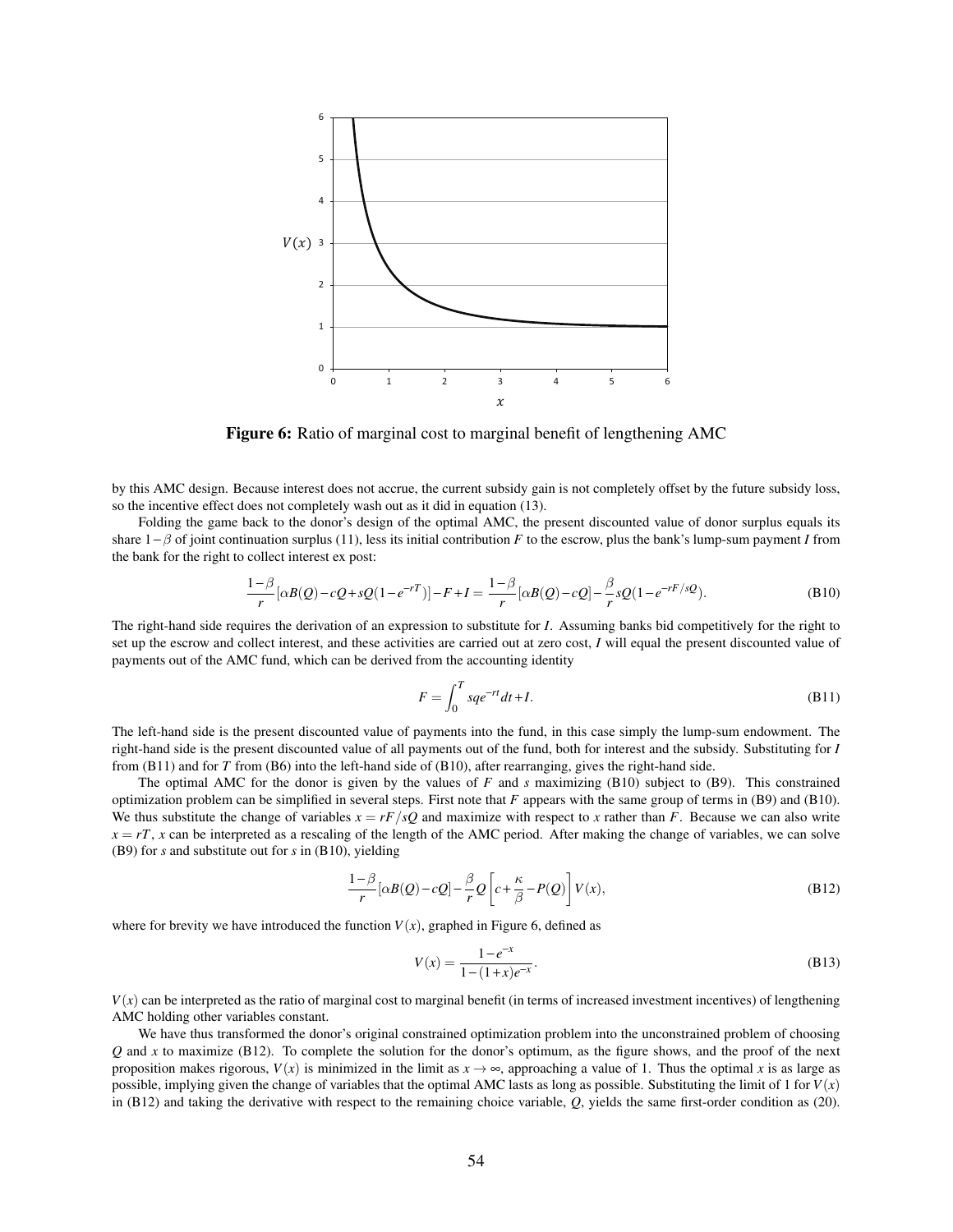**Figure 6:** Ratio of marginal cost to marginal benefit of lengthening AMC

by this AMC design. Because interest does not accrue, the current subsidy gain is not completely offset by the future subsidy loss, so the incentive effect does not completely wash out as it did in equation (13).

Folding the game back to the donor's design of the optimal AMC, the present discounted value of donor surplus equals its share $1-\beta$ of joint continuation surplus (11), less its initial contribution $F$ to the escrow, plus the bank's lump-sum payment $I$ from the bank for the right to collect interest ex post:

$$\frac{1-\beta}{r}[\alpha B(Q)-cQ+sQ(1-e^{-rT})]-F+I=\frac{1-\beta}{r}[\alpha B(Q)-cQ]-\frac{\beta}{r}sQ(1-e^{-rF/sQ}). \tag{B10}$$

The right-hand side requires the derivation of an expression to substitute for $I$. Assuming banks bid competitively for the right to set up the escrow and collect interest, and these activities are carried out at zero cost, $I$ will equal the present discounted value of payments out of the AMC fund, which can be derived from the accounting identity

$$F=\int_0^T sqe^{-rt}dt+I. \tag{B11}$$

The left-hand side is the present discounted value of payments into the fund, in this case simply the lump-sum endowment. The right-hand side is the present discounted value of all payments out of the fund, both for interest and the subsidy. Substituting for $I$ from (B11) and for $T$ from (B6) into the left-hand side of (B10), after rearranging, gives the right-hand side.

The optimal AMC for the donor is given by the values of $F$ and $s$ maximizing (B10) subject to (B9). This constrained optimization problem can be simplified in several steps. First note that $F$ appears with the same group of terms in (B9) and (B10). We thus substitute the change of variables $x=rF/sQ$ and maximize with respect to $x$ rather than $F$. Because we can also write $x=rT$, $x$ can be interpreted as a rescaling of the length of the AMC period. After making the change of variables, we can solve (B9) for $s$ and substitute out for $s$ in (B10), yielding

$$\frac{1-\beta}{r}[\alpha B(Q)-cQ]-\frac{\beta}{r}Q\left[c+\frac{\kappa}{\beta}-P(Q)\right]V(x), \tag{B12}$$

where for brevity we have introduced the function $V(x)$, graphed in Figure 6, defined as

$$V(x)=\frac{1-e^{-x}}{1-(1+x)e^{-x}}. \tag{B13}$$

$V(x)$ can be interpreted as the ratio of marginal cost to marginal benefit (in terms of increased investment incentives) of lengthening AMC holding other variables constant.

We have thus transformed the donor's original constrained optimization problem into the unconstrained problem of choosing $Q$ and $x$ to maximize (B12). To complete the solution for the donor's optimum, as the figure shows, and the proof of the next proposition makes rigorous, $V(x)$ is minimized in the limit as $x\to\infty$, approaching a value of 1. Thus the optimal $x$ is as large as possible, implying given the change of variables that the optimal AMC lasts as long as possible. Substituting the limit of 1 for $V(x)$ in (B12) and taking the derivative with respect to the remaining choice variable, $Q$, yields the same first-order condition as (20).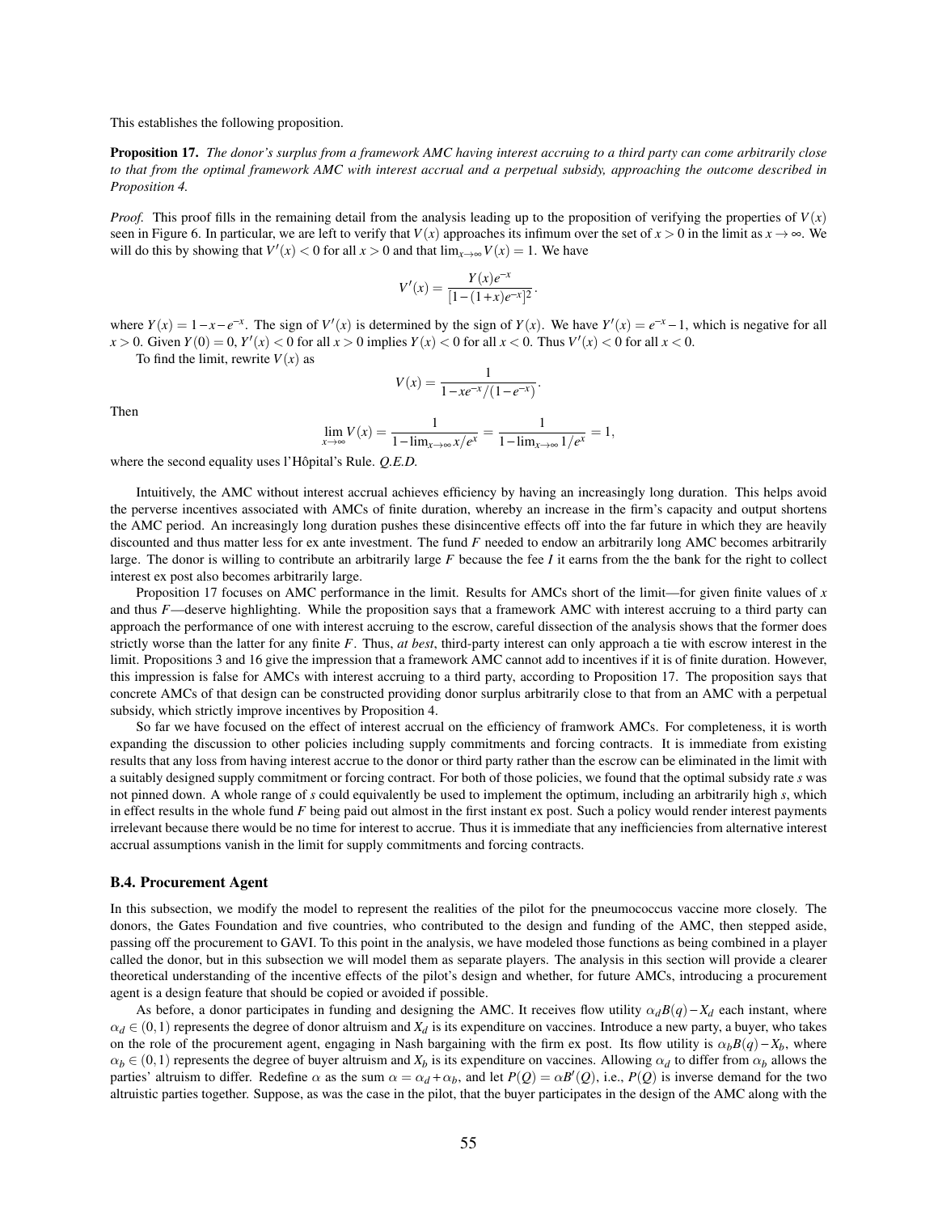This establishes the following proposition.

**Proposition 17.** *The donor's surplus from a framework AMC having interest accruing to a third party can come arbitrarily close to that from the optimal framework AMC with interest accrual and a perpetual subsidy, approaching the outcome described in Proposition 4.*

*Proof.* This proof fills in the remaining detail from the analysis leading up to the proposition of verifying the properties of $V(x)$ seen in Figure 6. In particular, we are left to verify that $V(x)$ approaches its infimum over the set of $x > 0$ in the limit as $x \to \infty$. We will do this by showing that $V'(x) < 0$ for all $x > 0$ and that $\lim_{x\to\infty} V(x) = 1$. We have

$$V'(x) = \frac{Y(x)e^{-x}}{[1-(1+x)e^{-x}]^2}.$$

where $Y(x) = 1 - x - e^{-x}$. The sign of $V'(x)$ is determined by the sign of $Y(x)$. We have $Y'(x) = e^{-x} - 1$, which is negative for all $x > 0$. Given $Y(0) = 0$, $Y'(x) < 0$ for all $x > 0$ implies $Y(x) < 0$ for all $x < 0$. Thus $V'(x) < 0$ for all $x < 0$.

To find the limit, rewrite $V(x)$ as

$$V(x) = \frac{1}{1 - xe^{-x}/(1-e^{-x})}.$$

Then

$$\lim_{x\to\infty} V(x) = \frac{1}{1 - \lim_{x\to\infty} x/e^x} = \frac{1}{1 - \lim_{x\to\infty} 1/e^x} = 1,$$

where the second equality uses l'Hôpital's Rule. *Q.E.D.*

Intuitively, the AMC without interest accrual achieves efficiency by having an increasingly long duration. This helps avoid the perverse incentives associated with AMCs of finite duration, whereby an increase in the firm's capacity and output shortens the AMC period. An increasingly long duration pushes these disincentive effects off into the far future in which they are heavily discounted and thus matter less for ex ante investment. The fund $F$ needed to endow an arbitrarily long AMC becomes arbitrarily large. The donor is willing to contribute an arbitrarily large $F$ because the fee $I$ it earns from the the bank for the right to collect interest ex post also becomes arbitrarily large.

Proposition 17 focuses on AMC performance in the limit. Results for AMCs short of the limit—for given finite values of $x$ and thus $F$—deserve highlighting. While the proposition says that a framework AMC with interest accruing to a third party can approach the performance of one with interest accruing to the escrow, careful dissection of the analysis shows that the former does strictly worse than the latter for any finite $F$. Thus, *at best*, third-party interest can only approach a tie with escrow interest in the limit. Propositions 3 and 16 give the impression that a framework AMC cannot add to incentives if it is of finite duration. However, this impression is false for AMCs with interest accruing to a third party, according to Proposition 17. The proposition says that concrete AMCs of that design can be constructed providing donor surplus arbitrarily close to that from an AMC with a perpetual subsidy, which strictly improve incentives by Proposition 4.

So far we have focused on the effect of interest accrual on the efficiency of framwork AMCs. For completeness, it is worth expanding the discussion to other policies including supply commitments and forcing contracts. It is immediate from existing results that any loss from having interest accrue to the donor or third party rather than the escrow can be eliminated in the limit with a suitably designed supply commitment or forcing contract. For both of those policies, we found that the optimal subsidy rate $s$ was not pinned down. A whole range of $s$ could equivalently be used to implement the optimum, including an arbitrarily high $s$, which in effect results in the whole fund $F$ being paid out almost in the first instant ex post. Such a policy would render interest payments irrelevant because there would be no time for interest to accrue. Thus it is immediate that any inefficiencies from alternative interest accrual assumptions vanish in the limit for supply commitments and forcing contracts.

### B.4. Procurement Agent

In this subsection, we modify the model to represent the realities of the pilot for the pneumococcus vaccine more closely. The donors, the Gates Foundation and five countries, who contributed to the design and funding of the AMC, then stepped aside, passing off the procurement to GAVI. To this point in the analysis, we have modeled those functions as being combined in a player called the donor, but in this subsection we will model them as separate players. The analysis in this section will provide a clearer theoretical understanding of the incentive effects of the pilot's design and whether, for future AMCs, introducing a procurement agent is a design feature that should be copied or avoided if possible.

As before, a donor participates in funding and designing the AMC. It receives flow utility $\alpha_d B(q) - X_d$ each instant, where $\alpha_d \in (0,1)$ represents the degree of donor altruism and $X_d$ is its expenditure on vaccines. Introduce a new party, a buyer, who takes on the role of the procurement agent, engaging in Nash bargaining with the firm ex post. Its flow utility is $\alpha_b B(q) - X_b$, where $\alpha_b \in (0,1)$ represents the degree of buyer altruism and $X_b$ is its expenditure on vaccines. Allowing $\alpha_d$ to differ from $\alpha_b$ allows the parties' altruism to differ. Redefine $\alpha$ as the sum $\alpha = \alpha_d + \alpha_b$, and let $P(Q) = \alpha B'(Q)$, i.e., $P(Q)$ is inverse demand for the two altruistic parties together. Suppose, as was the case in the pilot, that the buyer participates in the design of the AMC along with the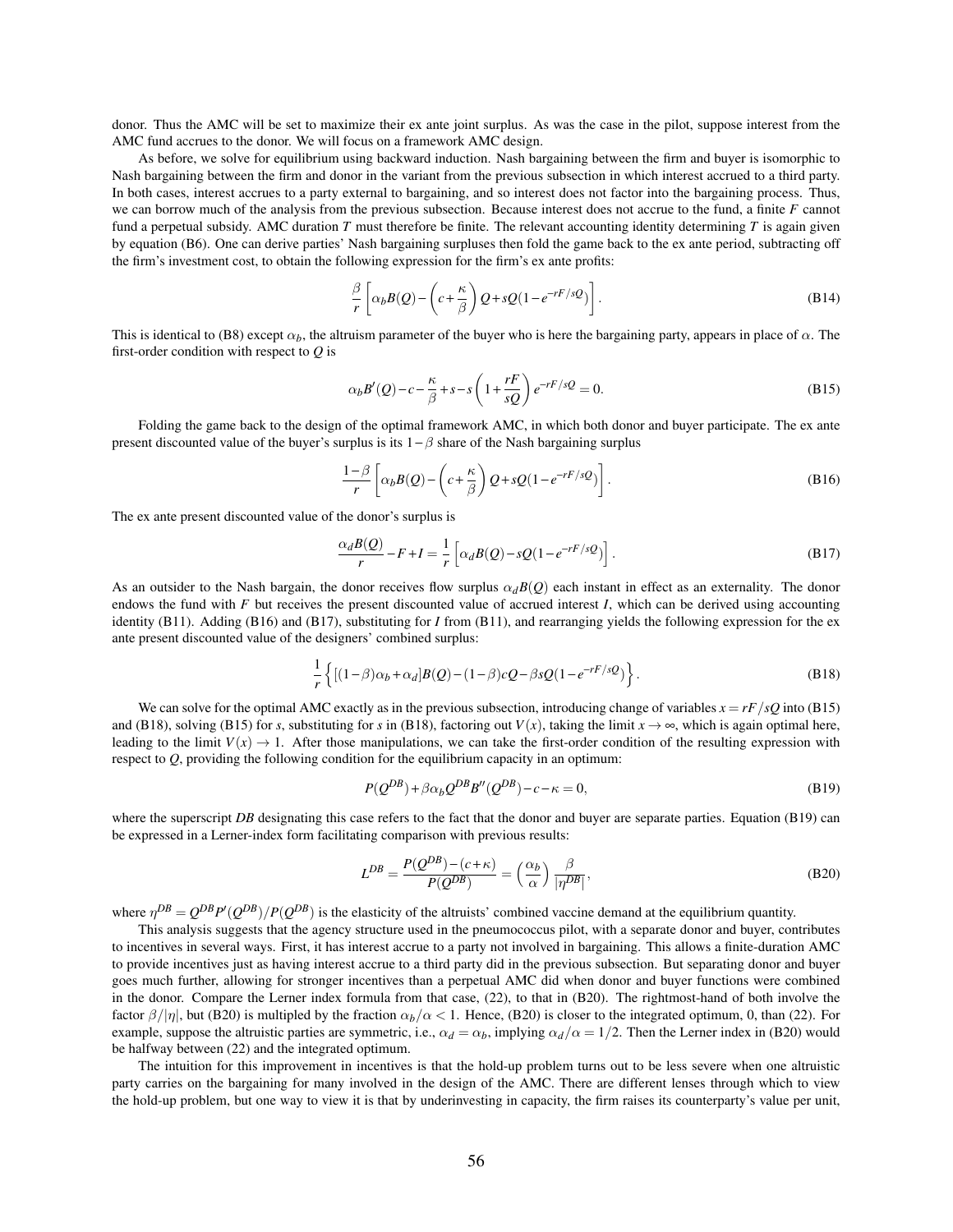donor. Thus the AMC will be set to maximize their ex ante joint surplus. As was the case in the pilot, suppose interest from the AMC fund accrues to the donor. We will focus on a framework AMC design.

As before, we solve for equilibrium using backward induction. Nash bargaining between the firm and buyer is isomorphic to Nash bargaining between the firm and donor in the variant from the previous subsection in which interest accrued to a third party. In both cases, interest accrues to a party external to bargaining, and so interest does not factor into the bargaining process. Thus, we can borrow much of the analysis from the previous subsection. Because interest does not accrue to the fund, a finite $F$ cannot fund a perpetual subsidy. AMC duration $T$ must therefore be finite. The relevant accounting identity determining $T$ is again given by equation (B6). One can derive parties' Nash bargaining surpluses then fold the game back to the ex ante period, subtracting off the firm's investment cost, to obtain the following expression for the firm's ex ante profits:

$$\frac{\beta}{r}\left[\alpha_b B(Q) - \left(c + \frac{\kappa}{\beta}\right)Q + sQ(1 - e^{-rF/sQ})\right]. \tag{B14}$$

This is identical to (B8) except $\alpha_b$, the altruism parameter of the buyer who is here the bargaining party, appears in place of $\alpha$. The first-order condition with respect to $Q$ is

$$\alpha_b B'(Q) - c - \frac{\kappa}{\beta} + s - s\left(1 + \frac{rF}{sQ}\right)e^{-rF/sQ} = 0. \tag{B15}$$

Folding the game back to the design of the optimal framework AMC, in which both donor and buyer participate. The ex ante present discounted value of the buyer's surplus is its $1-\beta$ share of the Nash bargaining surplus

$$\frac{1-\beta}{r}\left[\alpha_b B(Q) - \left(c + \frac{\kappa}{\beta}\right)Q + sQ(1 - e^{-rF/sQ})\right]. \tag{B16}$$

The ex ante present discounted value of the donor's surplus is

$$\frac{\alpha_d B(Q)}{r} - F + I = \frac{1}{r}\left[\alpha_d B(Q) - sQ(1 - e^{-rF/sQ})\right]. \tag{B17}$$

As an outsider to the Nash bargain, the donor receives flow surplus $\alpha_d B(Q)$ each instant in effect as an externality. The donor endows the fund with $F$ but receives the present discounted value of accrued interest $I$, which can be derived using accounting identity (B11). Adding (B16) and (B17), substituting for $I$ from (B11), and rearranging yields the following expression for the ex ante present discounted value of the designers' combined surplus:

$$\frac{1}{r}\left\{[(1-\beta)\alpha_b + \alpha_d]B(Q) - (1-\beta)cQ - \beta sQ(1 - e^{-rF/sQ})\right\}. \tag{B18}$$

We can solve for the optimal AMC exactly as in the previous subsection, introducing change of variables $x = rF/sQ$ into (B15) and (B18), solving (B15) for $s$, substituting for $s$ in (B18), factoring out $V(x)$, taking the limit $x \to \infty$, which is again optimal here, leading to the limit $V(x) \to 1$. After those manipulations, we can take the first-order condition of the resulting expression with respect to $Q$, providing the following condition for the equilibrium capacity in an optimum:

$$P(Q^{DB}) + \beta\alpha_b Q^{DB} B''(Q^{DB}) - c - \kappa = 0, \tag{B19}$$

where the superscript $DB$ designating this case refers to the fact that the donor and buyer are separate parties. Equation (B19) can be expressed in a Lerner-index form facilitating comparison with previous results:

$$L^{DB} = \frac{P(Q^{DB}) - (c+\kappa)}{P(Q^{DB})} = \left(\frac{\alpha_b}{\alpha}\right)\frac{\beta}{|\eta^{DB}|}, \tag{B20}$$

where $\eta^{DB} = Q^{DB}P'(Q^{DB})/P(Q^{DB})$ is the elasticity of the altruists' combined vaccine demand at the equilibrium quantity.

This analysis suggests that the agency structure used in the pneumococcus pilot, with a separate donor and buyer, contributes to incentives in several ways. First, it has interest accrue to a party not involved in bargaining. This allows a finite-duration AMC to provide incentives just as having interest accrue to a third party did in the previous subsection. But separating donor and buyer goes much further, allowing for stronger incentives than a perpetual AMC did when donor and buyer functions were combined in the donor. Compare the Lerner index formula from that case, (22), to that in (B20). The rightmost-hand of both involve the factor $\beta/|\eta|$, but (B20) is multiplied by the fraction $\alpha_b/\alpha < 1$. Hence, (B20) is closer to the integrated optimum, 0, than (22). For example, suppose the altruistic parties are symmetric, i.e., $\alpha_d = \alpha_b$, implying $\alpha_d/\alpha = 1/2$. Then the Lerner index in (B20) would be halfway between (22) and the integrated optimum.

The intuition for this improvement in incentives is that the hold-up problem turns out to be less severe when one altruistic party carries on the bargaining for many involved in the design of the AMC. There are different lenses through which to view the hold-up problem, but one way to view it is that by underinvesting in capacity, the firm raises its counterparty's value per unit,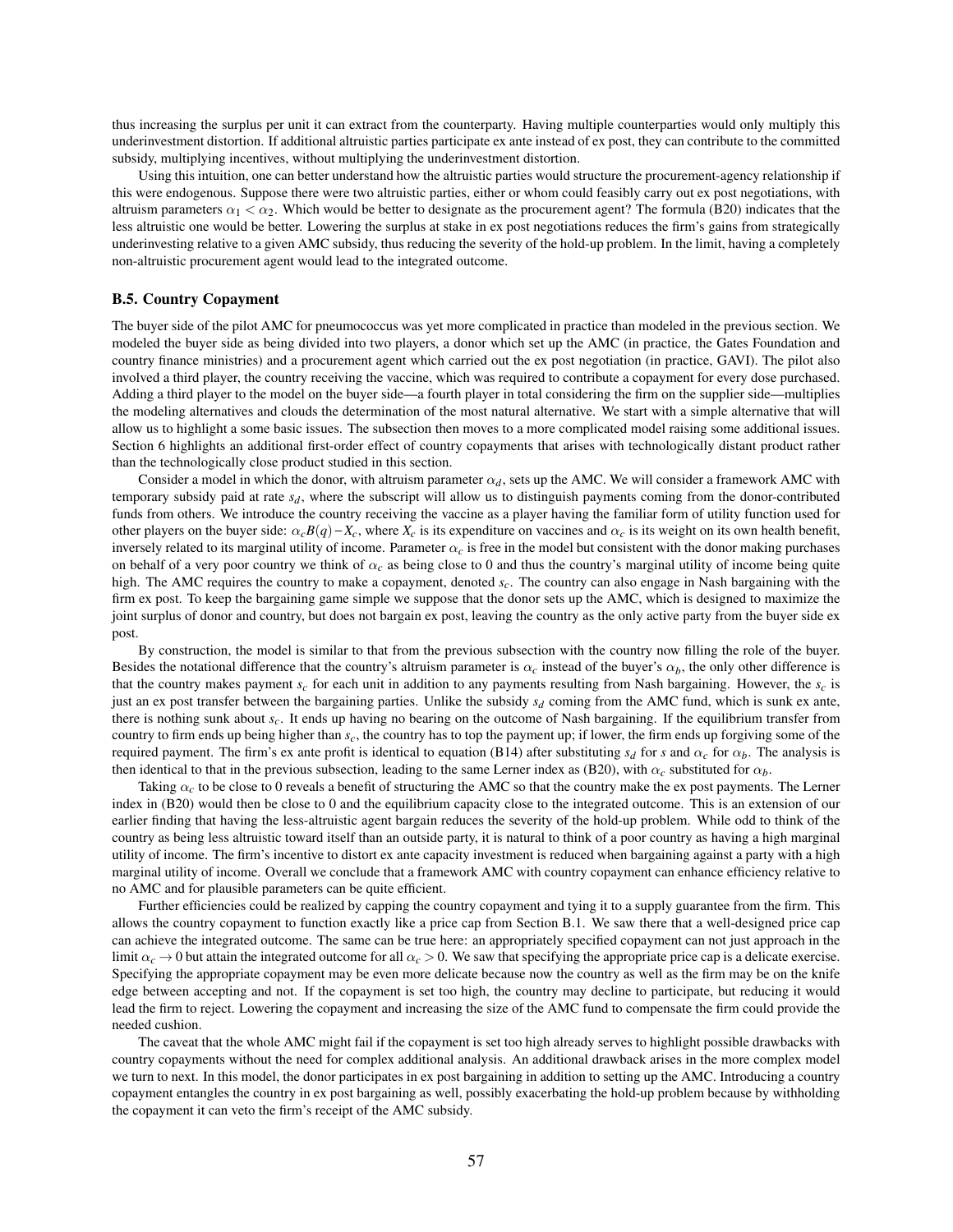thus increasing the surplus per unit it can extract from the counterparty. Having multiple counterparties would only multiply this underinvestment distortion. If additional altruistic parties participate ex ante instead of ex post, they can contribute to the committed subsidy, multiplying incentives, without multiplying the underinvestment distortion.

Using this intuition, one can better understand how the altruistic parties would structure the procurement-agency relationship if this were endogenous. Suppose there were two altruistic parties, either or whom could feasibly carry out ex post negotiations, with altruism parameters $\alpha_1 < \alpha_2$. Which would be better to designate as the procurement agent? The formula (B20) indicates that the less altruistic one would be better. Lowering the surplus at stake in ex post negotiations reduces the firm's gains from strategically underinvesting relative to a given AMC subsidy, thus reducing the severity of the hold-up problem. In the limit, having a completely non-altruistic procurement agent would lead to the integrated outcome.

### B.5. Country Copayment

The buyer side of the pilot AMC for pneumococcus was yet more complicated in practice than modeled in the previous section. We modeled the buyer side as being divided into two players, a donor which set up the AMC (in practice, the Gates Foundation and country finance ministries) and a procurement agent which carried out the ex post negotiation (in practice, GAVI). The pilot also involved a third player, the country receiving the vaccine, which was required to contribute a copayment for every dose purchased. Adding a third player to the model on the buyer side—a fourth player in total considering the firm on the supplier side—multiplies the modeling alternatives and clouds the determination of the most natural alternative. We start with a simple alternative that will allow us to highlight a some basic issues. The subsection then moves to a more complicated model raising some additional issues. Section 6 highlights an additional first-order effect of country copayments that arises with technologically distant product rather than the technologically close product studied in this section.

Consider a model in which the donor, with altruism parameter $\alpha_d$, sets up the AMC. We will consider a framework AMC with temporary subsidy paid at rate $s_d$, where the subscript will allow us to distinguish payments coming from the donor-contributed funds from others. We introduce the country receiving the vaccine as a player having the familiar form of utility function used for other players on the buyer side: $\alpha_c B(q) - X_c$, where $X_c$ is its expenditure on vaccines and $\alpha_c$ is its weight on its own health benefit, inversely related to its marginal utility of income. Parameter $\alpha_c$ is free in the model but consistent with the donor making purchases on behalf of a very poor country we think of $\alpha_c$ as being close to 0 and thus the country's marginal utility of income being quite high. The AMC requires the country to make a copayment, denoted $s_c$. The country can also engage in Nash bargaining with the firm ex post. To keep the bargaining game simple we suppose that the donor sets up the AMC, which is designed to maximize the joint surplus of donor and country, but does not bargain ex post, leaving the country as the only active party from the buyer side ex post.

By construction, the model is similar to that from the previous subsection with the country now filling the role of the buyer. Besides the notational difference that the country's altruism parameter is $\alpha_c$ instead of the buyer's $\alpha_b$, the only other difference is that the country makes payment $s_c$ for each unit in addition to any payments resulting from Nash bargaining. However, the $s_c$ is just an ex post transfer between the bargaining parties. Unlike the subsidy $s_d$ coming from the AMC fund, which is sunk ex ante, there is nothing sunk about $s_c$. It ends up having no bearing on the outcome of Nash bargaining. If the equilibrium transfer from country to firm ends up being higher than $s_c$, the country has to top the payment up; if lower, the firm ends up forgiving some of the required payment. The firm's ex ante profit is identical to equation (B14) after substituting $s_d$ for $s$ and $\alpha_c$ for $\alpha_b$. The analysis is then identical to that in the previous subsection, leading to the same Lerner index as (B20), with $\alpha_c$ substituted for $\alpha_b$.

Taking $\alpha_c$ to be close to 0 reveals a benefit of structuring the AMC so that the country make the ex post payments. The Lerner index in (B20) would then be close to 0 and the equilibrium capacity close to the integrated outcome. This is an extension of our earlier finding that having the less-altruistic agent bargain reduces the severity of the hold-up problem. While odd to think of the country as being less altruistic toward itself than an outside party, it is natural to think of a poor country as having a high marginal utility of income. The firm's incentive to distort ex ante capacity investment is reduced when bargaining against a party with a high marginal utility of income. Overall we conclude that a framework AMC with country copayment can enhance efficiency relative to no AMC and for plausible parameters can be quite efficient.

Further efficiencies could be realized by capping the country copayment and tying it to a supply guarantee from the firm. This allows the country copayment to function exactly like a price cap from Section B.1. We saw there that a well-designed price cap can achieve the integrated outcome. The same can be true here: an appropriately specified copayment can not just approach in the limit $\alpha_c \to 0$ but attain the integrated outcome for all $\alpha_c > 0$. We saw that specifying the appropriate price cap is a delicate exercise. Specifying the appropriate copayment may be even more delicate because now the country as well as the firm may be on the knife edge between accepting and not. If the copayment is set too high, the country may decline to participate, but reducing it would lead the firm to reject. Lowering the copayment and increasing the size of the AMC fund to compensate the firm could provide the needed cushion.

The caveat that the whole AMC might fail if the copayment is set too high already serves to highlight possible drawbacks with country copayments without the need for complex additional analysis. An additional drawback arises in the more complex model we turn to next. In this model, the donor participates in ex post bargaining in addition to setting up the AMC. Introducing a country copayment entangles the country in ex post bargaining as well, possibly exacerbating the hold-up problem because by withholding the copayment it can veto the firm's receipt of the AMC subsidy.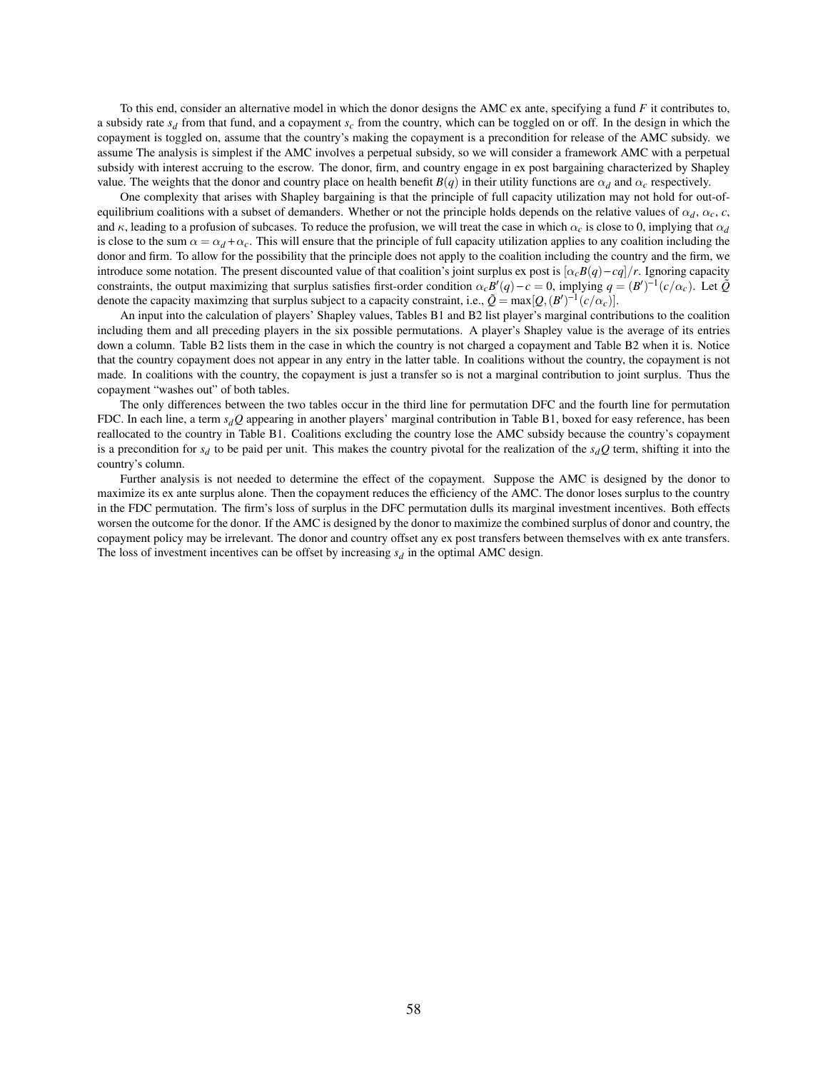To this end, consider an alternative model in which the donor designs the AMC ex ante, specifying a fund $F$ it contributes to, a subsidy rate $s_d$ from that fund, and a copayment $s_c$ from the country, which can be toggled on or off. In the design in which the copayment is toggled on, assume that the country's making the copayment is a precondition for release of the AMC subsidy. we assume The analysis is simplest if the AMC involves a perpetual subsidy, so we will consider a framework AMC with a perpetual subsidy with interest accruing to the escrow. The donor, firm, and country engage in ex post bargaining characterized by Shapley value. The weights that the donor and country place on health benefit $B(q)$ in their utility functions are $\alpha_d$ and $\alpha_c$ respectively.

One complexity that arises with Shapley bargaining is that the principle of full capacity utilization may not hold for out-of-equilibrium coalitions with a subset of demanders. Whether or not the principle holds depends on the relative values of $\alpha_d$, $\alpha_c$, $c$, and $\kappa$, leading to a profusion of subcases. To reduce the profusion, we will treat the case in which $\alpha_c$ is close to 0, implying that $\alpha_d$ is close to the sum $\alpha = \alpha_d + \alpha_c$. This will ensure that the principle of full capacity utilization applies to any coalition including the donor and firm. To allow for the possibility that the principle does not apply to the coalition including the country and the firm, we introduce some notation. The present discounted value of that coalition's joint surplus ex post is $[\alpha_c B(q) - cq]/r$. Ignoring capacity constraints, the output maximizing that surplus satisfies first-order condition $\alpha_c B'(q) - c = 0$, implying $q = (B')^{-1}(c/\alpha_c)$. Let $\tilde{Q}$ denote the capacity maximzing that surplus subject to a capacity constraint, i.e., $\tilde{Q} = \max[Q, (B')^{-1}(c/\alpha_c)]$.

An input into the calculation of players' Shapley values, Tables B1 and B2 list player's marginal contributions to the coalition including them and all preceding players in the six possible permutations. A player's Shapley value is the average of its entries down a column. Table B2 lists them in the case in which the country is not charged a copayment and Table B2 when it is. Notice that the country copayment does not appear in any entry in the latter table. In coalitions without the country, the copayment is not made. In coalitions with the country, the copayment is just a transfer so is not a marginal contribution to joint surplus. Thus the copayment "washes out" of both tables.

The only differences between the two tables occur in the third line for permutation DFC and the fourth line for permutation FDC. In each line, a term $s_d Q$ appearing in another players' marginal contribution in Table B1, boxed for easy reference, has been reallocated to the country in Table B1. Coalitions excluding the country lose the AMC subsidy because the country's copayment is a precondition for $s_d$ to be paid per unit. This makes the country pivotal for the realization of the $s_d Q$ term, shifting it into the country's column.

Further analysis is not needed to determine the effect of the copayment. Suppose the AMC is designed by the donor to maximize its ex ante surplus alone. Then the copayment reduces the efficiency of the AMC. The donor loses surplus to the country in the FDC permutation. The firm's loss of surplus in the DFC permutation dulls its marginal investment incentives. Both effects worsen the outcome for the donor. If the AMC is designed by the donor to maximize the combined surplus of donor and country, the copayment policy may be irrelevant. The donor and country offset any ex post transfers between themselves with ex ante transfers. The loss of investment incentives can be offset by increasing $s_d$ in the optimal AMC design.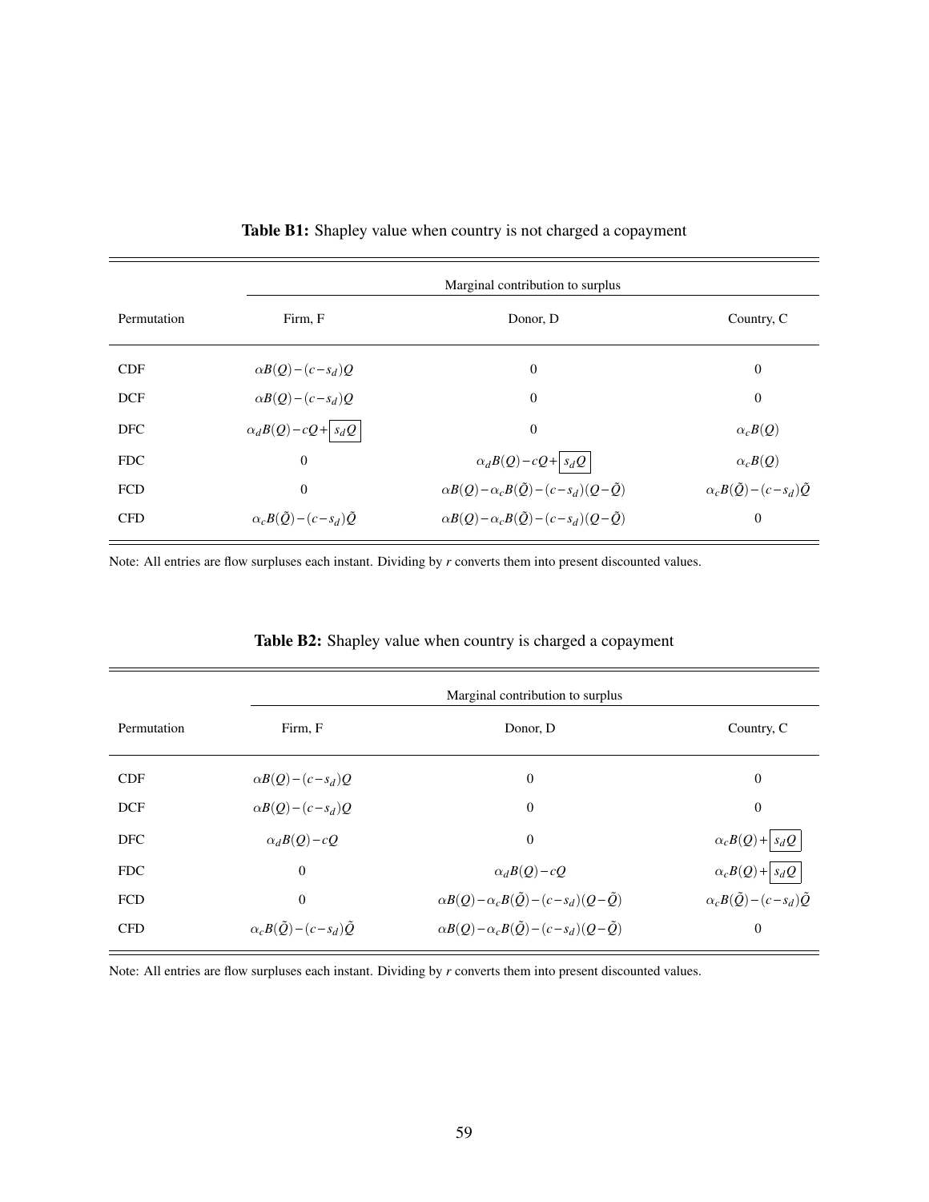**Table B1:** Shapley value when country is not charged a copayment

| | Marginal contribution to surplus | | |
|---|---|---|---|
| Permutation | Firm, F | Donor, D | Country, C |
| CDF | $\alpha B(Q)-(c-s_d)Q$ | 0 | 0 |
| DCF | $\alpha B(Q)-(c-s_d)Q$ | 0 | 0 |
| DFC | $\alpha_d B(Q)-cQ+\boxed{s_d Q}$ | 0 | $\alpha_c B(Q)$ |
| FDC | 0 | $\alpha_d B(Q)-cQ+\boxed{s_d Q}$ | $\alpha_c B(Q)$ |
| FCD | 0 | $\alpha B(Q)-\alpha_c B(\tilde{Q})-(c-s_d)(Q-\tilde{Q})$ | $\alpha_c B(\tilde{Q})-(c-s_d)\tilde{Q}$ |
| CFD | $\alpha_c B(\tilde{Q})-(c-s_d)\tilde{Q}$ | $\alpha B(Q)-\alpha_c B(\tilde{Q})-(c-s_d)(Q-\tilde{Q})$ | 0 |

Note: All entries are flow surpluses each instant. Dividing by $r$ converts them into present discounted values.

**Table B2:** Shapley value when country is charged a copayment

| | Marginal contribution to surplus | | |
|---|---|---|---|
| Permutation | Firm, F | Donor, D | Country, C |
| CDF | $\alpha B(Q)-(c-s_d)Q$ | 0 | 0 |
| DCF | $\alpha B(Q)-(c-s_d)Q$ | 0 | 0 |
| DFC | $\alpha_d B(Q)-cQ$ | 0 | $\alpha_c B(Q)+\boxed{s_d Q}$ |
| FDC | 0 | $\alpha_d B(Q)-cQ$ | $\alpha_c B(Q)+\boxed{s_d Q}$ |
| FCD | 0 | $\alpha B(Q)-\alpha_c B(\tilde{Q})-(c-s_d)(Q-\tilde{Q})$ | $\alpha_c B(\tilde{Q})-(c-s_d)\tilde{Q}$ |
| CFD | $\alpha_c B(\tilde{Q})-(c-s_d)\tilde{Q}$ | $\alpha B(Q)-\alpha_c B(\tilde{Q})-(c-s_d)(Q-\tilde{Q})$ | 0 |

Note: All entries are flow surpluses each instant. Dividing by $r$ converts them into present discounted values.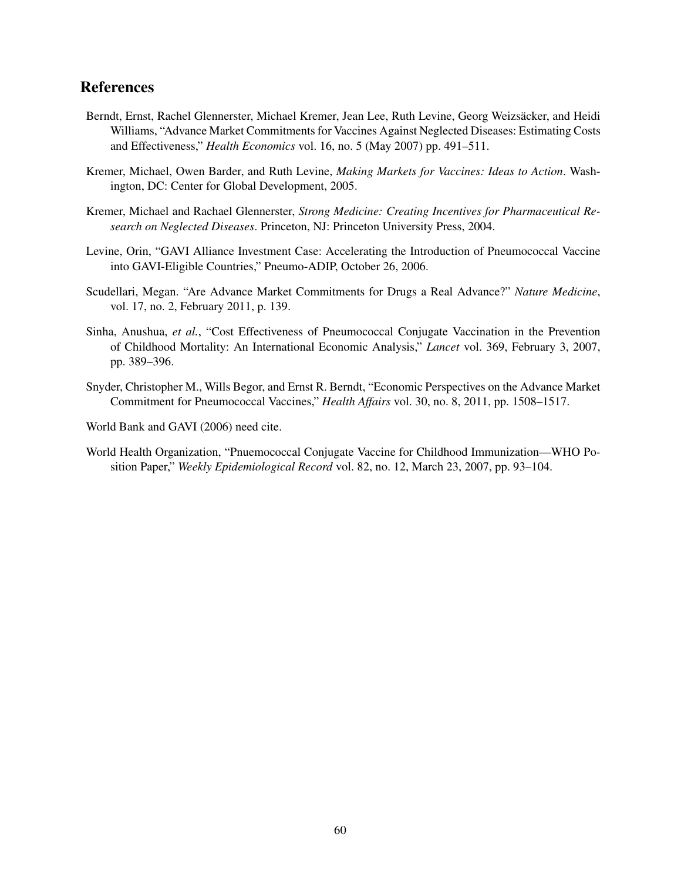## References

Berndt, Ernst, Rachel Glennerster, Michael Kremer, Jean Lee, Ruth Levine, Georg Weizsäcker, and Heidi Williams, "Advance Market Commitments for Vaccines Against Neglected Diseases: Estimating Costs and Effectiveness," *Health Economics* vol. 16, no. 5 (May 2007) pp. 491–511.

Kremer, Michael, Owen Barder, and Ruth Levine, *Making Markets for Vaccines: Ideas to Action*. Washington, DC: Center for Global Development, 2005.

Kremer, Michael and Rachael Glennerster, *Strong Medicine: Creating Incentives for Pharmaceutical Research on Neglected Diseases*. Princeton, NJ: Princeton University Press, 2004.

Levine, Orin, "GAVI Alliance Investment Case: Accelerating the Introduction of Pneumococcal Vaccine into GAVI-Eligible Countries," Pneumo-ADIP, October 26, 2006.

Scudellari, Megan. "Are Advance Market Commitments for Drugs a Real Advance?" *Nature Medicine*, vol. 17, no. 2, February 2011, p. 139.

Sinha, Anushua, *et al.*, "Cost Effectiveness of Pneumococcal Conjugate Vaccination in the Prevention of Childhood Mortality: An International Economic Analysis," *Lancet* vol. 369, February 3, 2007, pp. 389–396.

Snyder, Christopher M., Wills Begor, and Ernst R. Berndt, "Economic Perspectives on the Advance Market Commitment for Pneumococcal Vaccines," *Health Affairs* vol. 30, no. 8, 2011, pp. 1508–1517.

World Bank and GAVI (2006) need cite.

World Health Organization, "Pnuemococcal Conjugate Vaccine for Childhood Immunization—WHO Position Paper," *Weekly Epidemiological Record* vol. 82, no. 12, March 23, 2007, pp. 93–104.